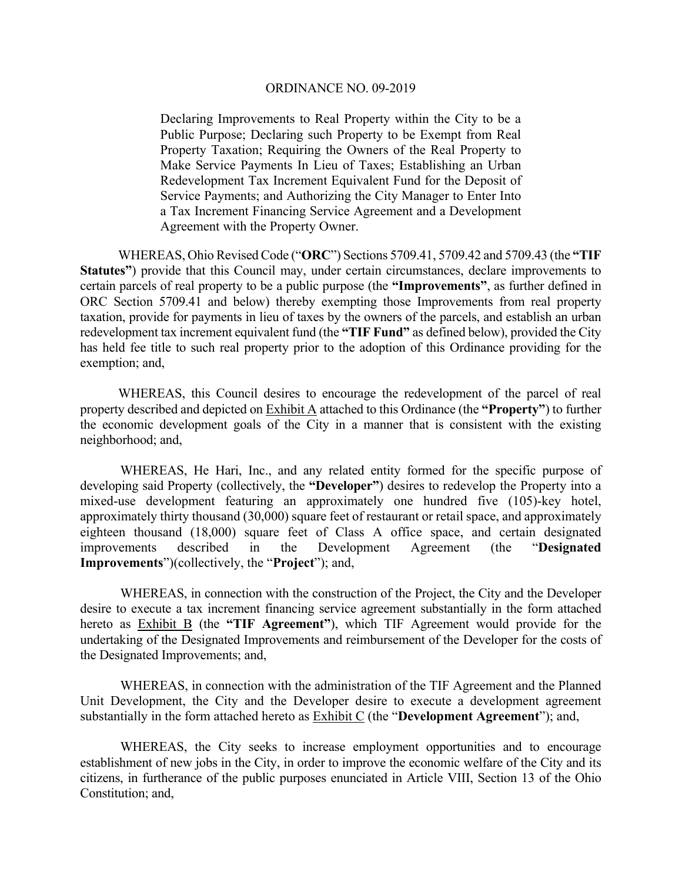# ORDINANCE NO. 09-2019

Declaring Improvements to Real Property within the City to be a Public Purpose; Declaring such Property to be Exempt from Real Property Taxation; Requiring the Owners of the Real Property to Make Service Payments In Lieu of Taxes; Establishing an Urban Redevelopment Tax Increment Equivalent Fund for the Deposit of Service Payments; and Authorizing the City Manager to Enter Into a Tax Increment Financing Service Agreement and a Development Agreement with the Property Owner.

WHEREAS, Ohio Revised Code ("**ORC**") Sections 5709.41, 5709.42 and 5709.43 (the **"TIF Statutes"**) provide that this Council may, under certain circumstances, declare improvements to certain parcels of real property to be a public purpose (the **"Improvements"**, as further defined in ORC Section 5709.41 and below) thereby exempting those Improvements from real property taxation, provide for payments in lieu of taxes by the owners of the parcels, and establish an urban redevelopment tax increment equivalent fund (the **"TIF Fund"** as defined below), provided the City has held fee title to such real property prior to the adoption of this Ordinance providing for the exemption; and,

WHEREAS, this Council desires to encourage the redevelopment of the parcel of real property described and depicted on Exhibit A attached to this Ordinance (the **"Property"**) to further the economic development goals of the City in a manner that is consistent with the existing neighborhood; and,

WHEREAS, He Hari, Inc., and any related entity formed for the specific purpose of developing said Property (collectively, the **"Developer"**) desires to redevelop the Property into a mixed-use development featuring an approximately one hundred five (105)-key hotel, approximately thirty thousand (30,000) square feet of restaurant or retail space, and approximately eighteen thousand (18,000) square feet of Class A office space, and certain designated improvements described in the Development Agreement (the "**Designated Improvements**")(collectively, the "**Project**"); and,

WHEREAS, in connection with the construction of the Project, the City and the Developer desire to execute a tax increment financing service agreement substantially in the form attached hereto as Exhibit B (the **"TIF Agreement"**), which TIF Agreement would provide for the undertaking of the Designated Improvements and reimbursement of the Developer for the costs of the Designated Improvements; and,

WHEREAS, in connection with the administration of the TIF Agreement and the Planned Unit Development, the City and the Developer desire to execute a development agreement substantially in the form attached hereto as Exhibit C (the "**Development Agreement**"); and,

WHEREAS, the City seeks to increase employment opportunities and to encourage establishment of new jobs in the City, in order to improve the economic welfare of the City and its citizens, in furtherance of the public purposes enunciated in Article VIII, Section 13 of the Ohio Constitution; and,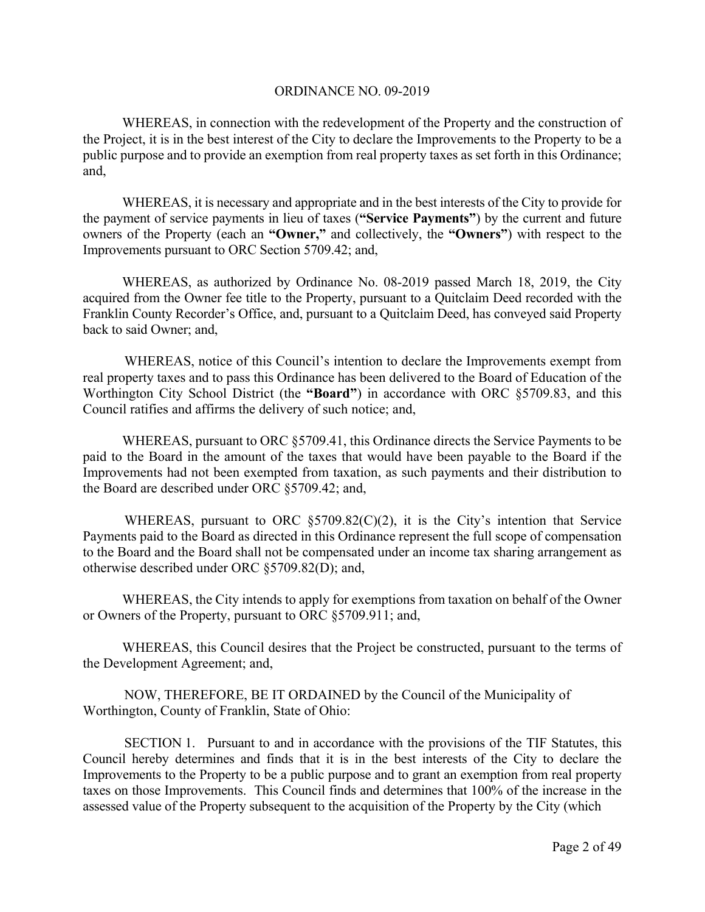ORDINANCE NO. 09-2019

WHEREAS, in connection with the redevelopment of the Property and the construction of the Project, it is in the best interest of the City to declare the Improvements to the Property to be a public purpose and to provide an exemption from real property taxes as set forth in this Ordinance; and,

WHEREAS, it is necessary and appropriate and in the best interests of the City to provide for the payment of service payments in lieu of taxes (**"Service Payments"**) by the current and future owners of the Property (each an **"Owner,"** and collectively, the **"Owners"**) with respect to the Improvements pursuant to ORC Section 5709.42; and,

WHEREAS, as authorized by Ordinance No. 08-2019 passed March 18, 2019, the City acquired from the Owner fee title to the Property, pursuant to a Quitclaim Deed recorded with the Franklin County Recorder's Office, and, pursuant to a Quitclaim Deed, has conveyed said Property back to said Owner; and,

WHEREAS, notice of this Council's intention to declare the Improvements exempt from real property taxes and to pass this Ordinance has been delivered to the Board of Education of the Worthington City School District (the **"Board"**) in accordance with ORC §5709.83, and this Council ratifies and affirms the delivery of such notice; and,

WHEREAS, pursuant to ORC §5709.41, this Ordinance directs the Service Payments to be paid to the Board in the amount of the taxes that would have been payable to the Board if the Improvements had not been exempted from taxation, as such payments and their distribution to the Board are described under ORC §5709.42; and,

WHEREAS, pursuant to ORC §5709.82(C)(2), it is the City's intention that Service Payments paid to the Board as directed in this Ordinance represent the full scope of compensation to the Board and the Board shall not be compensated under an income tax sharing arrangement as otherwise described under ORC §5709.82(D); and,

WHEREAS, the City intends to apply for exemptions from taxation on behalf of the Owner or Owners of the Property, pursuant to ORC §5709.911; and,

WHEREAS, this Council desires that the Project be constructed, pursuant to the terms of the Development Agreement; and,

NOW, THEREFORE, BE IT ORDAINED by the Council of the Municipality of Worthington, County of Franklin, State of Ohio:

SECTION 1. Pursuant to and in accordance with the provisions of the TIF Statutes, this Council hereby determines and finds that it is in the best interests of the City to declare the Improvements to the Property to be a public purpose and to grant an exemption from real property taxes on those Improvements. This Council finds and determines that 100% of the increase in the assessed value of the Property subsequent to the acquisition of the Property by the City (which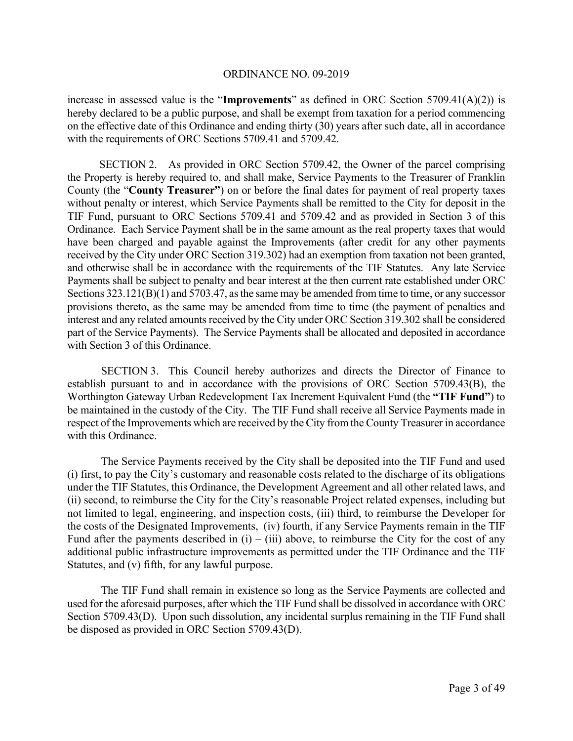increase in assessed value is the "**Improvements**" as defined in ORC Section 5709.41(A)(2)) is hereby declared to be a public purpose, and shall be exempt from taxation for a period commencing on the effective date of this Ordinance and ending thirty (30) years after such date, all in accordance with the requirements of ORC Sections 5709.41 and 5709.42.

SECTION 2. As provided in ORC Section 5709.42, the Owner of the parcel comprising the Property is hereby required to, and shall make, Service Payments to the Treasurer of Franklin County (the "**County Treasurer"**) on or before the final dates for payment of real property taxes without penalty or interest, which Service Payments shall be remitted to the City for deposit in the TIF Fund, pursuant to ORC Sections 5709.41 and 5709.42 and as provided in Section 3 of this Ordinance. Each Service Payment shall be in the same amount as the real property taxes that would have been charged and payable against the Improvements (after credit for any other payments received by the City under ORC Section 319.302) had an exemption from taxation not been granted, and otherwise shall be in accordance with the requirements of the TIF Statutes. Any late Service Payments shall be subject to penalty and bear interest at the then current rate established under ORC Sections 323.121(B)(1) and 5703.47, as the same may be amended from time to time, or any successor provisions thereto, as the same may be amended from time to time (the payment of penalties and interest and any related amounts received by the City under ORC Section 319.302 shall be considered part of the Service Payments). The Service Payments shall be allocated and deposited in accordance with Section 3 of this Ordinance.

SECTION 3. This Council hereby authorizes and directs the Director of Finance to establish pursuant to and in accordance with the provisions of ORC Section 5709.43(B), the Worthington Gateway Urban Redevelopment Tax Increment Equivalent Fund (the **"TIF Fund"**) to be maintained in the custody of the City. The TIF Fund shall receive all Service Payments made in respect of the Improvements which are received by the City from the County Treasurer in accordance with this Ordinance.

The Service Payments received by the City shall be deposited into the TIF Fund and used (i) first, to pay the City's customary and reasonable costs related to the discharge of its obligations under the TIF Statutes, this Ordinance, the Development Agreement and all other related laws, and (ii) second, to reimburse the City for the City's reasonable Project related expenses, including but not limited to legal, engineering, and inspection costs, (iii) third, to reimburse the Developer for the costs of the Designated Improvements, (iv) fourth, if any Service Payments remain in the TIF Fund after the payments described in (i) – (iii) above, to reimburse the City for the cost of any additional public infrastructure improvements as permitted under the TIF Ordinance and the TIF Statutes, and (v) fifth, for any lawful purpose.

The TIF Fund shall remain in existence so long as the Service Payments are collected and used for the aforesaid purposes, after which the TIF Fund shall be dissolved in accordance with ORC Section 5709.43(D). Upon such dissolution, any incidental surplus remaining in the TIF Fund shall be disposed as provided in ORC Section 5709.43(D).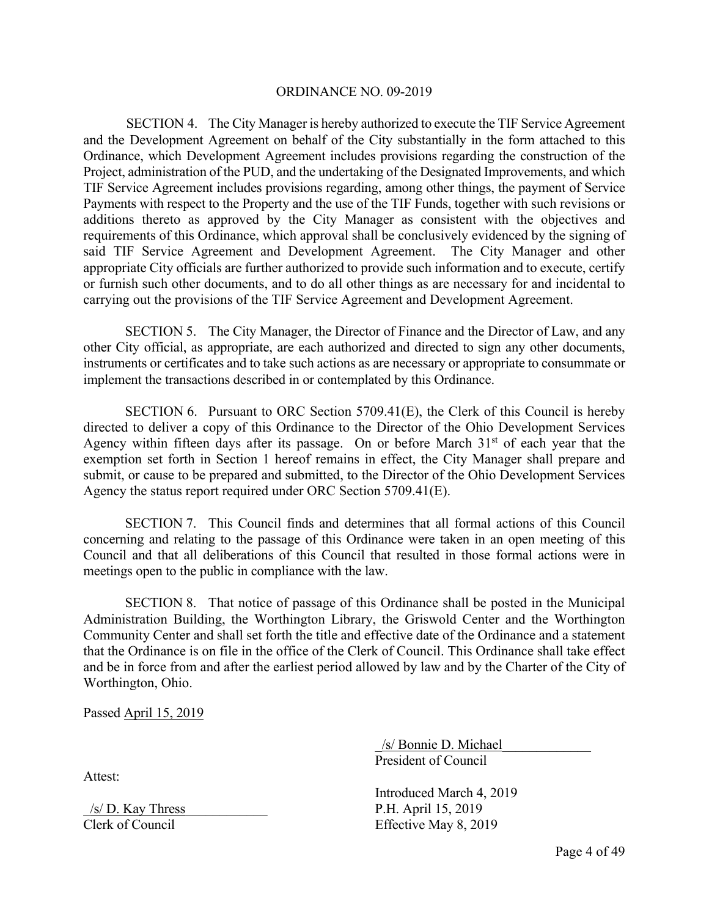ORDINANCE NO. 09-2019

SECTION 4. The City Manager is hereby authorized to execute the TIF Service Agreement and the Development Agreement on behalf of the City substantially in the form attached to this Ordinance, which Development Agreement includes provisions regarding the construction of the Project, administration of the PUD, and the undertaking of the Designated Improvements, and which TIF Service Agreement includes provisions regarding, among other things, the payment of Service Payments with respect to the Property and the use of the TIF Funds, together with such revisions or additions thereto as approved by the City Manager as consistent with the objectives and requirements of this Ordinance, which approval shall be conclusively evidenced by the signing of said TIF Service Agreement and Development Agreement. The City Manager and other appropriate City officials are further authorized to provide such information and to execute, certify or furnish such other documents, and to do all other things as are necessary for and incidental to carrying out the provisions of the TIF Service Agreement and Development Agreement.

SECTION 5. The City Manager, the Director of Finance and the Director of Law, and any other City official, as appropriate, are each authorized and directed to sign any other documents, instruments or certificates and to take such actions as are necessary or appropriate to consummate or implement the transactions described in or contemplated by this Ordinance.

SECTION 6. Pursuant to ORC Section 5709.41(E), the Clerk of this Council is hereby directed to deliver a copy of this Ordinance to the Director of the Ohio Development Services Agency within fifteen days after its passage. On or before March 31st of each year that the exemption set forth in Section 1 hereof remains in effect, the City Manager shall prepare and submit, or cause to be prepared and submitted, to the Director of the Ohio Development Services Agency the status report required under ORC Section 5709.41(E).

SECTION 7. This Council finds and determines that all formal actions of this Council concerning and relating to the passage of this Ordinance were taken in an open meeting of this Council and that all deliberations of this Council that resulted in those formal actions were in meetings open to the public in compliance with the law.

SECTION 8. That notice of passage of this Ordinance shall be posted in the Municipal Administration Building, the Worthington Library, the Griswold Center and the Worthington Community Center and shall set forth the title and effective date of the Ordinance and a statement that the Ordinance is on file in the office of the Clerk of Council. This Ordinance shall take effect and be in force from and after the earliest period allowed by law and by the Charter of the City of Worthington, Ohio.

Passed April 15, 2019

/s/ Bonnie D. Michael
President of Council

Attest:

/s/ D. Kay Thress
Clerk of Council

Introduced March 4, 2019
P.H. April 15, 2019
Effective May 8, 2019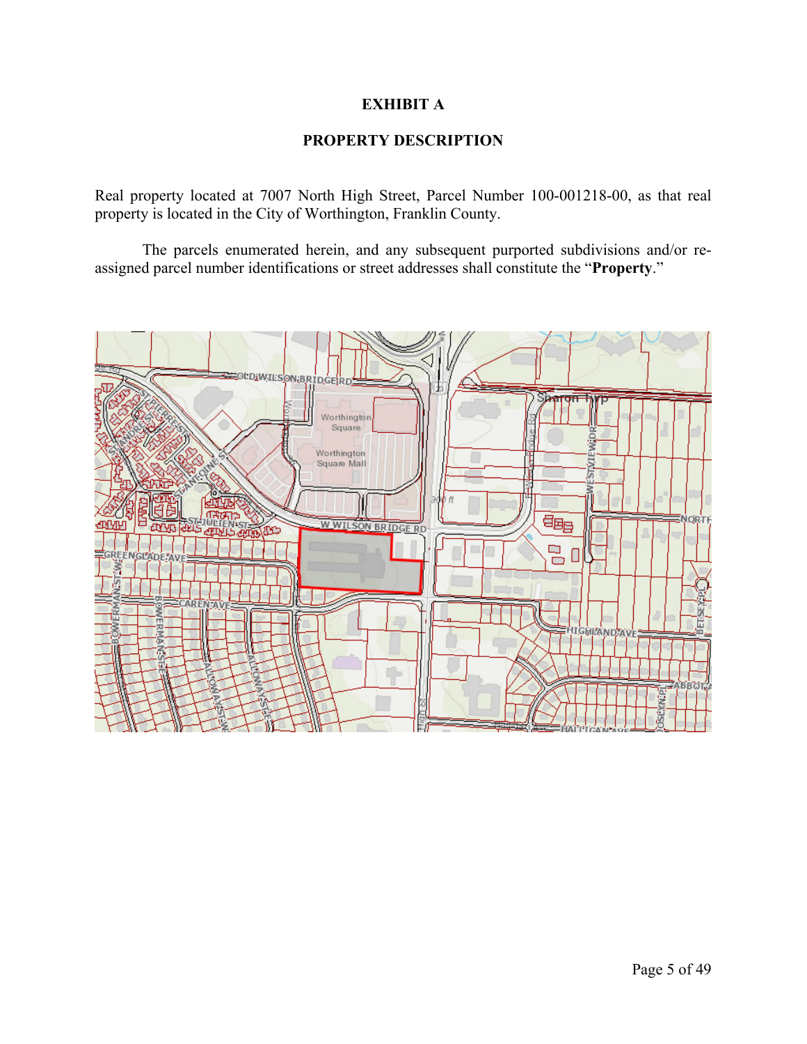**EXHIBIT A**

**PROPERTY DESCRIPTION**

Real property located at 7007 North High Street, Parcel Number 100-001218-00, as that real property is located in the City of Worthington, Franklin County.

The parcels enumerated herein, and any subsequent purported subdivisions and/or re-assigned parcel number identifications or street addresses shall constitute the "**Property**."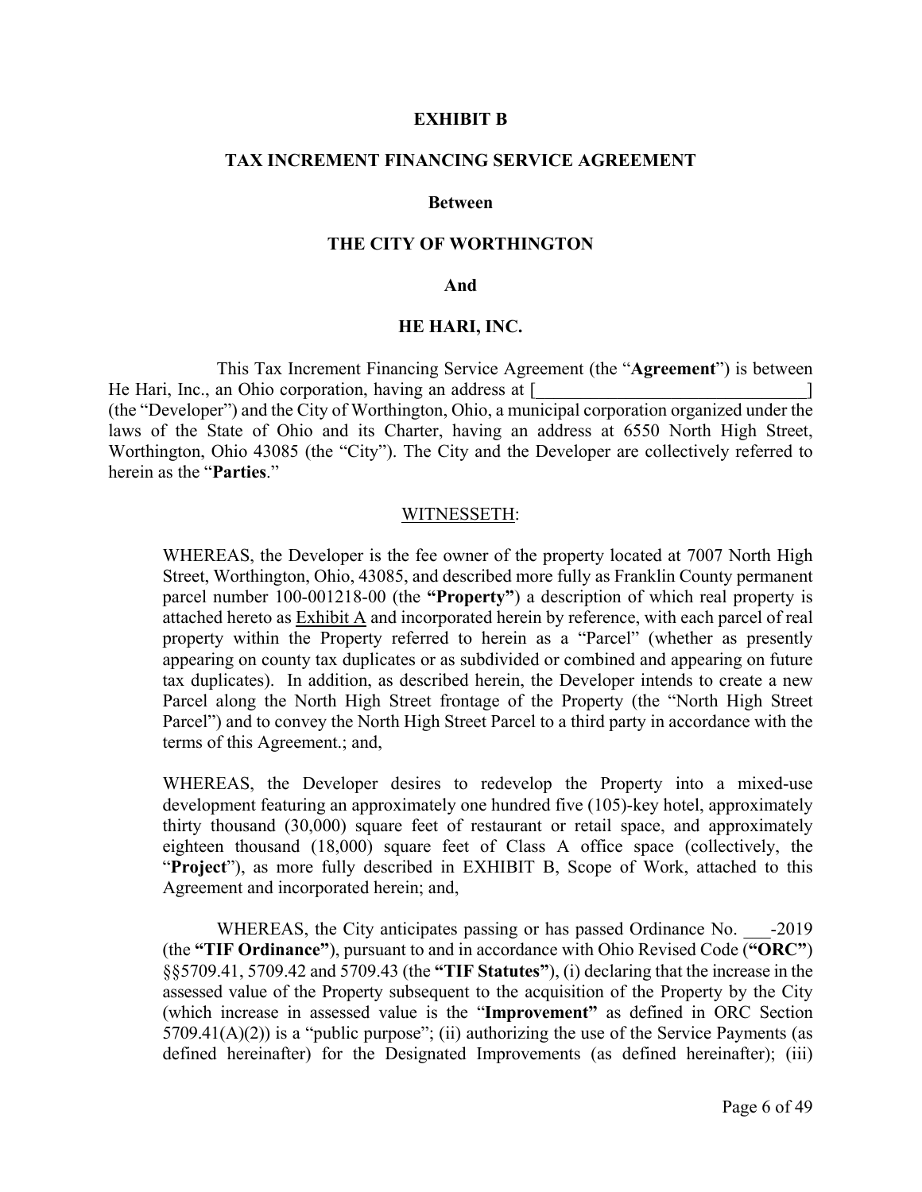**EXHIBIT B**

**TAX INCREMENT FINANCING SERVICE AGREEMENT**

**Between**

**THE CITY OF WORTHINGTON**

**And**

**HE HARI, INC.**

This Tax Increment Financing Service Agreement (the "**Agreement**") is between He Hari, Inc., an Ohio corporation, having an address at [______________________________] (the "Developer") and the City of Worthington, Ohio, a municipal corporation organized under the laws of the State of Ohio and its Charter, having an address at 6550 North High Street, Worthington, Ohio 43085 (the "City"). The City and the Developer are collectively referred to herein as the "**Parties**."

WITNESSETH:

WHEREAS, the Developer is the fee owner of the property located at 7007 North High Street, Worthington, Ohio, 43085, and described more fully as Franklin County permanent parcel number 100-001218-00 (the **"Property"**) a description of which real property is attached hereto as Exhibit A and incorporated herein by reference, with each parcel of real property within the Property referred to herein as a "Parcel" (whether as presently appearing on county tax duplicates or as subdivided or combined and appearing on future tax duplicates). In addition, as described herein, the Developer intends to create a new Parcel along the North High Street frontage of the Property (the "North High Street Parcel") and to convey the North High Street Parcel to a third party in accordance with the terms of this Agreement.; and,

WHEREAS, the Developer desires to redevelop the Property into a mixed-use development featuring an approximately one hundred five (105)-key hotel, approximately thirty thousand (30,000) square feet of restaurant or retail space, and approximately eighteen thousand (18,000) square feet of Class A office space (collectively, the "**Project**"), as more fully described in EXHIBIT B, Scope of Work, attached to this Agreement and incorporated herein; and,

WHEREAS, the City anticipates passing or has passed Ordinance No. ___-2019 (the **"TIF Ordinance"**), pursuant to and in accordance with Ohio Revised Code (**"ORC"**) §§5709.41, 5709.42 and 5709.43 (the **"TIF Statutes"**), (i) declaring that the increase in the assessed value of the Property subsequent to the acquisition of the Property by the City (which increase in assessed value is the "**Improvement"** as defined in ORC Section 5709.41(A)(2)) is a "public purpose"; (ii) authorizing the use of the Service Payments (as defined hereinafter) for the Designated Improvements (as defined hereinafter); (iii)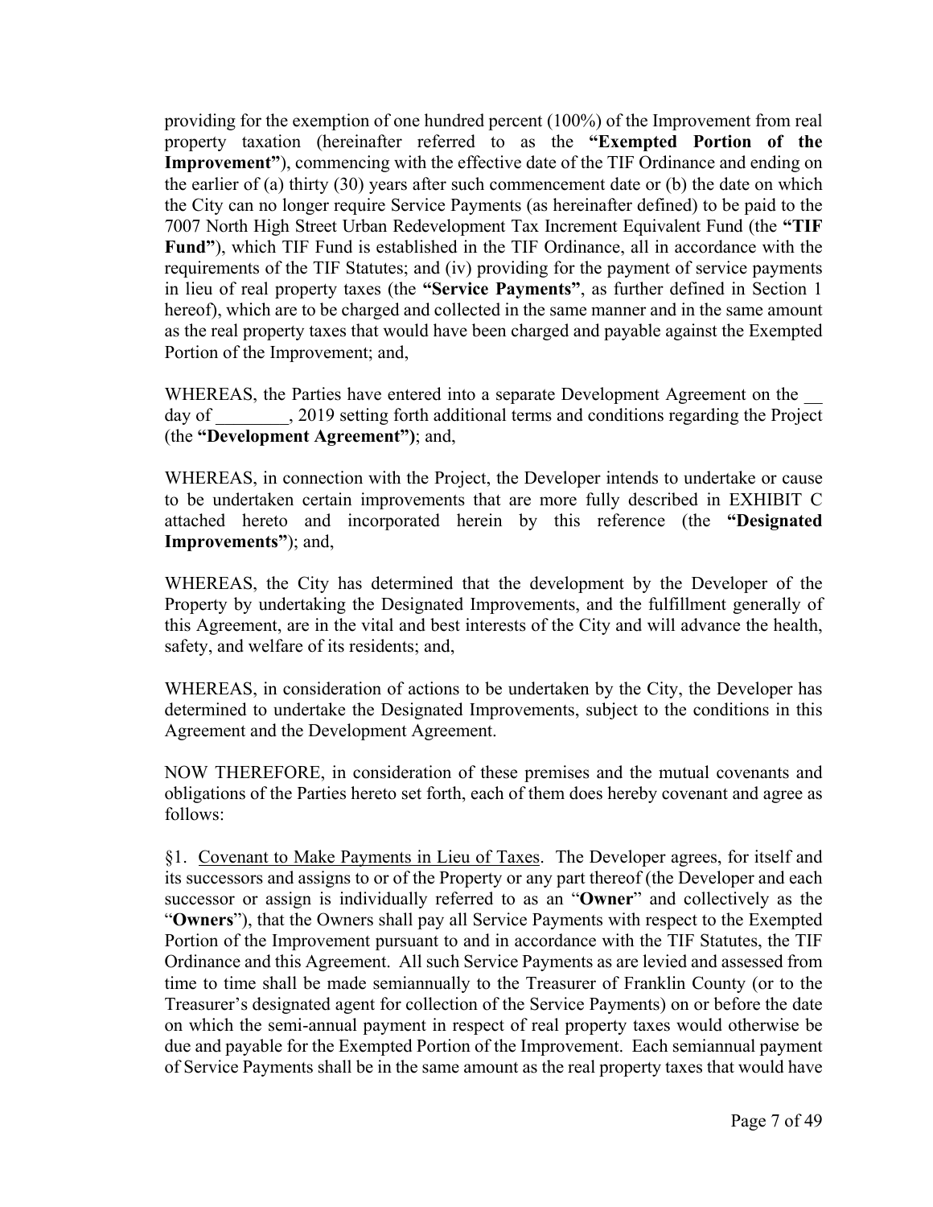providing for the exemption of one hundred percent (100%) of the Improvement from real property taxation (hereinafter referred to as the **"Exempted Portion of the Improvement"**), commencing with the effective date of the TIF Ordinance and ending on the earlier of (a) thirty (30) years after such commencement date or (b) the date on which the City can no longer require Service Payments (as hereinafter defined) to be paid to the 7007 North High Street Urban Redevelopment Tax Increment Equivalent Fund (the **"TIF Fund"**), which TIF Fund is established in the TIF Ordinance, all in accordance with the requirements of the TIF Statutes; and (iv) providing for the payment of service payments in lieu of real property taxes (the **"Service Payments"**, as further defined in Section 1 hereof), which are to be charged and collected in the same manner and in the same amount as the real property taxes that would have been charged and payable against the Exempted Portion of the Improvement; and,

WHEREAS, the Parties have entered into a separate Development Agreement on the __ day of ________, 2019 setting forth additional terms and conditions regarding the Project (the **"Development Agreement")**; and,

WHEREAS, in connection with the Project, the Developer intends to undertake or cause to be undertaken certain improvements that are more fully described in EXHIBIT C attached hereto and incorporated herein by this reference (the **"Designated Improvements"**); and,

WHEREAS, the City has determined that the development by the Developer of the Property by undertaking the Designated Improvements, and the fulfillment generally of this Agreement, are in the vital and best interests of the City and will advance the health, safety, and welfare of its residents; and,

WHEREAS, in consideration of actions to be undertaken by the City, the Developer has determined to undertake the Designated Improvements, subject to the conditions in this Agreement and the Development Agreement.

NOW THEREFORE, in consideration of these premises and the mutual covenants and obligations of the Parties hereto set forth, each of them does hereby covenant and agree as follows:

§1. <u>Covenant to Make Payments in Lieu of Taxes</u>. The Developer agrees, for itself and its successors and assigns to or of the Property or any part thereof (the Developer and each successor or assign is individually referred to as an "**Owner**" and collectively as the "**Owners**"), that the Owners shall pay all Service Payments with respect to the Exempted Portion of the Improvement pursuant to and in accordance with the TIF Statutes, the TIF Ordinance and this Agreement. All such Service Payments as are levied and assessed from time to time shall be made semiannually to the Treasurer of Franklin County (or to the Treasurer's designated agent for collection of the Service Payments) on or before the date on which the semi-annual payment in respect of real property taxes would otherwise be due and payable for the Exempted Portion of the Improvement. Each semiannual payment of Service Payments shall be in the same amount as the real property taxes that would have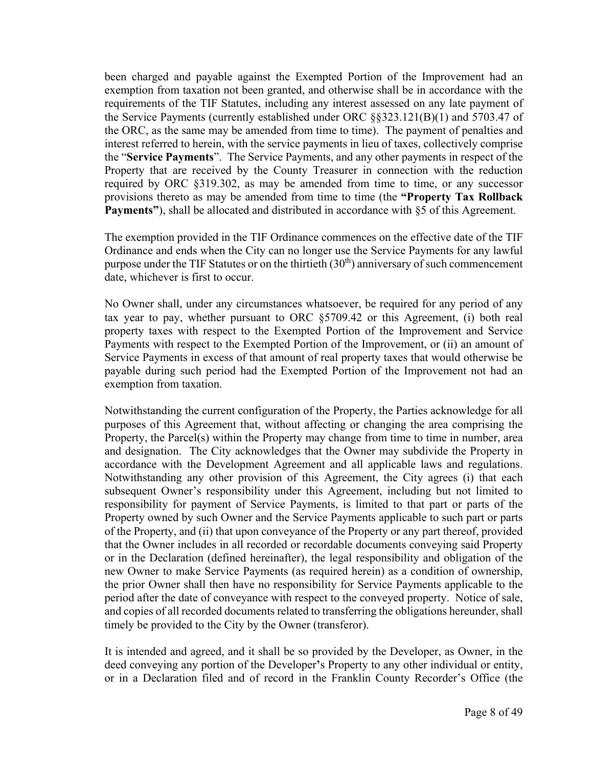been charged and payable against the Exempted Portion of the Improvement had an exemption from taxation not been granted, and otherwise shall be in accordance with the requirements of the TIF Statutes, including any interest assessed on any late payment of the Service Payments (currently established under ORC §§323.121(B)(1) and 5703.47 of the ORC, as the same may be amended from time to time). The payment of penalties and interest referred to herein, with the service payments in lieu of taxes, collectively comprise the "**Service Payments**". The Service Payments, and any other payments in respect of the Property that are received by the County Treasurer in connection with the reduction required by ORC §319.302, as may be amended from time to time, or any successor provisions thereto as may be amended from time to time (the **"Property Tax Rollback Payments"**), shall be allocated and distributed in accordance with §5 of this Agreement.

The exemption provided in the TIF Ordinance commences on the effective date of the TIF Ordinance and ends when the City can no longer use the Service Payments for any lawful purpose under the TIF Statutes or on the thirtieth (30th) anniversary of such commencement date, whichever is first to occur.

No Owner shall, under any circumstances whatsoever, be required for any period of any tax year to pay, whether pursuant to ORC §5709.42 or this Agreement, (i) both real property taxes with respect to the Exempted Portion of the Improvement and Service Payments with respect to the Exempted Portion of the Improvement, or (ii) an amount of Service Payments in excess of that amount of real property taxes that would otherwise be payable during such period had the Exempted Portion of the Improvement not had an exemption from taxation.

Notwithstanding the current configuration of the Property, the Parties acknowledge for all purposes of this Agreement that, without affecting or changing the area comprising the Property, the Parcel(s) within the Property may change from time to time in number, area and designation. The City acknowledges that the Owner may subdivide the Property in accordance with the Development Agreement and all applicable laws and regulations. Notwithstanding any other provision of this Agreement, the City agrees (i) that each subsequent Owner's responsibility under this Agreement, including but not limited to responsibility for payment of Service Payments, is limited to that part or parts of the Property owned by such Owner and the Service Payments applicable to such part or parts of the Property, and (ii) that upon conveyance of the Property or any part thereof, provided that the Owner includes in all recorded or recordable documents conveying said Property or in the Declaration (defined hereinafter), the legal responsibility and obligation of the new Owner to make Service Payments (as required herein) as a condition of ownership, the prior Owner shall then have no responsibility for Service Payments applicable to the period after the date of conveyance with respect to the conveyed property. Notice of sale, and copies of all recorded documents related to transferring the obligations hereunder, shall timely be provided to the City by the Owner (transferor).

It is intended and agreed, and it shall be so provided by the Developer, as Owner, in the deed conveying any portion of the Developer's Property to any other individual or entity, or in a Declaration filed and of record in the Franklin County Recorder's Office (the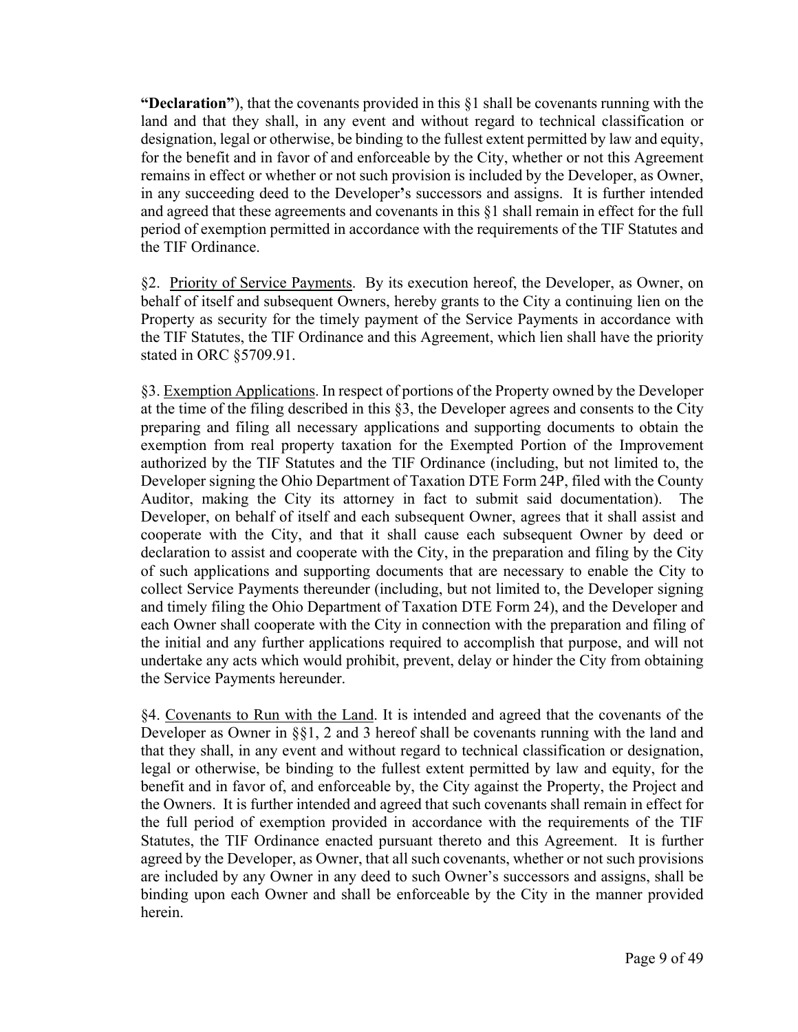**"Declaration"**), that the covenants provided in this §1 shall be covenants running with the land and that they shall, in any event and without regard to technical classification or designation, legal or otherwise, be binding to the fullest extent permitted by law and equity, for the benefit and in favor of and enforceable by the City, whether or not this Agreement remains in effect or whether or not such provision is included by the Developer, as Owner, in any succeeding deed to the Developer's successors and assigns. It is further intended and agreed that these agreements and covenants in this §1 shall remain in effect for the full period of exemption permitted in accordance with the requirements of the TIF Statutes and the TIF Ordinance.

§2. Priority of Service Payments. By its execution hereof, the Developer, as Owner, on behalf of itself and subsequent Owners, hereby grants to the City a continuing lien on the Property as security for the timely payment of the Service Payments in accordance with the TIF Statutes, the TIF Ordinance and this Agreement, which lien shall have the priority stated in ORC §5709.91.

§3. Exemption Applications. In respect of portions of the Property owned by the Developer at the time of the filing described in this §3, the Developer agrees and consents to the City preparing and filing all necessary applications and supporting documents to obtain the exemption from real property taxation for the Exempted Portion of the Improvement authorized by the TIF Statutes and the TIF Ordinance (including, but not limited to, the Developer signing the Ohio Department of Taxation DTE Form 24P, filed with the County Auditor, making the City its attorney in fact to submit said documentation). The Developer, on behalf of itself and each subsequent Owner, agrees that it shall assist and cooperate with the City, and that it shall cause each subsequent Owner by deed or declaration to assist and cooperate with the City, in the preparation and filing by the City of such applications and supporting documents that are necessary to enable the City to collect Service Payments thereunder (including, but not limited to, the Developer signing and timely filing the Ohio Department of Taxation DTE Form 24), and the Developer and each Owner shall cooperate with the City in connection with the preparation and filing of the initial and any further applications required to accomplish that purpose, and will not undertake any acts which would prohibit, prevent, delay or hinder the City from obtaining the Service Payments hereunder.

§4. Covenants to Run with the Land. It is intended and agreed that the covenants of the Developer as Owner in §§1, 2 and 3 hereof shall be covenants running with the land and that they shall, in any event and without regard to technical classification or designation, legal or otherwise, be binding to the fullest extent permitted by law and equity, for the benefit and in favor of, and enforceable by, the City against the Property, the Project and the Owners. It is further intended and agreed that such covenants shall remain in effect for the full period of exemption provided in accordance with the requirements of the TIF Statutes, the TIF Ordinance enacted pursuant thereto and this Agreement. It is further agreed by the Developer, as Owner, that all such covenants, whether or not such provisions are included by any Owner in any deed to such Owner's successors and assigns, shall be binding upon each Owner and shall be enforceable by the City in the manner provided herein.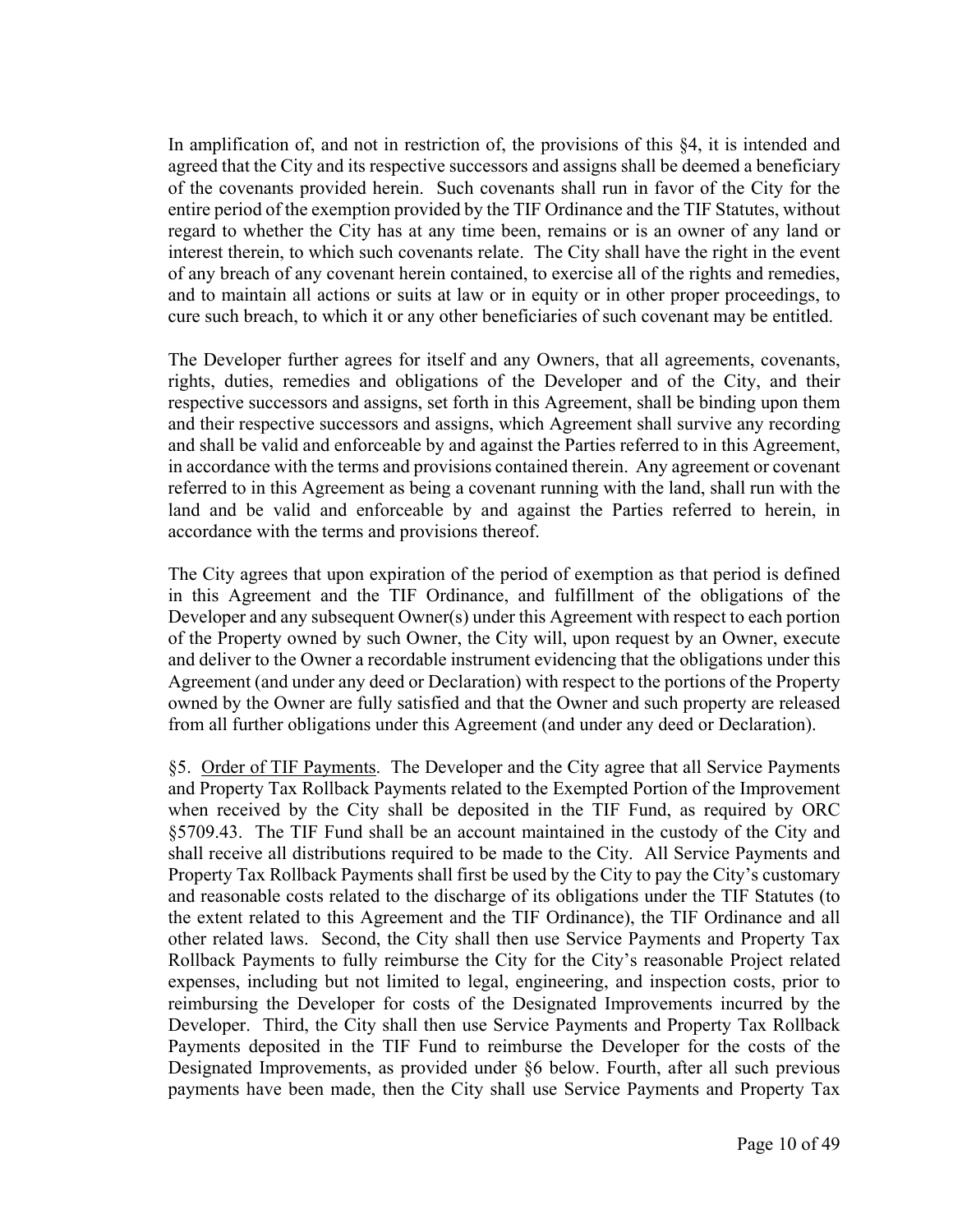In amplification of, and not in restriction of, the provisions of this §4, it is intended and agreed that the City and its respective successors and assigns shall be deemed a beneficiary of the covenants provided herein. Such covenants shall run in favor of the City for the entire period of the exemption provided by the TIF Ordinance and the TIF Statutes, without regard to whether the City has at any time been, remains or is an owner of any land or interest therein, to which such covenants relate. The City shall have the right in the event of any breach of any covenant herein contained, to exercise all of the rights and remedies, and to maintain all actions or suits at law or in equity or in other proper proceedings, to cure such breach, to which it or any other beneficiaries of such covenant may be entitled.

The Developer further agrees for itself and any Owners, that all agreements, covenants, rights, duties, remedies and obligations of the Developer and of the City, and their respective successors and assigns, set forth in this Agreement, shall be binding upon them and their respective successors and assigns, which Agreement shall survive any recording and shall be valid and enforceable by and against the Parties referred to in this Agreement, in accordance with the terms and provisions contained therein. Any agreement or covenant referred to in this Agreement as being a covenant running with the land, shall run with the land and be valid and enforceable by and against the Parties referred to herein, in accordance with the terms and provisions thereof.

The City agrees that upon expiration of the period of exemption as that period is defined in this Agreement and the TIF Ordinance, and fulfillment of the obligations of the Developer and any subsequent Owner(s) under this Agreement with respect to each portion of the Property owned by such Owner, the City will, upon request by an Owner, execute and deliver to the Owner a recordable instrument evidencing that the obligations under this Agreement (and under any deed or Declaration) with respect to the portions of the Property owned by the Owner are fully satisfied and that the Owner and such property are released from all further obligations under this Agreement (and under any deed or Declaration).

§5. Order of TIF Payments. The Developer and the City agree that all Service Payments and Property Tax Rollback Payments related to the Exempted Portion of the Improvement when received by the City shall be deposited in the TIF Fund, as required by ORC §5709.43. The TIF Fund shall be an account maintained in the custody of the City and shall receive all distributions required to be made to the City. All Service Payments and Property Tax Rollback Payments shall first be used by the City to pay the City's customary and reasonable costs related to the discharge of its obligations under the TIF Statutes (to the extent related to this Agreement and the TIF Ordinance), the TIF Ordinance and all other related laws. Second, the City shall then use Service Payments and Property Tax Rollback Payments to fully reimburse the City for the City's reasonable Project related expenses, including but not limited to legal, engineering, and inspection costs, prior to reimbursing the Developer for costs of the Designated Improvements incurred by the Developer. Third, the City shall then use Service Payments and Property Tax Rollback Payments deposited in the TIF Fund to reimburse the Developer for the costs of the Designated Improvements, as provided under §6 below. Fourth, after all such previous payments have been made, then the City shall use Service Payments and Property Tax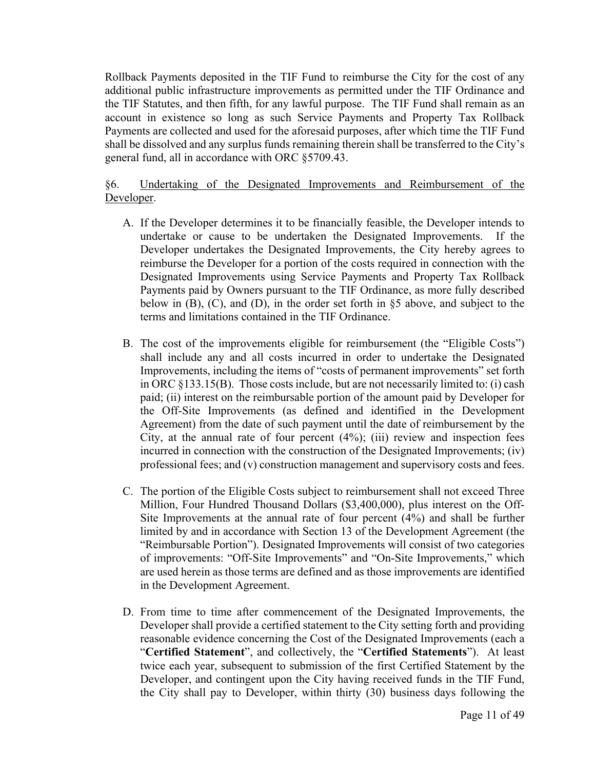Rollback Payments deposited in the TIF Fund to reimburse the City for the cost of any additional public infrastructure improvements as permitted under the TIF Ordinance and the TIF Statutes, and then fifth, for any lawful purpose. The TIF Fund shall remain as an account in existence so long as such Service Payments and Property Tax Rollback Payments are collected and used for the aforesaid purposes, after which time the TIF Fund shall be dissolved and any surplus funds remaining therein shall be transferred to the City's general fund, all in accordance with ORC §5709.43.

§6. Undertaking of the Designated Improvements and Reimbursement of the Developer.

A. If the Developer determines it to be financially feasible, the Developer intends to undertake or cause to be undertaken the Designated Improvements. If the Developer undertakes the Designated Improvements, the City hereby agrees to reimburse the Developer for a portion of the costs required in connection with the Designated Improvements using Service Payments and Property Tax Rollback Payments paid by Owners pursuant to the TIF Ordinance, as more fully described below in (B), (C), and (D), in the order set forth in §5 above, and subject to the terms and limitations contained in the TIF Ordinance.

B. The cost of the improvements eligible for reimbursement (the "Eligible Costs") shall include any and all costs incurred in order to undertake the Designated Improvements, including the items of "costs of permanent improvements" set forth in ORC §133.15(B). Those costs include, but are not necessarily limited to: (i) cash paid; (ii) interest on the reimbursable portion of the amount paid by Developer for the Off-Site Improvements (as defined and identified in the Development Agreement) from the date of such payment until the date of reimbursement by the City, at the annual rate of four percent (4%); (iii) review and inspection fees incurred in connection with the construction of the Designated Improvements; (iv) professional fees; and (v) construction management and supervisory costs and fees.

C. The portion of the Eligible Costs subject to reimbursement shall not exceed Three Million, Four Hundred Thousand Dollars ($3,400,000), plus interest on the Off-Site Improvements at the annual rate of four percent (4%) and shall be further limited by and in accordance with Section 13 of the Development Agreement (the "Reimbursable Portion"). Designated Improvements will consist of two categories of improvements: "Off-Site Improvements" and "On-Site Improvements," which are used herein as those terms are defined and as those improvements are identified in the Development Agreement.

D. From time to time after commencement of the Designated Improvements, the Developer shall provide a certified statement to the City setting forth and providing reasonable evidence concerning the Cost of the Designated Improvements (each a "**Certified Statement**", and collectively, the "**Certified Statements**"). At least twice each year, subsequent to submission of the first Certified Statement by the Developer, and contingent upon the City having received funds in the TIF Fund, the City shall pay to Developer, within thirty (30) business days following the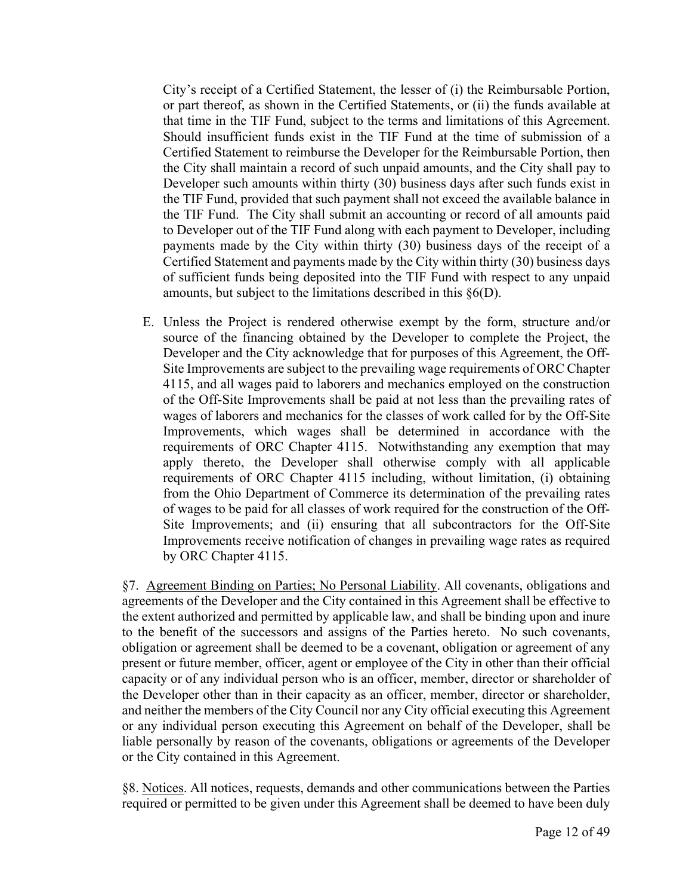City's receipt of a Certified Statement, the lesser of (i) the Reimbursable Portion, or part thereof, as shown in the Certified Statements, or (ii) the funds available at that time in the TIF Fund, subject to the terms and limitations of this Agreement. Should insufficient funds exist in the TIF Fund at the time of submission of a Certified Statement to reimburse the Developer for the Reimbursable Portion, then the City shall maintain a record of such unpaid amounts, and the City shall pay to Developer such amounts within thirty (30) business days after such funds exist in the TIF Fund, provided that such payment shall not exceed the available balance in the TIF Fund. The City shall submit an accounting or record of all amounts paid to Developer out of the TIF Fund along with each payment to Developer, including payments made by the City within thirty (30) business days of the receipt of a Certified Statement and payments made by the City within thirty (30) business days of sufficient funds being deposited into the TIF Fund with respect to any unpaid amounts, but subject to the limitations described in this §6(D).

E. Unless the Project is rendered otherwise exempt by the form, structure and/or source of the financing obtained by the Developer to complete the Project, the Developer and the City acknowledge that for purposes of this Agreement, the Off-Site Improvements are subject to the prevailing wage requirements of ORC Chapter 4115, and all wages paid to laborers and mechanics employed on the construction of the Off-Site Improvements shall be paid at not less than the prevailing rates of wages of laborers and mechanics for the classes of work called for by the Off-Site Improvements, which wages shall be determined in accordance with the requirements of ORC Chapter 4115. Notwithstanding any exemption that may apply thereto, the Developer shall otherwise comply with all applicable requirements of ORC Chapter 4115 including, without limitation, (i) obtaining from the Ohio Department of Commerce its determination of the prevailing rates of wages to be paid for all classes of work required for the construction of the Off-Site Improvements; and (ii) ensuring that all subcontractors for the Off-Site Improvements receive notification of changes in prevailing wage rates as required by ORC Chapter 4115.

§7. <u>Agreement Binding on Parties; No Personal Liability</u>. All covenants, obligations and agreements of the Developer and the City contained in this Agreement shall be effective to the extent authorized and permitted by applicable law, and shall be binding upon and inure to the benefit of the successors and assigns of the Parties hereto. No such covenants, obligation or agreement shall be deemed to be a covenant, obligation or agreement of any present or future member, officer, agent or employee of the City in other than their official capacity or of any individual person who is an officer, member, director or shareholder of the Developer other than in their capacity as an officer, member, director or shareholder, and neither the members of the City Council nor any City official executing this Agreement or any individual person executing this Agreement on behalf of the Developer, shall be liable personally by reason of the covenants, obligations or agreements of the Developer or the City contained in this Agreement.

§8. <u>Notices</u>. All notices, requests, demands and other communications between the Parties required or permitted to be given under this Agreement shall be deemed to have been duly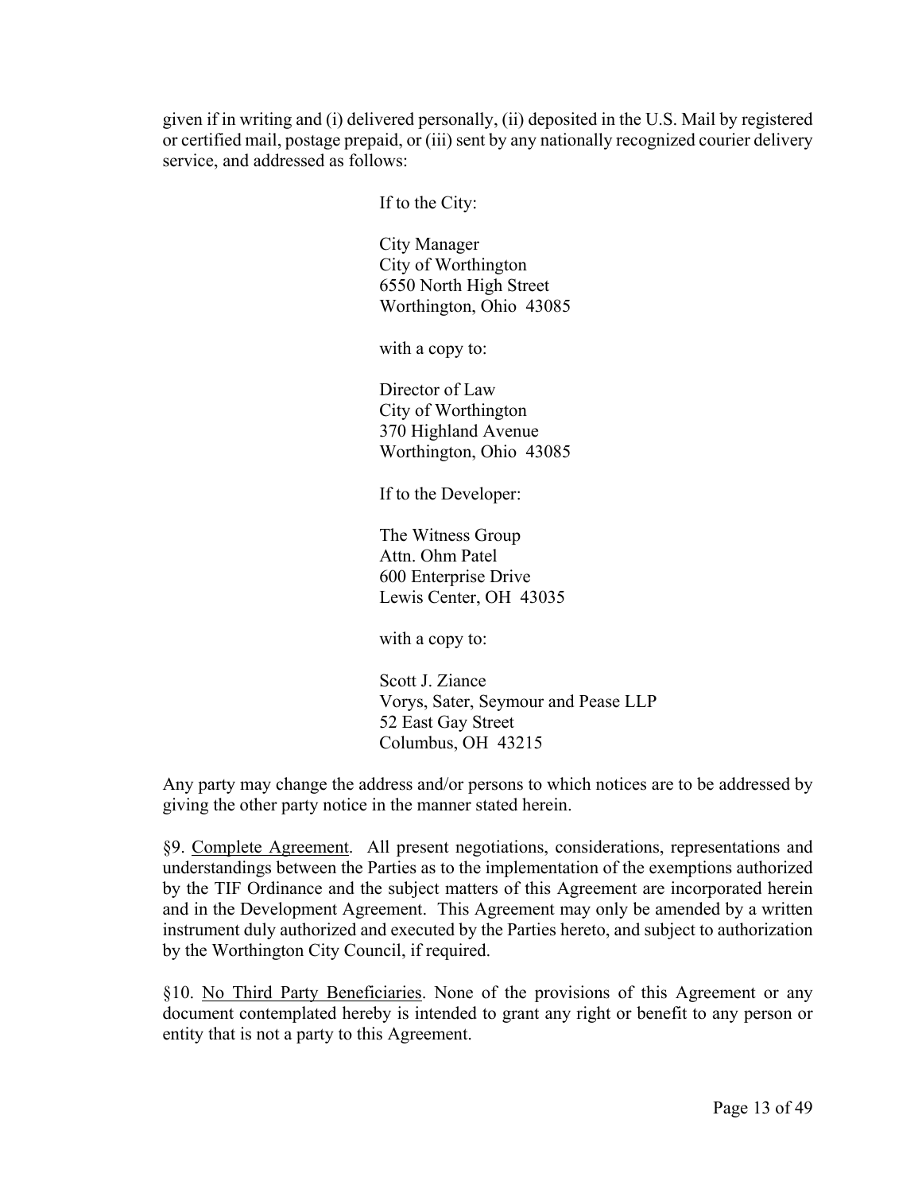given if in writing and (i) delivered personally, (ii) deposited in the U.S. Mail by registered or certified mail, postage prepaid, or (iii) sent by any nationally recognized courier delivery service, and addressed as follows:

If to the City:

City Manager
City of Worthington
6550 North High Street
Worthington, Ohio 43085

with a copy to:

Director of Law
City of Worthington
370 Highland Avenue
Worthington, Ohio 43085

If to the Developer:

The Witness Group
Attn. Ohm Patel
600 Enterprise Drive
Lewis Center, OH 43035

with a copy to:

Scott J. Ziance
Vorys, Sater, Seymour and Pease LLP
52 East Gay Street
Columbus, OH 43215

Any party may change the address and/or persons to which notices are to be addressed by giving the other party notice in the manner stated herein.

§9. Complete Agreement. All present negotiations, considerations, representations and understandings between the Parties as to the implementation of the exemptions authorized by the TIF Ordinance and the subject matters of this Agreement are incorporated herein and in the Development Agreement. This Agreement may only be amended by a written instrument duly authorized and executed by the Parties hereto, and subject to authorization by the Worthington City Council, if required.

§10. No Third Party Beneficiaries. None of the provisions of this Agreement or any document contemplated hereby is intended to grant any right or benefit to any person or entity that is not a party to this Agreement.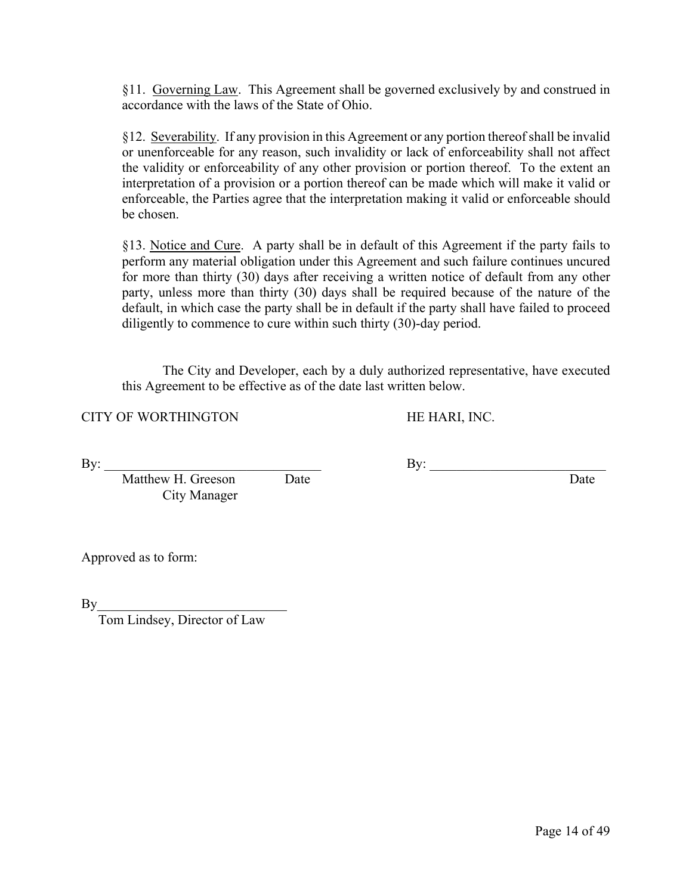§11. Governing Law. This Agreement shall be governed exclusively by and construed in accordance with the laws of the State of Ohio.

§12. Severability. If any provision in this Agreement or any portion thereof shall be invalid or unenforceable for any reason, such invalidity or lack of enforceability shall not affect the validity or enforceability of any other provision or portion thereof. To the extent an interpretation of a provision or a portion thereof can be made which will make it valid or enforceable, the Parties agree that the interpretation making it valid or enforceable should be chosen.

§13. Notice and Cure. A party shall be in default of this Agreement if the party fails to perform any material obligation under this Agreement and such failure continues uncured for more than thirty (30) days after receiving a written notice of default from any other party, unless more than thirty (30) days shall be required because of the nature of the default, in which case the party shall be in default if the party shall have failed to proceed diligently to commence to cure within such thirty (30)-day period.

The City and Developer, each by a duly authorized representative, have executed this Agreement to be effective as of the date last written below.

CITY OF WORTHINGTON

By: ________________________________
Matthew H. Greeson    Date
City Manager

HE HARI, INC.

By: __________________________
Date

Approved as to form:

By___________________________
Tom Lindsey, Director of Law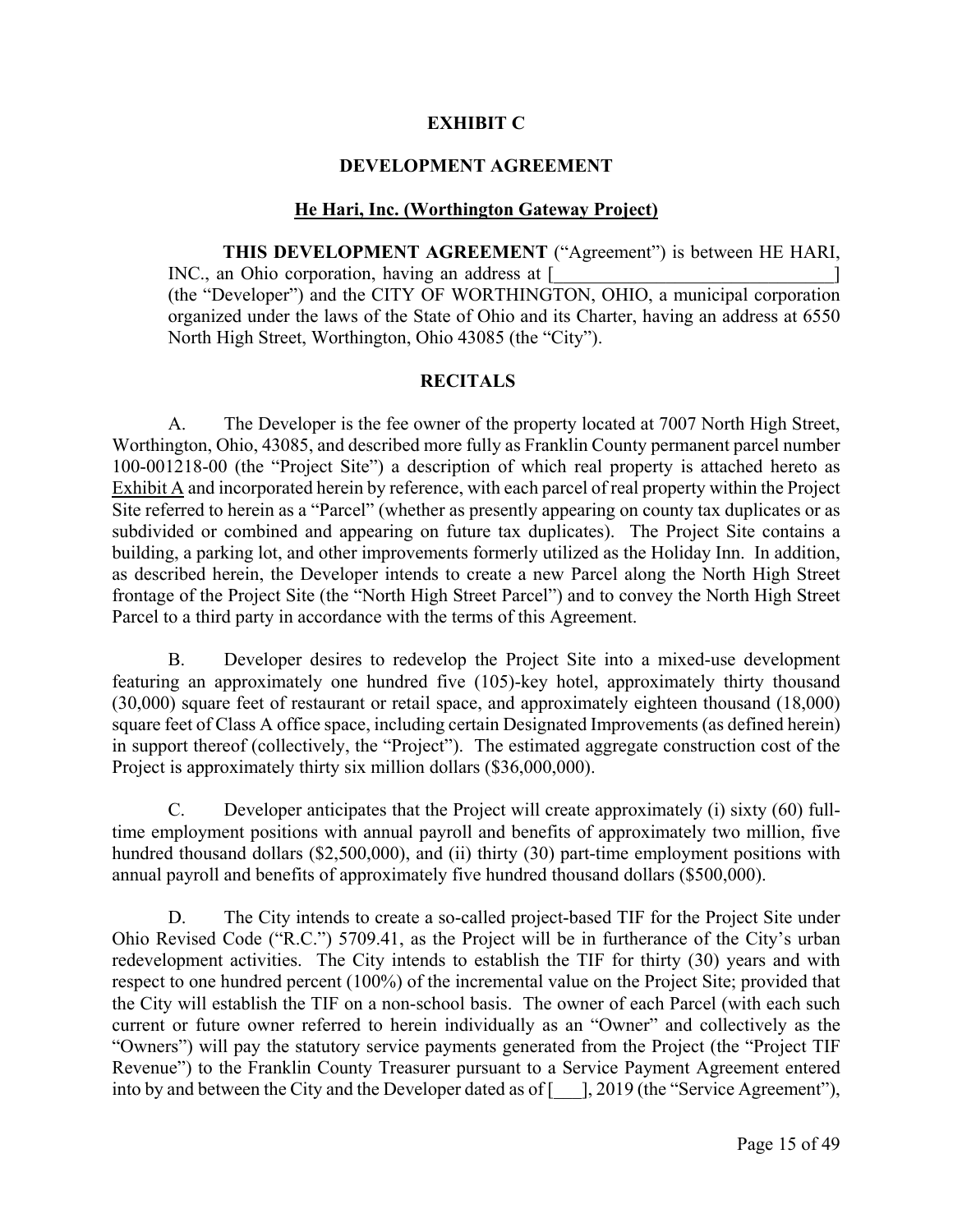**EXHIBIT C**

**DEVELOPMENT AGREEMENT**

**<u>He Hari, Inc. (Worthington Gateway Project)</u>**

**THIS DEVELOPMENT AGREEMENT** ("Agreement") is between HE HARI, INC., an Ohio corporation, having an address at [______________________________] (the "Developer") and the CITY OF WORTHINGTON, OHIO, a municipal corporation organized under the laws of the State of Ohio and its Charter, having an address at 6550 North High Street, Worthington, Ohio 43085 (the "City").

**RECITALS**

A. The Developer is the fee owner of the property located at 7007 North High Street, Worthington, Ohio, 43085, and described more fully as Franklin County permanent parcel number 100-001218-00 (the "Project Site") a description of which real property is attached hereto as <u>Exhibit A</u> and incorporated herein by reference, with each parcel of real property within the Project Site referred to herein as a "Parcel" (whether as presently appearing on county tax duplicates or as subdivided or combined and appearing on future tax duplicates). The Project Site contains a building, a parking lot, and other improvements formerly utilized as the Holiday Inn. In addition, as described herein, the Developer intends to create a new Parcel along the North High Street frontage of the Project Site (the "North High Street Parcel") and to convey the North High Street Parcel to a third party in accordance with the terms of this Agreement.

B. Developer desires to redevelop the Project Site into a mixed-use development featuring an approximately one hundred five (105)-key hotel, approximately thirty thousand (30,000) square feet of restaurant or retail space, and approximately eighteen thousand (18,000) square feet of Class A office space, including certain Designated Improvements (as defined herein) in support thereof (collectively, the "Project"). The estimated aggregate construction cost of the Project is approximately thirty six million dollars ($36,000,000).

C. Developer anticipates that the Project will create approximately (i) sixty (60) full-time employment positions with annual payroll and benefits of approximately two million, five hundred thousand dollars ($2,500,000), and (ii) thirty (30) part-time employment positions with annual payroll and benefits of approximately five hundred thousand dollars ($500,000).

D. The City intends to create a so-called project-based TIF for the Project Site under Ohio Revised Code ("R.C.") 5709.41, as the Project will be in furtherance of the City's urban redevelopment activities. The City intends to establish the TIF for thirty (30) years and with respect to one hundred percent (100%) of the incremental value on the Project Site; provided that the City will establish the TIF on a non-school basis. The owner of each Parcel (with each such current or future owner referred to herein individually as an "Owner" and collectively as the "Owners") will pay the statutory service payments generated from the Project (the "Project TIF Revenue") to the Franklin County Treasurer pursuant to a Service Payment Agreement entered into by and between the City and the Developer dated as of [___], 2019 (the "Service Agreement"),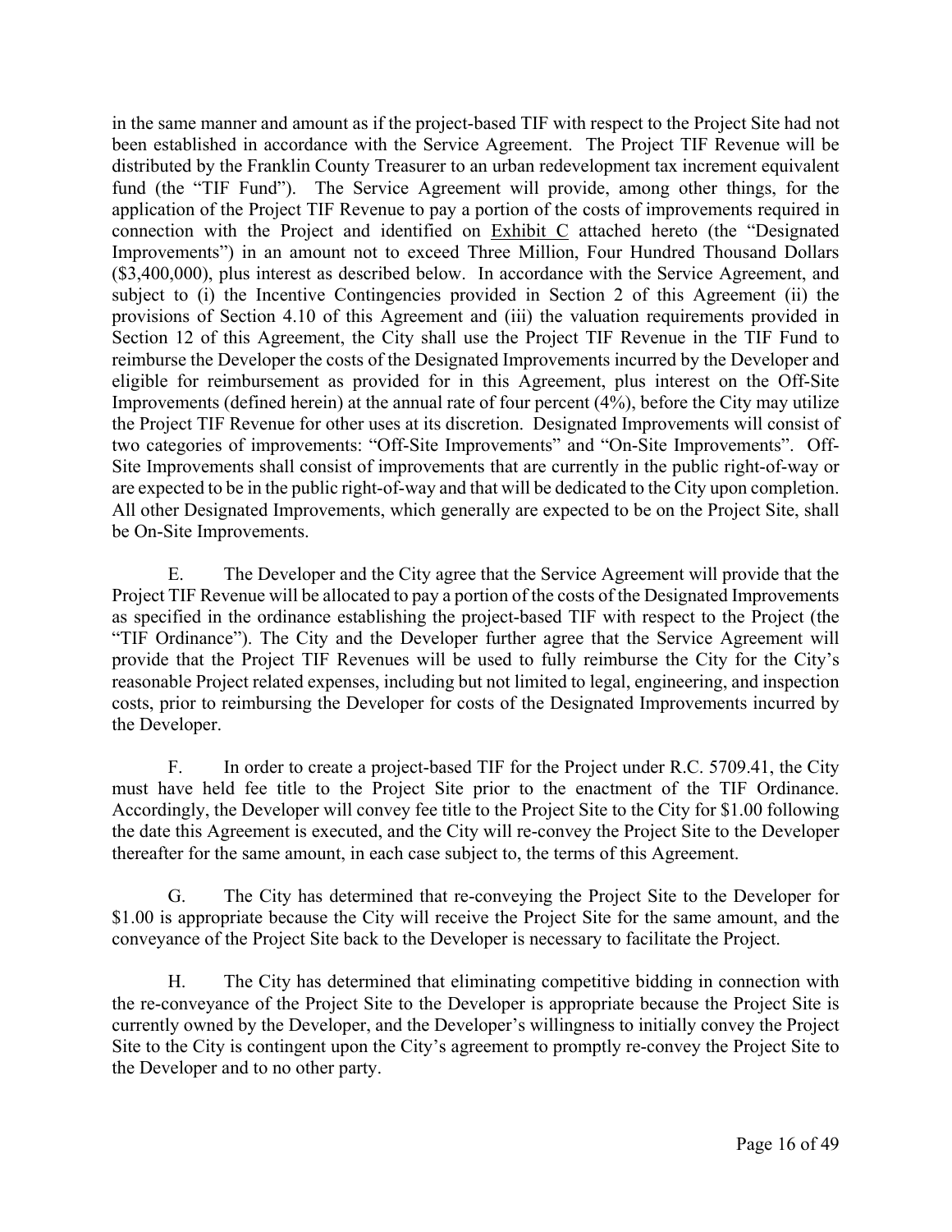in the same manner and amount as if the project-based TIF with respect to the Project Site had not been established in accordance with the Service Agreement. The Project TIF Revenue will be distributed by the Franklin County Treasurer to an urban redevelopment tax increment equivalent fund (the "TIF Fund"). The Service Agreement will provide, among other things, for the application of the Project TIF Revenue to pay a portion of the costs of improvements required in connection with the Project and identified on Exhibit C attached hereto (the "Designated Improvements") in an amount not to exceed Three Million, Four Hundred Thousand Dollars ($3,400,000), plus interest as described below. In accordance with the Service Agreement, and subject to (i) the Incentive Contingencies provided in Section 2 of this Agreement (ii) the provisions of Section 4.10 of this Agreement and (iii) the valuation requirements provided in Section 12 of this Agreement, the City shall use the Project TIF Revenue in the TIF Fund to reimburse the Developer the costs of the Designated Improvements incurred by the Developer and eligible for reimbursement as provided for in this Agreement, plus interest on the Off-Site Improvements (defined herein) at the annual rate of four percent (4%), before the City may utilize the Project TIF Revenue for other uses at its discretion. Designated Improvements will consist of two categories of improvements: "Off-Site Improvements" and "On-Site Improvements". Off-Site Improvements shall consist of improvements that are currently in the public right-of-way or are expected to be in the public right-of-way and that will be dedicated to the City upon completion. All other Designated Improvements, which generally are expected to be on the Project Site, shall be On-Site Improvements.

E. The Developer and the City agree that the Service Agreement will provide that the Project TIF Revenue will be allocated to pay a portion of the costs of the Designated Improvements as specified in the ordinance establishing the project-based TIF with respect to the Project (the "TIF Ordinance"). The City and the Developer further agree that the Service Agreement will provide that the Project TIF Revenues will be used to fully reimburse the City for the City's reasonable Project related expenses, including but not limited to legal, engineering, and inspection costs, prior to reimbursing the Developer for costs of the Designated Improvements incurred by the Developer.

F. In order to create a project-based TIF for the Project under R.C. 5709.41, the City must have held fee title to the Project Site prior to the enactment of the TIF Ordinance. Accordingly, the Developer will convey fee title to the Project Site to the City for $1.00 following the date this Agreement is executed, and the City will re-convey the Project Site to the Developer thereafter for the same amount, in each case subject to, the terms of this Agreement.

G. The City has determined that re-conveying the Project Site to the Developer for $1.00 is appropriate because the City will receive the Project Site for the same amount, and the conveyance of the Project Site back to the Developer is necessary to facilitate the Project.

H. The City has determined that eliminating competitive bidding in connection with the re-conveyance of the Project Site to the Developer is appropriate because the Project Site is currently owned by the Developer, and the Developer's willingness to initially convey the Project Site to the City is contingent upon the City's agreement to promptly re-convey the Project Site to the Developer and to no other party.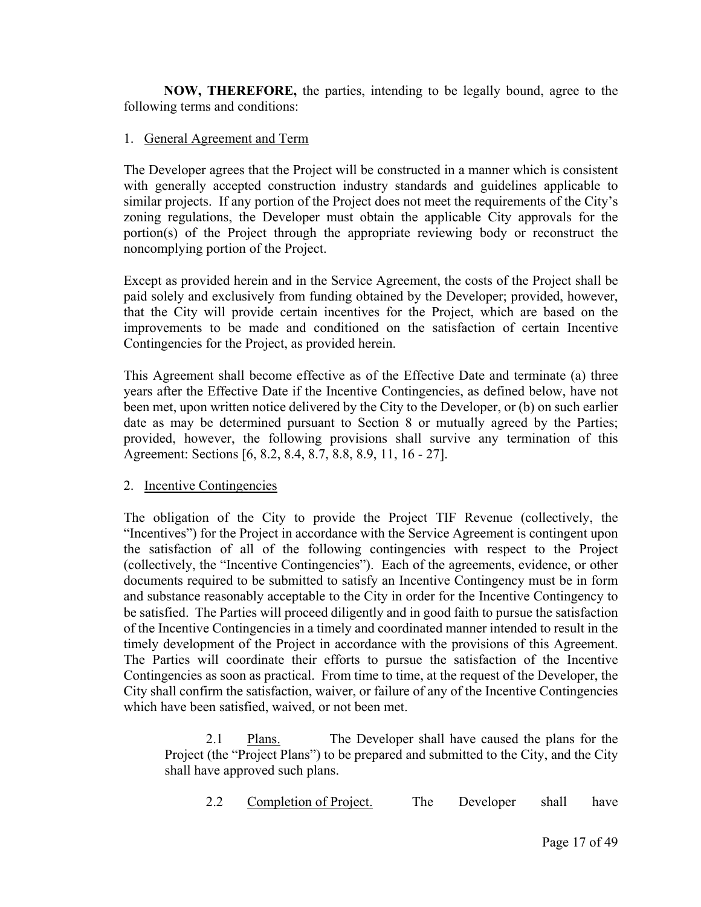**NOW, THEREFORE,** the parties, intending to be legally bound, agree to the following terms and conditions:

1. General Agreement and Term

The Developer agrees that the Project will be constructed in a manner which is consistent with generally accepted construction industry standards and guidelines applicable to similar projects. If any portion of the Project does not meet the requirements of the City's zoning regulations, the Developer must obtain the applicable City approvals for the portion(s) of the Project through the appropriate reviewing body or reconstruct the noncomplying portion of the Project.

Except as provided herein and in the Service Agreement, the costs of the Project shall be paid solely and exclusively from funding obtained by the Developer; provided, however, that the City will provide certain incentives for the Project, which are based on the improvements to be made and conditioned on the satisfaction of certain Incentive Contingencies for the Project, as provided herein.

This Agreement shall become effective as of the Effective Date and terminate (a) three years after the Effective Date if the Incentive Contingencies, as defined below, have not been met, upon written notice delivered by the City to the Developer, or (b) on such earlier date as may be determined pursuant to Section 8 or mutually agreed by the Parties; provided, however, the following provisions shall survive any termination of this Agreement: Sections [6, 8.2, 8.4, 8.7, 8.8, 8.9, 11, 16 - 27].

2. Incentive Contingencies

The obligation of the City to provide the Project TIF Revenue (collectively, the "Incentives") for the Project in accordance with the Service Agreement is contingent upon the satisfaction of all of the following contingencies with respect to the Project (collectively, the "Incentive Contingencies"). Each of the agreements, evidence, or other documents required to be submitted to satisfy an Incentive Contingency must be in form and substance reasonably acceptable to the City in order for the Incentive Contingency to be satisfied. The Parties will proceed diligently and in good faith to pursue the satisfaction of the Incentive Contingencies in a timely and coordinated manner intended to result in the timely development of the Project in accordance with the provisions of this Agreement. The Parties will coordinate their efforts to pursue the satisfaction of the Incentive Contingencies as soon as practical. From time to time, at the request of the Developer, the City shall confirm the satisfaction, waiver, or failure of any of the Incentive Contingencies which have been satisfied, waived, or not been met.

2.1 Plans. The Developer shall have caused the plans for the Project (the "Project Plans") to be prepared and submitted to the City, and the City shall have approved such plans.

2.2 Completion of Project. The Developer shall have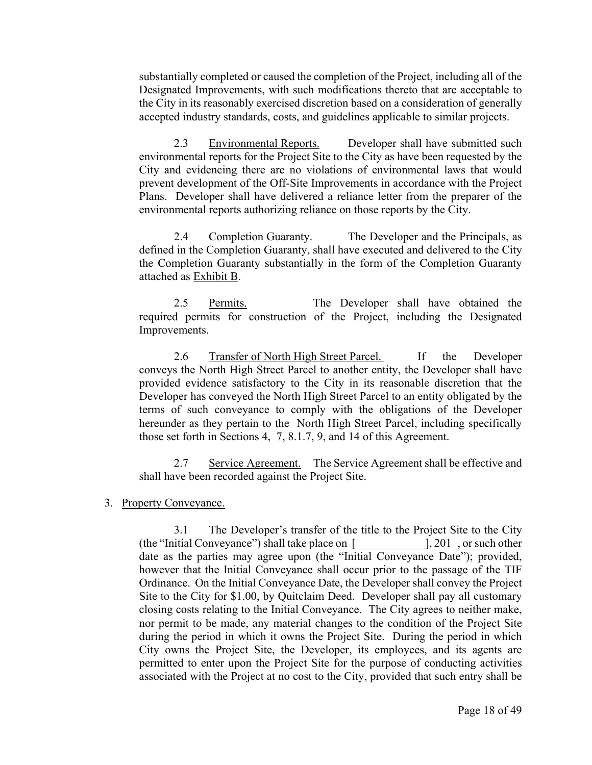substantially completed or caused the completion of the Project, including all of the Designated Improvements, with such modifications thereto that are acceptable to the City in its reasonably exercised discretion based on a consideration of generally accepted industry standards, costs, and guidelines applicable to similar projects.

2.3 Environmental Reports. Developer shall have submitted such environmental reports for the Project Site to the City as have been requested by the City and evidencing there are no violations of environmental laws that would prevent development of the Off-Site Improvements in accordance with the Project Plans. Developer shall have delivered a reliance letter from the preparer of the environmental reports authorizing reliance on those reports by the City.

2.4 Completion Guaranty. The Developer and the Principals, as defined in the Completion Guaranty, shall have executed and delivered to the City the Completion Guaranty substantially in the form of the Completion Guaranty attached as Exhibit B.

2.5 Permits. The Developer shall have obtained the required permits for construction of the Project, including the Designated Improvements.

2.6 Transfer of North High Street Parcel. If the Developer conveys the North High Street Parcel to another entity, the Developer shall have provided evidence satisfactory to the City in its reasonable discretion that the Developer has conveyed the North High Street Parcel to an entity obligated by the terms of such conveyance to comply with the obligations of the Developer hereunder as they pertain to the North High Street Parcel, including specifically those set forth in Sections 4, 7, 8.1.7, 9, and 14 of this Agreement.

2.7 Service Agreement. The Service Agreement shall be effective and shall have been recorded against the Project Site.

3. Property Conveyance.

3.1 The Developer's transfer of the title to the Project Site to the City (the "Initial Conveyance") shall take place on [____________], 201_, or such other date as the parties may agree upon (the "Initial Conveyance Date"); provided, however that the Initial Conveyance shall occur prior to the passage of the TIF Ordinance. On the Initial Conveyance Date, the Developer shall convey the Project Site to the City for $1.00, by Quitclaim Deed. Developer shall pay all customary closing costs relating to the Initial Conveyance. The City agrees to neither make, nor permit to be made, any material changes to the condition of the Project Site during the period in which it owns the Project Site. During the period in which City owns the Project Site, the Developer, its employees, and its agents are permitted to enter upon the Project Site for the purpose of conducting activities associated with the Project at no cost to the City, provided that such entry shall be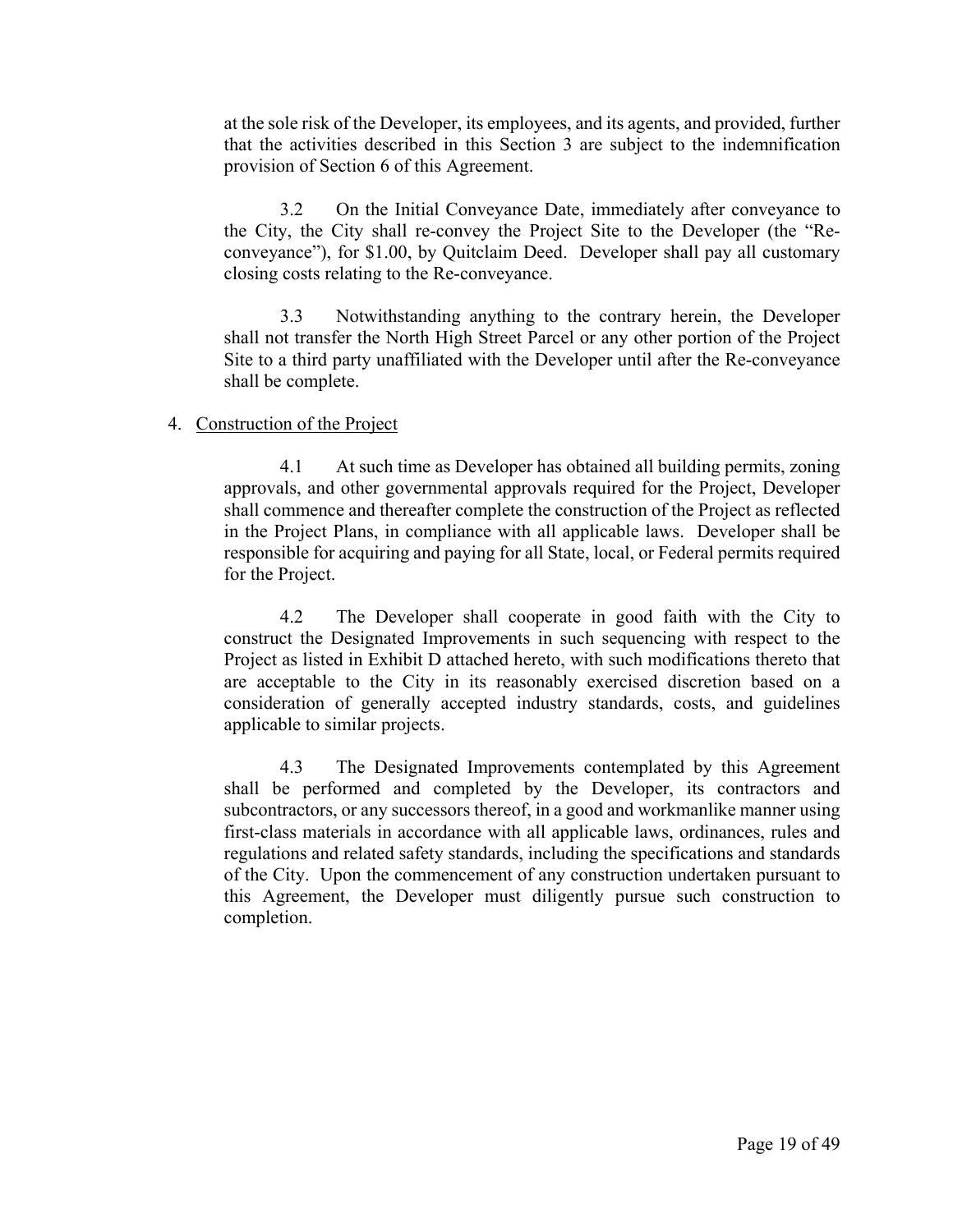at the sole risk of the Developer, its employees, and its agents, and provided, further that the activities described in this Section 3 are subject to the indemnification provision of Section 6 of this Agreement.

3.2 On the Initial Conveyance Date, immediately after conveyance to the City, the City shall re-convey the Project Site to the Developer (the "Re-conveyance"), for $1.00, by Quitclaim Deed. Developer shall pay all customary closing costs relating to the Re-conveyance.

3.3 Notwithstanding anything to the contrary herein, the Developer shall not transfer the North High Street Parcel or any other portion of the Project Site to a third party unaffiliated with the Developer until after the Re-conveyance shall be complete.

4. <u>Construction of the Project</u>

4.1 At such time as Developer has obtained all building permits, zoning approvals, and other governmental approvals required for the Project, Developer shall commence and thereafter complete the construction of the Project as reflected in the Project Plans, in compliance with all applicable laws. Developer shall be responsible for acquiring and paying for all State, local, or Federal permits required for the Project.

4.2 The Developer shall cooperate in good faith with the City to construct the Designated Improvements in such sequencing with respect to the Project as listed in Exhibit D attached hereto, with such modifications thereto that are acceptable to the City in its reasonably exercised discretion based on a consideration of generally accepted industry standards, costs, and guidelines applicable to similar projects.

4.3 The Designated Improvements contemplated by this Agreement shall be performed and completed by the Developer, its contractors and subcontractors, or any successors thereof, in a good and workmanlike manner using first-class materials in accordance with all applicable laws, ordinances, rules and regulations and related safety standards, including the specifications and standards of the City. Upon the commencement of any construction undertaken pursuant to this Agreement, the Developer must diligently pursue such construction to completion.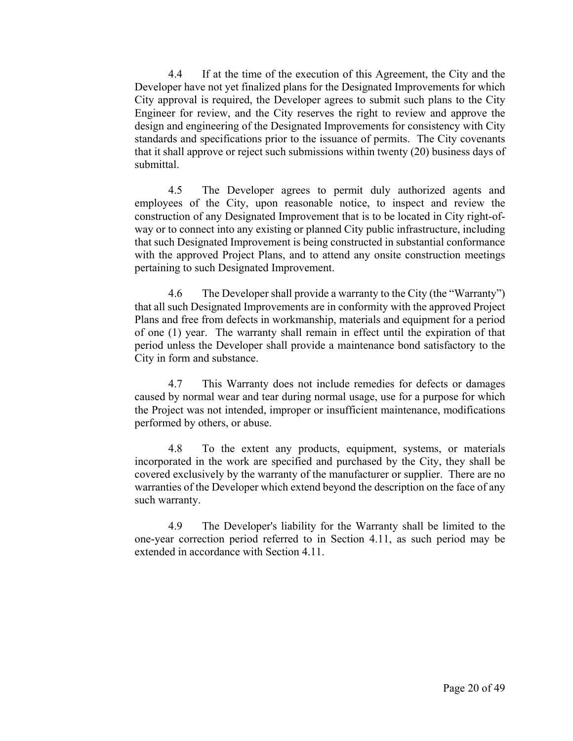4.4 If at the time of the execution of this Agreement, the City and the Developer have not yet finalized plans for the Designated Improvements for which City approval is required, the Developer agrees to submit such plans to the City Engineer for review, and the City reserves the right to review and approve the design and engineering of the Designated Improvements for consistency with City standards and specifications prior to the issuance of permits. The City covenants that it shall approve or reject such submissions within twenty (20) business days of submittal.

4.5 The Developer agrees to permit duly authorized agents and employees of the City, upon reasonable notice, to inspect and review the construction of any Designated Improvement that is to be located in City right-of-way or to connect into any existing or planned City public infrastructure, including that such Designated Improvement is being constructed in substantial conformance with the approved Project Plans, and to attend any onsite construction meetings pertaining to such Designated Improvement.

4.6 The Developer shall provide a warranty to the City (the "Warranty") that all such Designated Improvements are in conformity with the approved Project Plans and free from defects in workmanship, materials and equipment for a period of one (1) year. The warranty shall remain in effect until the expiration of that period unless the Developer shall provide a maintenance bond satisfactory to the City in form and substance.

4.7 This Warranty does not include remedies for defects or damages caused by normal wear and tear during normal usage, use for a purpose for which the Project was not intended, improper or insufficient maintenance, modifications performed by others, or abuse.

4.8 To the extent any products, equipment, systems, or materials incorporated in the work are specified and purchased by the City, they shall be covered exclusively by the warranty of the manufacturer or supplier. There are no warranties of the Developer which extend beyond the description on the face of any such warranty.

4.9 The Developer's liability for the Warranty shall be limited to the one-year correction period referred to in Section 4.11, as such period may be extended in accordance with Section 4.11.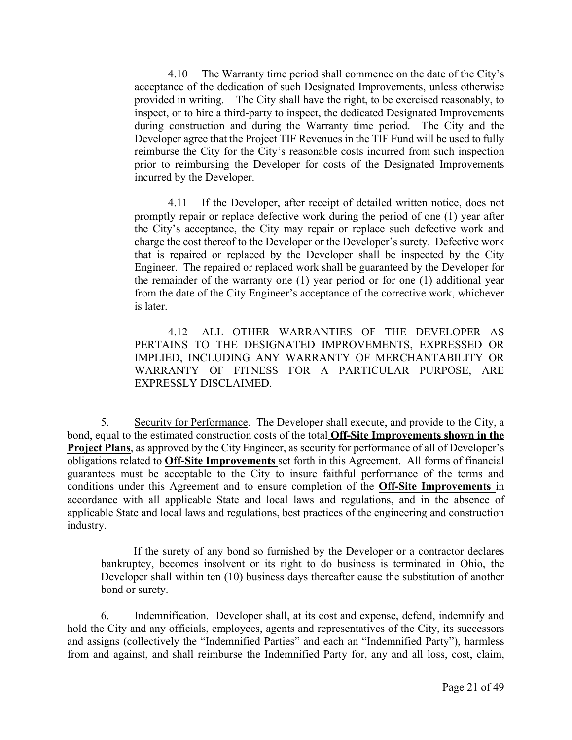4.10 The Warranty time period shall commence on the date of the City's acceptance of the dedication of such Designated Improvements, unless otherwise provided in writing. The City shall have the right, to be exercised reasonably, to inspect, or to hire a third-party to inspect, the dedicated Designated Improvements during construction and during the Warranty time period. The City and the Developer agree that the Project TIF Revenues in the TIF Fund will be used to fully reimburse the City for the City's reasonable costs incurred from such inspection prior to reimbursing the Developer for costs of the Designated Improvements incurred by the Developer.

4.11 If the Developer, after receipt of detailed written notice, does not promptly repair or replace defective work during the period of one (1) year after the City's acceptance, the City may repair or replace such defective work and charge the cost thereof to the Developer or the Developer's surety. Defective work that is repaired or replaced by the Developer shall be inspected by the City Engineer. The repaired or replaced work shall be guaranteed by the Developer for the remainder of the warranty one (1) year period or for one (1) additional year from the date of the City Engineer's acceptance of the corrective work, whichever is later.

4.12 ALL OTHER WARRANTIES OF THE DEVELOPER AS PERTAINS TO THE DESIGNATED IMPROVEMENTS, EXPRESSED OR IMPLIED, INCLUDING ANY WARRANTY OF MERCHANTABILITY OR WARRANTY OF FITNESS FOR A PARTICULAR PURPOSE, ARE EXPRESSLY DISCLAIMED.

5. <u>Security for Performance</u>. The Developer shall execute, and provide to the City, a bond, equal to the estimated construction costs of the total **<u>Off-Site Improvements shown in the Project Plans</u>**, as approved by the City Engineer, as security for performance of all of Developer's obligations related to **<u>Off-Site Improvements</u>** set forth in this Agreement. All forms of financial guarantees must be acceptable to the City to insure faithful performance of the terms and conditions under this Agreement and to ensure completion of the **<u>Off-Site Improvements</u>** in accordance with all applicable State and local laws and regulations, and in the absence of applicable State and local laws and regulations, best practices of the engineering and construction industry.

If the surety of any bond so furnished by the Developer or a contractor declares bankruptcy, becomes insolvent or its right to do business is terminated in Ohio, the Developer shall within ten (10) business days thereafter cause the substitution of another bond or surety.

6. <u>Indemnification</u>. Developer shall, at its cost and expense, defend, indemnify and hold the City and any officials, employees, agents and representatives of the City, its successors and assigns (collectively the "Indemnified Parties" and each an "Indemnified Party"), harmless from and against, and shall reimburse the Indemnified Party for, any and all loss, cost, claim,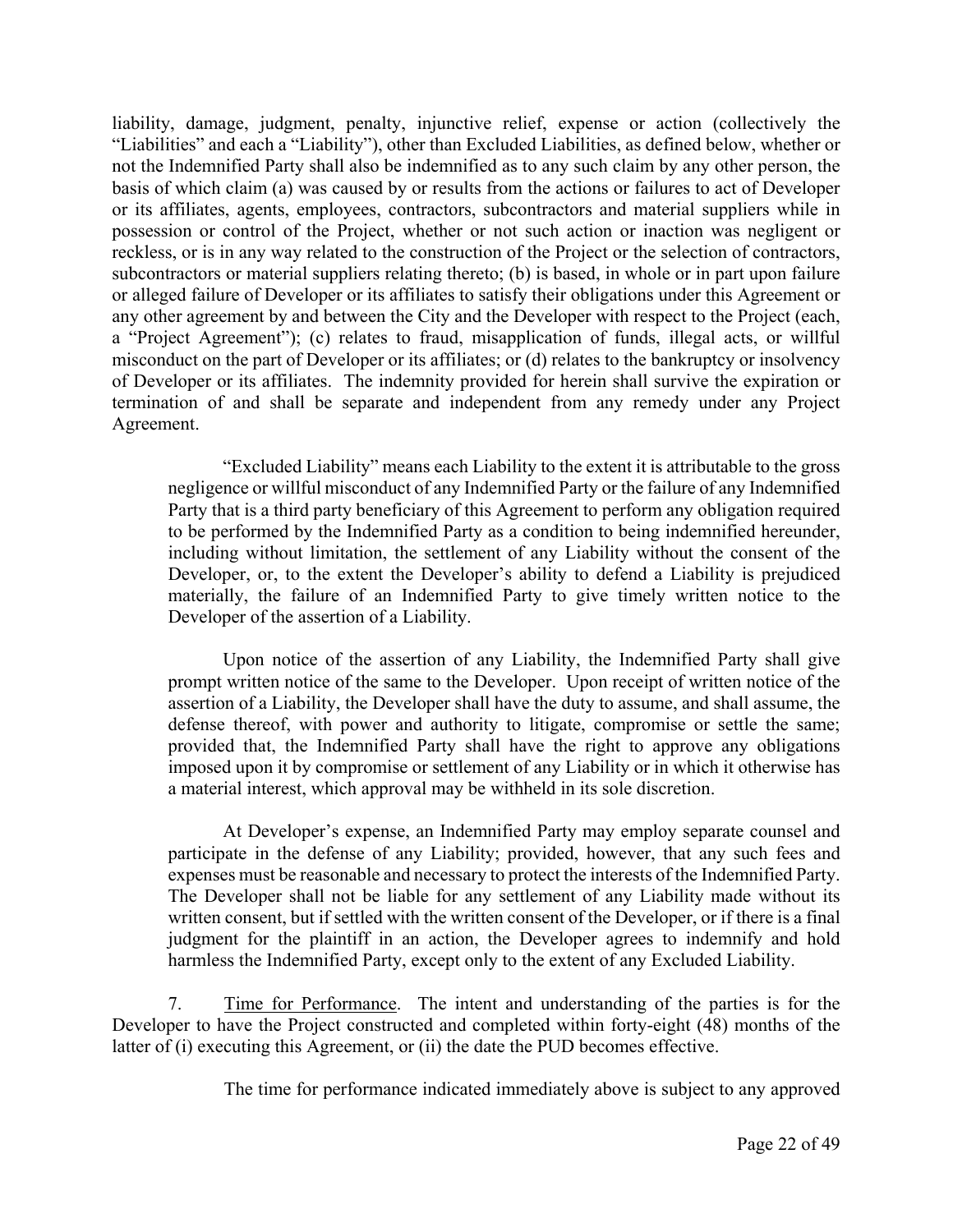liability, damage, judgment, penalty, injunctive relief, expense or action (collectively the "Liabilities" and each a "Liability"), other than Excluded Liabilities, as defined below, whether or not the Indemnified Party shall also be indemnified as to any such claim by any other person, the basis of which claim (a) was caused by or results from the actions or failures to act of Developer or its affiliates, agents, employees, contractors, subcontractors and material suppliers while in possession or control of the Project, whether or not such action or inaction was negligent or reckless, or is in any way related to the construction of the Project or the selection of contractors, subcontractors or material suppliers relating thereto; (b) is based, in whole or in part upon failure or alleged failure of Developer or its affiliates to satisfy their obligations under this Agreement or any other agreement by and between the City and the Developer with respect to the Project (each, a "Project Agreement"); (c) relates to fraud, misapplication of funds, illegal acts, or willful misconduct on the part of Developer or its affiliates; or (d) relates to the bankruptcy or insolvency of Developer or its affiliates. The indemnity provided for herein shall survive the expiration or termination of and shall be separate and independent from any remedy under any Project Agreement.

"Excluded Liability" means each Liability to the extent it is attributable to the gross negligence or willful misconduct of any Indemnified Party or the failure of any Indemnified Party that is a third party beneficiary of this Agreement to perform any obligation required to be performed by the Indemnified Party as a condition to being indemnified hereunder, including without limitation, the settlement of any Liability without the consent of the Developer, or, to the extent the Developer's ability to defend a Liability is prejudiced materially, the failure of an Indemnified Party to give timely written notice to the Developer of the assertion of a Liability.

Upon notice of the assertion of any Liability, the Indemnified Party shall give prompt written notice of the same to the Developer. Upon receipt of written notice of the assertion of a Liability, the Developer shall have the duty to assume, and shall assume, the defense thereof, with power and authority to litigate, compromise or settle the same; provided that, the Indemnified Party shall have the right to approve any obligations imposed upon it by compromise or settlement of any Liability or in which it otherwise has a material interest, which approval may be withheld in its sole discretion.

At Developer's expense, an Indemnified Party may employ separate counsel and participate in the defense of any Liability; provided, however, that any such fees and expenses must be reasonable and necessary to protect the interests of the Indemnified Party. The Developer shall not be liable for any settlement of any Liability made without its written consent, but if settled with the written consent of the Developer, or if there is a final judgment for the plaintiff in an action, the Developer agrees to indemnify and hold harmless the Indemnified Party, except only to the extent of any Excluded Liability.

7. Time for Performance. The intent and understanding of the parties is for the Developer to have the Project constructed and completed within forty-eight (48) months of the latter of (i) executing this Agreement, or (ii) the date the PUD becomes effective.

The time for performance indicated immediately above is subject to any approved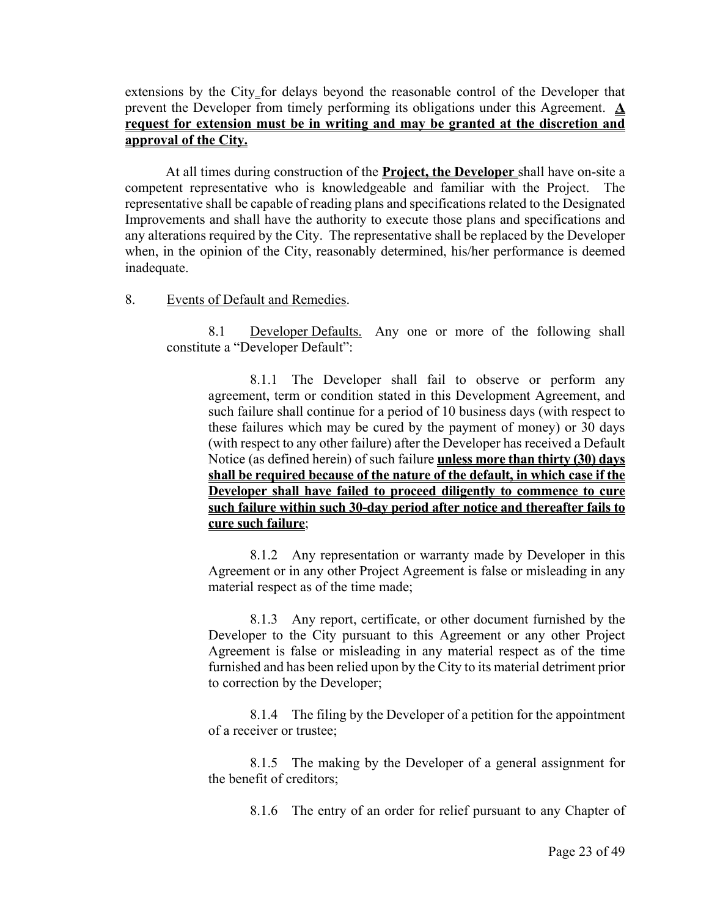extensions by the City for delays beyond the reasonable control of the Developer that prevent the Developer from timely performing its obligations under this Agreement. **A request for extension must be in writing and may be granted at the discretion and approval of the City.**

At all times during construction of the **Project, the Developer** shall have on-site a competent representative who is knowledgeable and familiar with the Project. The representative shall be capable of reading plans and specifications related to the Designated Improvements and shall have the authority to execute those plans and specifications and any alterations required by the City. The representative shall be replaced by the Developer when, in the opinion of the City, reasonably determined, his/her performance is deemed inadequate.

8. Events of Default and Remedies.

8.1 Developer Defaults. Any one or more of the following shall constitute a "Developer Default":

8.1.1 The Developer shall fail to observe or perform any agreement, term or condition stated in this Development Agreement, and such failure shall continue for a period of 10 business days (with respect to these failures which may be cured by the payment of money) or 30 days (with respect to any other failure) after the Developer has received a Default Notice (as defined herein) of such failure **unless more than thirty (30) days shall be required because of the nature of the default, in which case if the Developer shall have failed to proceed diligently to commence to cure such failure within such 30-day period after notice and thereafter fails to cure such failure**;

8.1.2 Any representation or warranty made by Developer in this Agreement or in any other Project Agreement is false or misleading in any material respect as of the time made;

8.1.3 Any report, certificate, or other document furnished by the Developer to the City pursuant to this Agreement or any other Project Agreement is false or misleading in any material respect as of the time furnished and has been relied upon by the City to its material detriment prior to correction by the Developer;

8.1.4 The filing by the Developer of a petition for the appointment of a receiver or trustee;

8.1.5 The making by the Developer of a general assignment for the benefit of creditors;

8.1.6 The entry of an order for relief pursuant to any Chapter of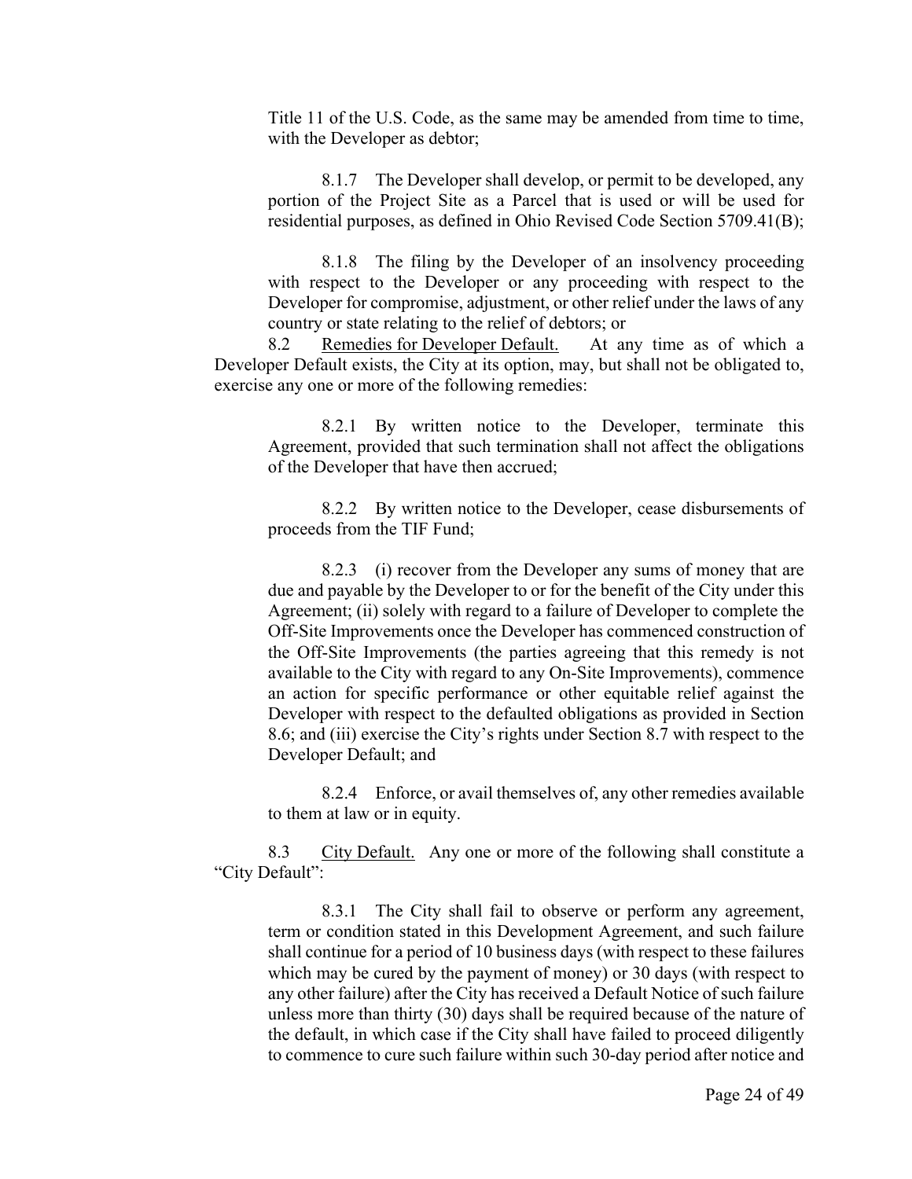Title 11 of the U.S. Code, as the same may be amended from time to time, with the Developer as debtor;

8.1.7 The Developer shall develop, or permit to be developed, any portion of the Project Site as a Parcel that is used or will be used for residential purposes, as defined in Ohio Revised Code Section 5709.41(B);

8.1.8 The filing by the Developer of an insolvency proceeding with respect to the Developer or any proceeding with respect to the Developer for compromise, adjustment, or other relief under the laws of any country or state relating to the relief of debtors; or

8.2 Remedies for Developer Default. At any time as of which a Developer Default exists, the City at its option, may, but shall not be obligated to, exercise any one or more of the following remedies:

8.2.1 By written notice to the Developer, terminate this Agreement, provided that such termination shall not affect the obligations of the Developer that have then accrued;

8.2.2 By written notice to the Developer, cease disbursements of proceeds from the TIF Fund;

8.2.3 (i) recover from the Developer any sums of money that are due and payable by the Developer to or for the benefit of the City under this Agreement; (ii) solely with regard to a failure of Developer to complete the Off-Site Improvements once the Developer has commenced construction of the Off-Site Improvements (the parties agreeing that this remedy is not available to the City with regard to any On-Site Improvements), commence an action for specific performance or other equitable relief against the Developer with respect to the defaulted obligations as provided in Section 8.6; and (iii) exercise the City's rights under Section 8.7 with respect to the Developer Default; and

8.2.4 Enforce, or avail themselves of, any other remedies available to them at law or in equity.

8.3 City Default. Any one or more of the following shall constitute a "City Default":

8.3.1 The City shall fail to observe or perform any agreement, term or condition stated in this Development Agreement, and such failure shall continue for a period of 10 business days (with respect to these failures which may be cured by the payment of money) or 30 days (with respect to any other failure) after the City has received a Default Notice of such failure unless more than thirty (30) days shall be required because of the nature of the default, in which case if the City shall have failed to proceed diligently to commence to cure such failure within such 30-day period after notice and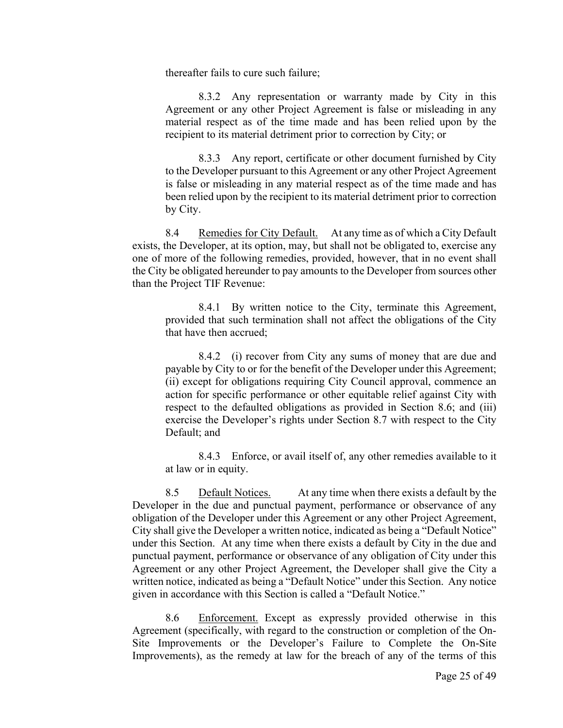thereafter fails to cure such failure;

8.3.2 Any representation or warranty made by City in this Agreement or any other Project Agreement is false or misleading in any material respect as of the time made and has been relied upon by the recipient to its material detriment prior to correction by City; or

8.3.3 Any report, certificate or other document furnished by City to the Developer pursuant to this Agreement or any other Project Agreement is false or misleading in any material respect as of the time made and has been relied upon by the recipient to its material detriment prior to correction by City.

8.4 Remedies for City Default. At any time as of which a City Default exists, the Developer, at its option, may, but shall not be obligated to, exercise any one of more of the following remedies, provided, however, that in no event shall the City be obligated hereunder to pay amounts to the Developer from sources other than the Project TIF Revenue:

8.4.1 By written notice to the City, terminate this Agreement, provided that such termination shall not affect the obligations of the City that have then accrued;

8.4.2 (i) recover from City any sums of money that are due and payable by City to or for the benefit of the Developer under this Agreement; (ii) except for obligations requiring City Council approval, commence an action for specific performance or other equitable relief against City with respect to the defaulted obligations as provided in Section 8.6; and (iii) exercise the Developer's rights under Section 8.7 with respect to the City Default; and

8.4.3 Enforce, or avail itself of, any other remedies available to it at law or in equity.

8.5 Default Notices. At any time when there exists a default by the Developer in the due and punctual payment, performance or observance of any obligation of the Developer under this Agreement or any other Project Agreement, City shall give the Developer a written notice, indicated as being a "Default Notice" under this Section. At any time when there exists a default by City in the due and punctual payment, performance or observance of any obligation of City under this Agreement or any other Project Agreement, the Developer shall give the City a written notice, indicated as being a "Default Notice" under this Section. Any notice given in accordance with this Section is called a "Default Notice."

8.6 Enforcement. Except as expressly provided otherwise in this Agreement (specifically, with regard to the construction or completion of the On-Site Improvements or the Developer's Failure to Complete the On-Site Improvements), as the remedy at law for the breach of any of the terms of this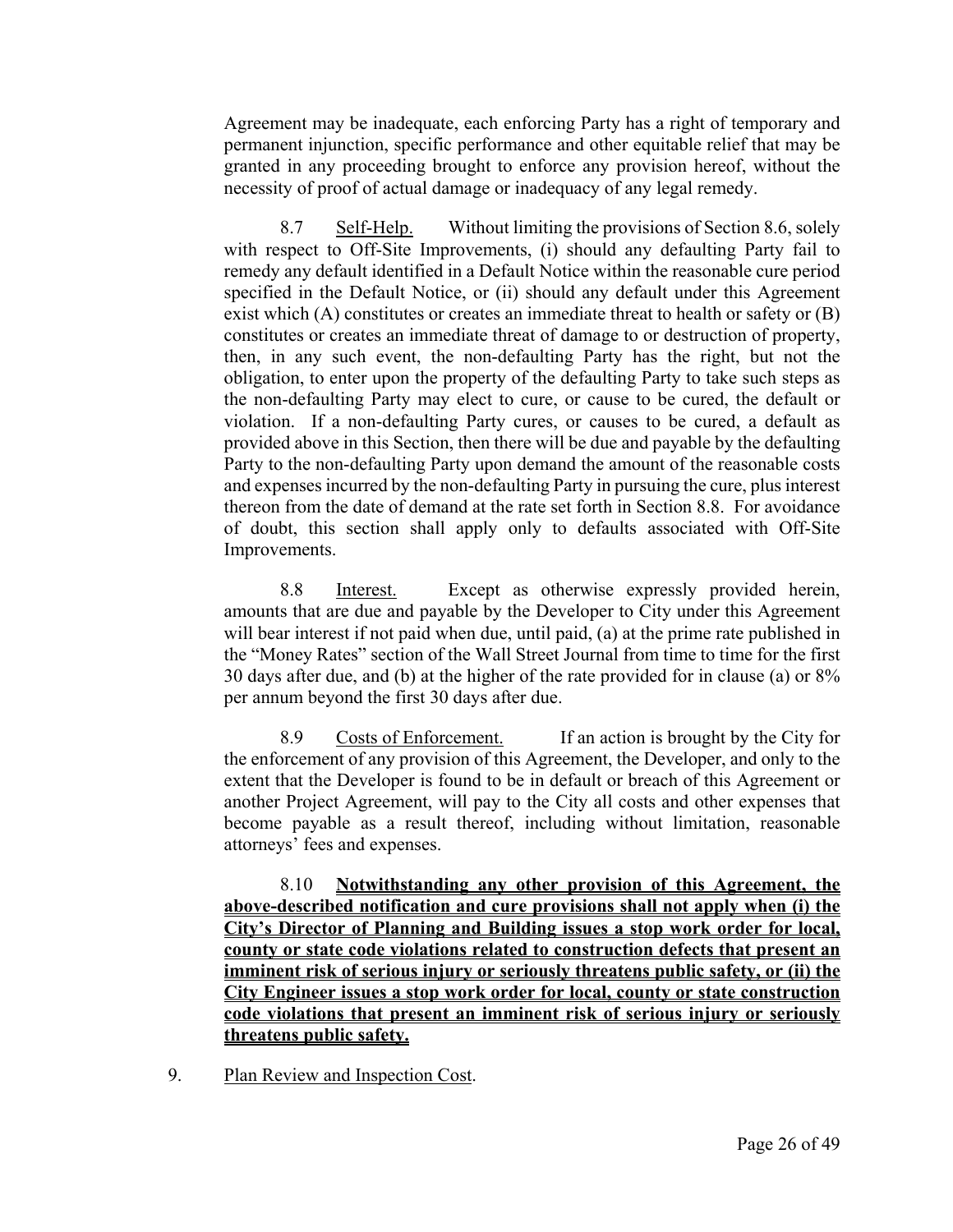Agreement may be inadequate, each enforcing Party has a right of temporary and permanent injunction, specific performance and other equitable relief that may be granted in any proceeding brought to enforce any provision hereof, without the necessity of proof of actual damage or inadequacy of any legal remedy.

8.7 Self-Help. Without limiting the provisions of Section 8.6, solely with respect to Off-Site Improvements, (i) should any defaulting Party fail to remedy any default identified in a Default Notice within the reasonable cure period specified in the Default Notice, or (ii) should any default under this Agreement exist which (A) constitutes or creates an immediate threat to health or safety or (B) constitutes or creates an immediate threat of damage to or destruction of property, then, in any such event, the non-defaulting Party has the right, but not the obligation, to enter upon the property of the defaulting Party to take such steps as the non-defaulting Party may elect to cure, or cause to be cured, the default or violation. If a non-defaulting Party cures, or causes to be cured, a default as provided above in this Section, then there will be due and payable by the defaulting Party to the non-defaulting Party upon demand the amount of the reasonable costs and expenses incurred by the non-defaulting Party in pursuing the cure, plus interest thereon from the date of demand at the rate set forth in Section 8.8. For avoidance of doubt, this section shall apply only to defaults associated with Off-Site Improvements.

8.8 Interest. Except as otherwise expressly provided herein, amounts that are due and payable by the Developer to City under this Agreement will bear interest if not paid when due, until paid, (a) at the prime rate published in the "Money Rates" section of the Wall Street Journal from time to time for the first 30 days after due, and (b) at the higher of the rate provided for in clause (a) or 8% per annum beyond the first 30 days after due.

8.9 Costs of Enforcement. If an action is brought by the City for the enforcement of any provision of this Agreement, the Developer, and only to the extent that the Developer is found to be in default or breach of this Agreement or another Project Agreement, will pay to the City all costs and other expenses that become payable as a result thereof, including without limitation, reasonable attorneys' fees and expenses.

8.10 **Notwithstanding any other provision of this Agreement, the above-described notification and cure provisions shall not apply when (i) the City's Director of Planning and Building issues a stop work order for local, county or state code violations related to construction defects that present an imminent risk of serious injury or seriously threatens public safety, or (ii) the City Engineer issues a stop work order for local, county or state construction code violations that present an imminent risk of serious injury or seriously threatens public safety.**

9. Plan Review and Inspection Cost.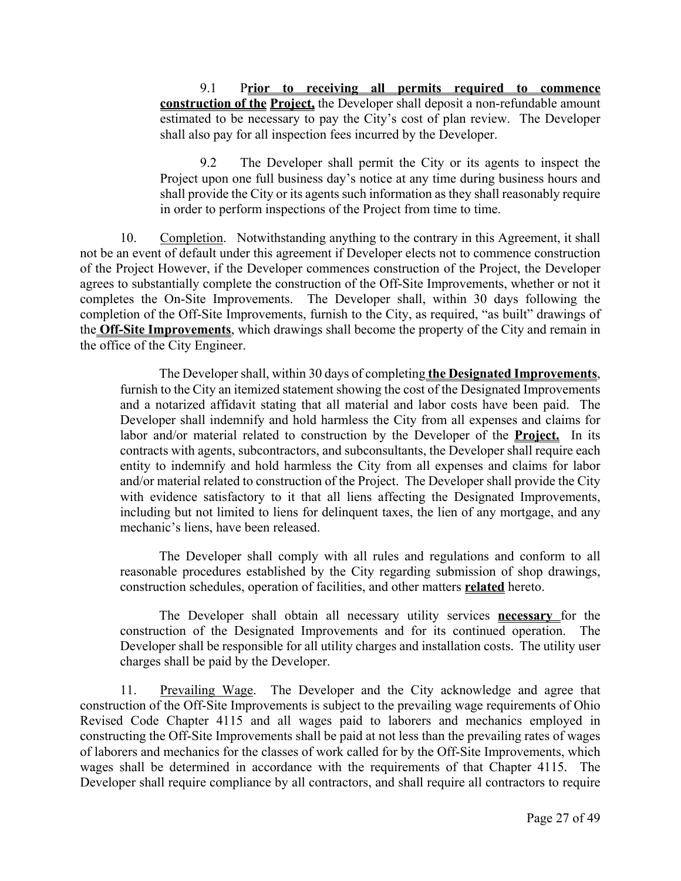9.1 P**rior to receiving all permits required to commence construction of the** **Project,** the Developer shall deposit a non-refundable amount estimated to be necessary to pay the City's cost of plan review. The Developer shall also pay for all inspection fees incurred by the Developer.

9.2 The Developer shall permit the City or its agents to inspect the Project upon one full business day's notice at any time during business hours and shall provide the City or its agents such information as they shall reasonably require in order to perform inspections of the Project from time to time.

10. Completion. Notwithstanding anything to the contrary in this Agreement, it shall not be an event of default under this agreement if Developer elects not to commence construction of the Project However, if the Developer commences construction of the Project, the Developer agrees to substantially complete the construction of the Off-Site Improvements, whether or not it completes the On-Site Improvements. The Developer shall, within 30 days following the completion of the Off-Site Improvements, furnish to the City, as required, "as built" drawings of the **Off-Site Improvements**, which drawings shall become the property of the City and remain in the office of the City Engineer.

The Developer shall, within 30 days of completing **the Designated Improvements**, furnish to the City an itemized statement showing the cost of the Designated Improvements and a notarized affidavit stating that all material and labor costs have been paid. The Developer shall indemnify and hold harmless the City from all expenses and claims for labor and/or material related to construction by the Developer of the **Project.** In its contracts with agents, subcontractors, and subconsultants, the Developer shall require each entity to indemnify and hold harmless the City from all expenses and claims for labor and/or material related to construction of the Project. The Developer shall provide the City with evidence satisfactory to it that all liens affecting the Designated Improvements, including but not limited to liens for delinquent taxes, the lien of any mortgage, and any mechanic's liens, have been released.

The Developer shall comply with all rules and regulations and conform to all reasonable procedures established by the City regarding submission of shop drawings, construction schedules, operation of facilities, and other matters **related** hereto.

The Developer shall obtain all necessary utility services **necessary** for the construction of the Designated Improvements and for its continued operation. The Developer shall be responsible for all utility charges and installation costs. The utility user charges shall be paid by the Developer.

11. Prevailing Wage. The Developer and the City acknowledge and agree that construction of the Off-Site Improvements is subject to the prevailing wage requirements of Ohio Revised Code Chapter 4115 and all wages paid to laborers and mechanics employed in constructing the Off-Site Improvements shall be paid at not less than the prevailing rates of wages of laborers and mechanics for the classes of work called for by the Off-Site Improvements, which wages shall be determined in accordance with the requirements of that Chapter 4115. The Developer shall require compliance by all contractors, and shall require all contractors to require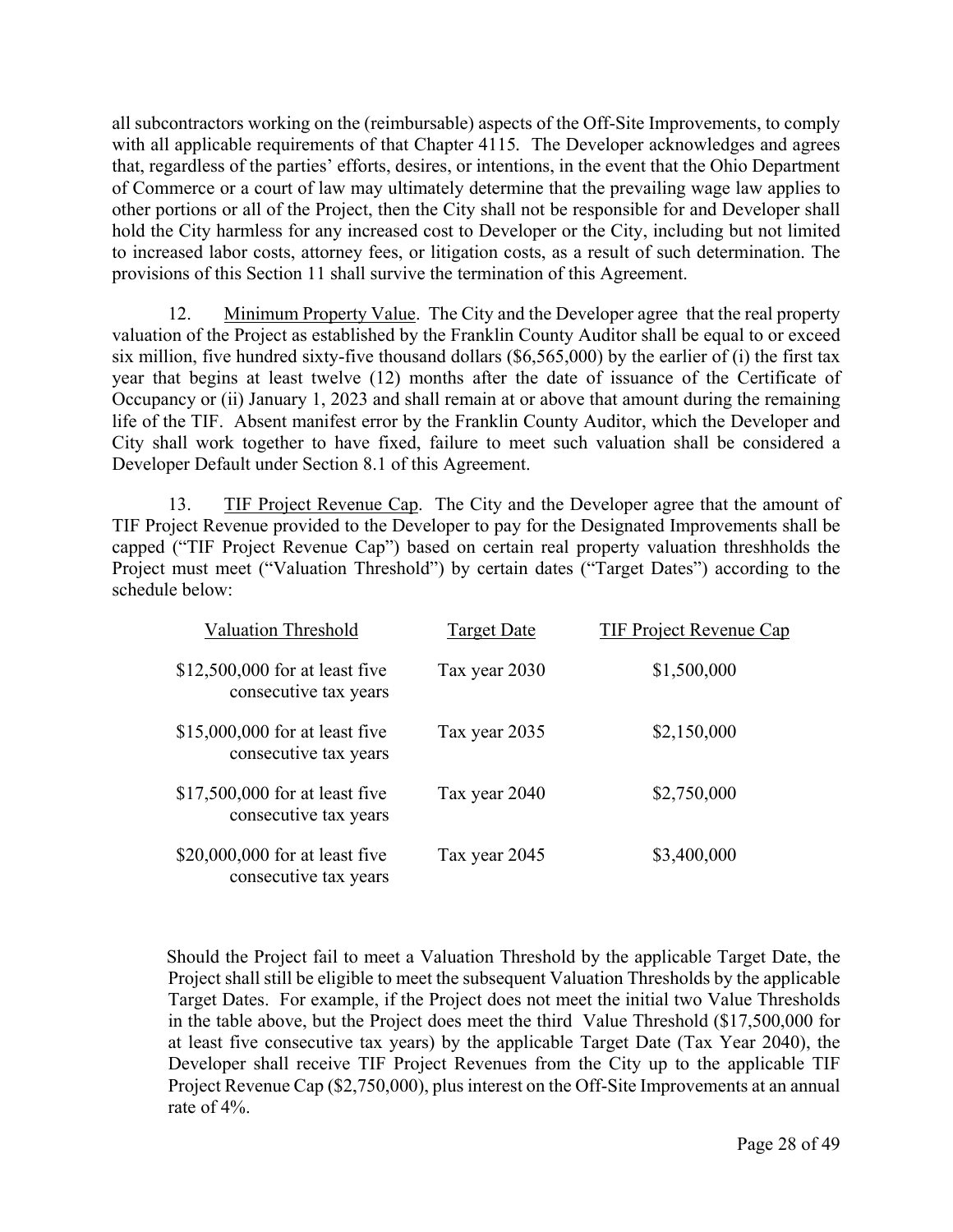all subcontractors working on the (reimbursable) aspects of the Off-Site Improvements, to comply with all applicable requirements of that Chapter 4115. The Developer acknowledges and agrees that, regardless of the parties' efforts, desires, or intentions, in the event that the Ohio Department of Commerce or a court of law may ultimately determine that the prevailing wage law applies to other portions or all of the Project, then the City shall not be responsible for and Developer shall hold the City harmless for any increased cost to Developer or the City, including but not limited to increased labor costs, attorney fees, or litigation costs, as a result of such determination. The provisions of this Section 11 shall survive the termination of this Agreement.

12. Minimum Property Value. The City and the Developer agree that the real property valuation of the Project as established by the Franklin County Auditor shall be equal to or exceed six million, five hundred sixty-five thousand dollars ($6,565,000) by the earlier of (i) the first tax year that begins at least twelve (12) months after the date of issuance of the Certificate of Occupancy or (ii) January 1, 2023 and shall remain at or above that amount during the remaining life of the TIF. Absent manifest error by the Franklin County Auditor, which the Developer and City shall work together to have fixed, failure to meet such valuation shall be considered a Developer Default under Section 8.1 of this Agreement.

13. TIF Project Revenue Cap. The City and the Developer agree that the amount of TIF Project Revenue provided to the Developer to pay for the Designated Improvements shall be capped ("TIF Project Revenue Cap") based on certain real property valuation threshholds the Project must meet ("Valuation Threshold") by certain dates ("Target Dates") according to the schedule below:

| Valuation Threshold | Target Date | TIF Project Revenue Cap |
|---|---|---|
| $12,500,000 for at least five consecutive tax years | Tax year 2030 | $1,500,000 |
| $15,000,000 for at least five consecutive tax years | Tax year 2035 | $2,150,000 |
| $17,500,000 for at least five consecutive tax years | Tax year 2040 | $2,750,000 |
| $20,000,000 for at least five consecutive tax years | Tax year 2045 | $3,400,000 |

Should the Project fail to meet a Valuation Threshold by the applicable Target Date, the Project shall still be eligible to meet the subsequent Valuation Thresholds by the applicable Target Dates. For example, if the Project does not meet the initial two Value Thresholds in the table above, but the Project does meet the third Value Threshold ($17,500,000 for at least five consecutive tax years) by the applicable Target Date (Tax Year 2040), the Developer shall receive TIF Project Revenues from the City up to the applicable TIF Project Revenue Cap ($2,750,000), plus interest on the Off-Site Improvements at an annual rate of 4%.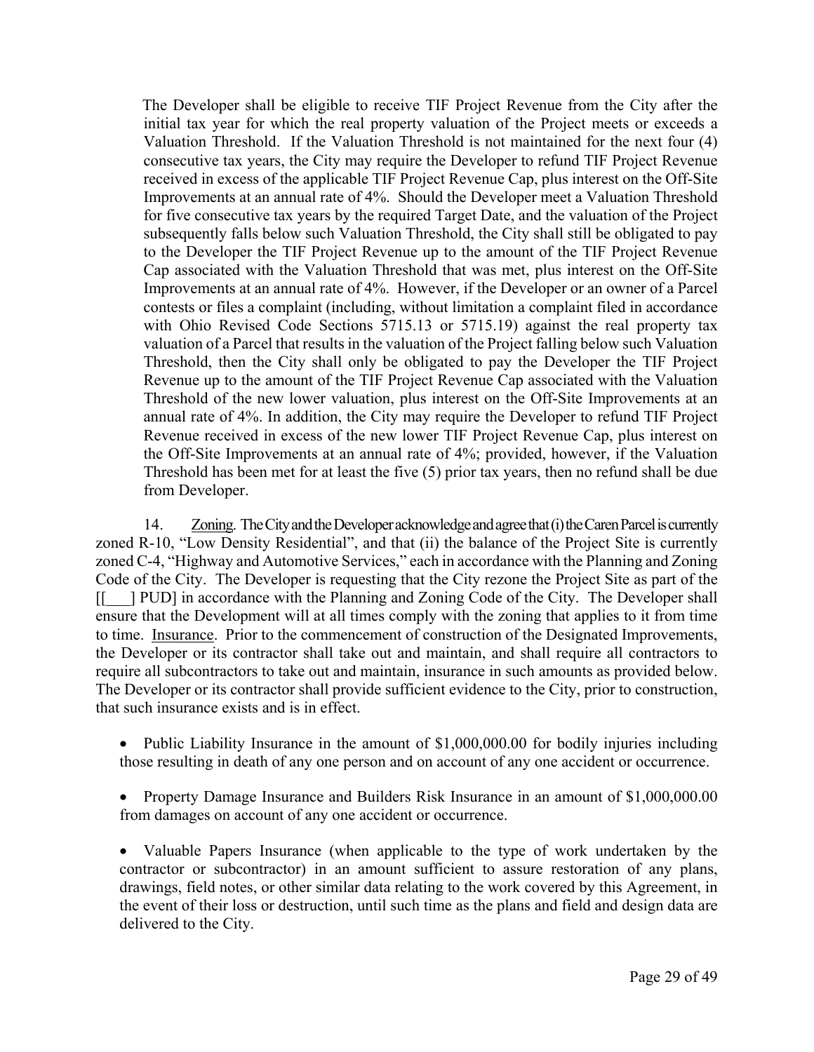The Developer shall be eligible to receive TIF Project Revenue from the City after the initial tax year for which the real property valuation of the Project meets or exceeds a Valuation Threshold. If the Valuation Threshold is not maintained for the next four (4) consecutive tax years, the City may require the Developer to refund TIF Project Revenue received in excess of the applicable TIF Project Revenue Cap, plus interest on the Off-Site Improvements at an annual rate of 4%. Should the Developer meet a Valuation Threshold for five consecutive tax years by the required Target Date, and the valuation of the Project subsequently falls below such Valuation Threshold, the City shall still be obligated to pay to the Developer the TIF Project Revenue up to the amount of the TIF Project Revenue Cap associated with the Valuation Threshold that was met, plus interest on the Off-Site Improvements at an annual rate of 4%. However, if the Developer or an owner of a Parcel contests or files a complaint (including, without limitation a complaint filed in accordance with Ohio Revised Code Sections 5715.13 or 5715.19) against the real property tax valuation of a Parcel that results in the valuation of the Project falling below such Valuation Threshold, then the City shall only be obligated to pay the Developer the TIF Project Revenue up to the amount of the TIF Project Revenue Cap associated with the Valuation Threshold of the new lower valuation, plus interest on the Off-Site Improvements at an annual rate of 4%. In addition, the City may require the Developer to refund TIF Project Revenue received in excess of the new lower TIF Project Revenue Cap, plus interest on the Off-Site Improvements at an annual rate of 4%; provided, however, if the Valuation Threshold has been met for at least the five (5) prior tax years, then no refund shall be due from Developer.

14. Zoning. The City and the Developer acknowledge and agree that (i) the Caren Parcel is currently zoned R-10, "Low Density Residential", and that (ii) the balance of the Project Site is currently zoned C-4, "Highway and Automotive Services," each in accordance with the Planning and Zoning Code of the City. The Developer is requesting that the City rezone the Project Site as part of the [[___] PUD] in accordance with the Planning and Zoning Code of the City. The Developer shall ensure that the Development will at all times comply with the zoning that applies to it from time to time. Insurance. Prior to the commencement of construction of the Designated Improvements, the Developer or its contractor shall take out and maintain, and shall require all contractors to require all subcontractors to take out and maintain, insurance in such amounts as provided below. The Developer or its contractor shall provide sufficient evidence to the City, prior to construction, that such insurance exists and is in effect.

- Public Liability Insurance in the amount of $1,000,000.00 for bodily injuries including those resulting in death of any one person and on account of any one accident or occurrence.

- Property Damage Insurance and Builders Risk Insurance in an amount of $1,000,000.00 from damages on account of any one accident or occurrence.

- Valuable Papers Insurance (when applicable to the type of work undertaken by the contractor or subcontractor) in an amount sufficient to assure restoration of any plans, drawings, field notes, or other similar data relating to the work covered by this Agreement, in the event of their loss or destruction, until such time as the plans and field and design data are delivered to the City.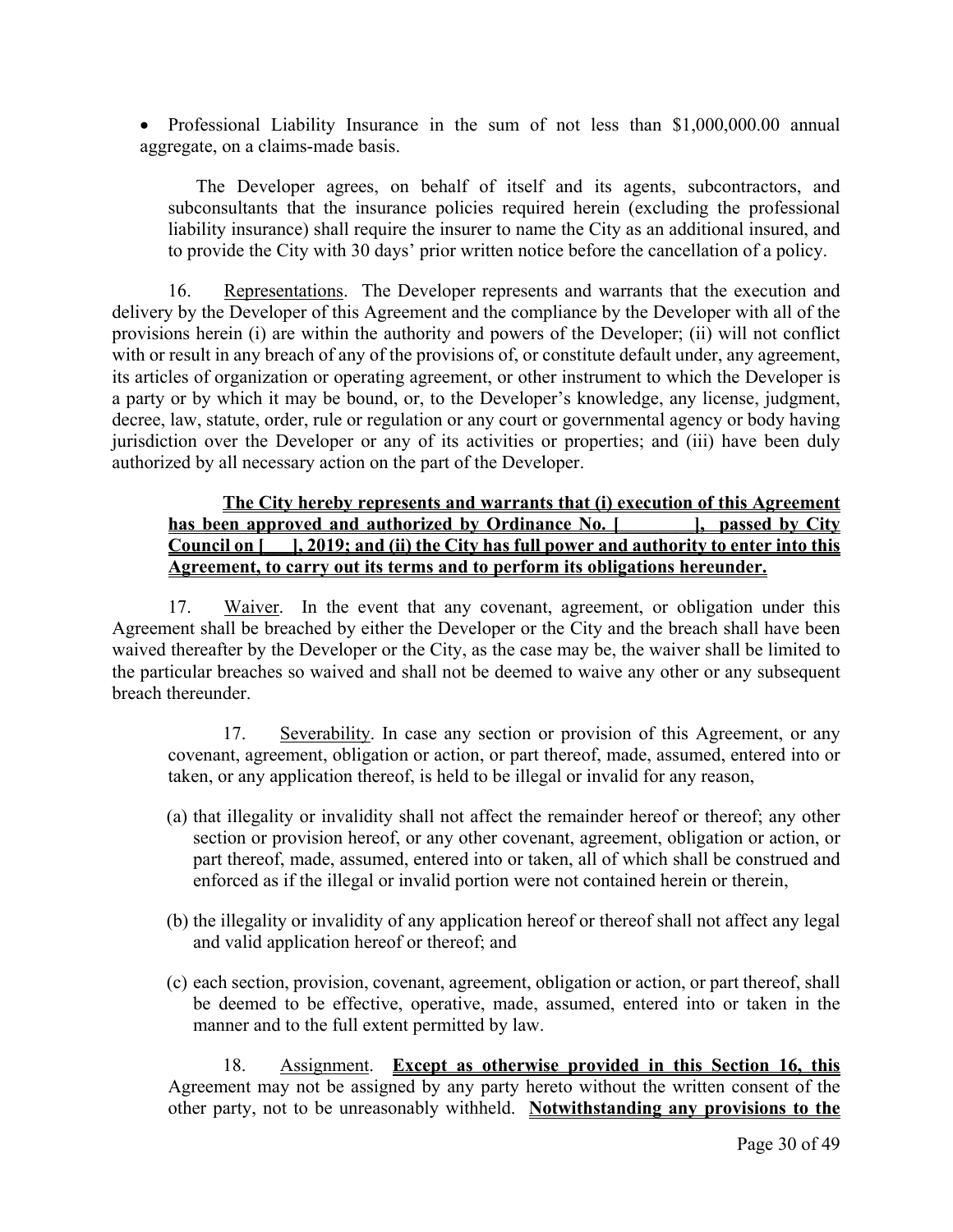- Professional Liability Insurance in the sum of not less than $1,000,000.00 annual aggregate, on a claims-made basis.

The Developer agrees, on behalf of itself and its agents, subcontractors, and subconsultants that the insurance policies required herein (excluding the professional liability insurance) shall require the insurer to name the City as an additional insured, and to provide the City with 30 days' prior written notice before the cancellation of a policy.

16. Representations. The Developer represents and warrants that the execution and delivery by the Developer of this Agreement and the compliance by the Developer with all of the provisions herein (i) are within the authority and powers of the Developer; (ii) will not conflict with or result in any breach of any of the provisions of, or constitute default under, any agreement, its articles of organization or operating agreement, or other instrument to which the Developer is a party or by which it may be bound, or, to the Developer's knowledge, any license, judgment, decree, law, statute, order, rule or regulation or any court or governmental agency or body having jurisdiction over the Developer or any of its activities or properties; and (iii) have been duly authorized by all necessary action on the part of the Developer.

**The City hereby represents and warrants that (i) execution of this Agreement has been approved and authorized by Ordinance No. [________], passed by City Council on [___], 2019; and (ii) the City has full power and authority to enter into this Agreement, to carry out its terms and to perform its obligations hereunder.**

17. Waiver. In the event that any covenant, agreement, or obligation under this Agreement shall be breached by either the Developer or the City and the breach shall have been waived thereafter by the Developer or the City, as the case may be, the waiver shall be limited to the particular breaches so waived and shall not be deemed to waive any other or any subsequent breach thereunder.

17. Severability. In case any section or provision of this Agreement, or any covenant, agreement, obligation or action, or part thereof, made, assumed, entered into or taken, or any application thereof, is held to be illegal or invalid for any reason,

(a) that illegality or invalidity shall not affect the remainder hereof or thereof; any other section or provision hereof, or any other covenant, agreement, obligation or action, or part thereof, made, assumed, entered into or taken, all of which shall be construed and enforced as if the illegal or invalid portion were not contained herein or therein,

(b) the illegality or invalidity of any application hereof or thereof shall not affect any legal and valid application hereof or thereof; and

(c) each section, provision, covenant, agreement, obligation or action, or part thereof, shall be deemed to be effective, operative, made, assumed, entered into or taken in the manner and to the full extent permitted by law.

18. Assignment. **Except as otherwise provided in this Section 16, this** Agreement may not be assigned by any party hereto without the written consent of the other party, not to be unreasonably withheld. **Notwithstanding any provisions to the**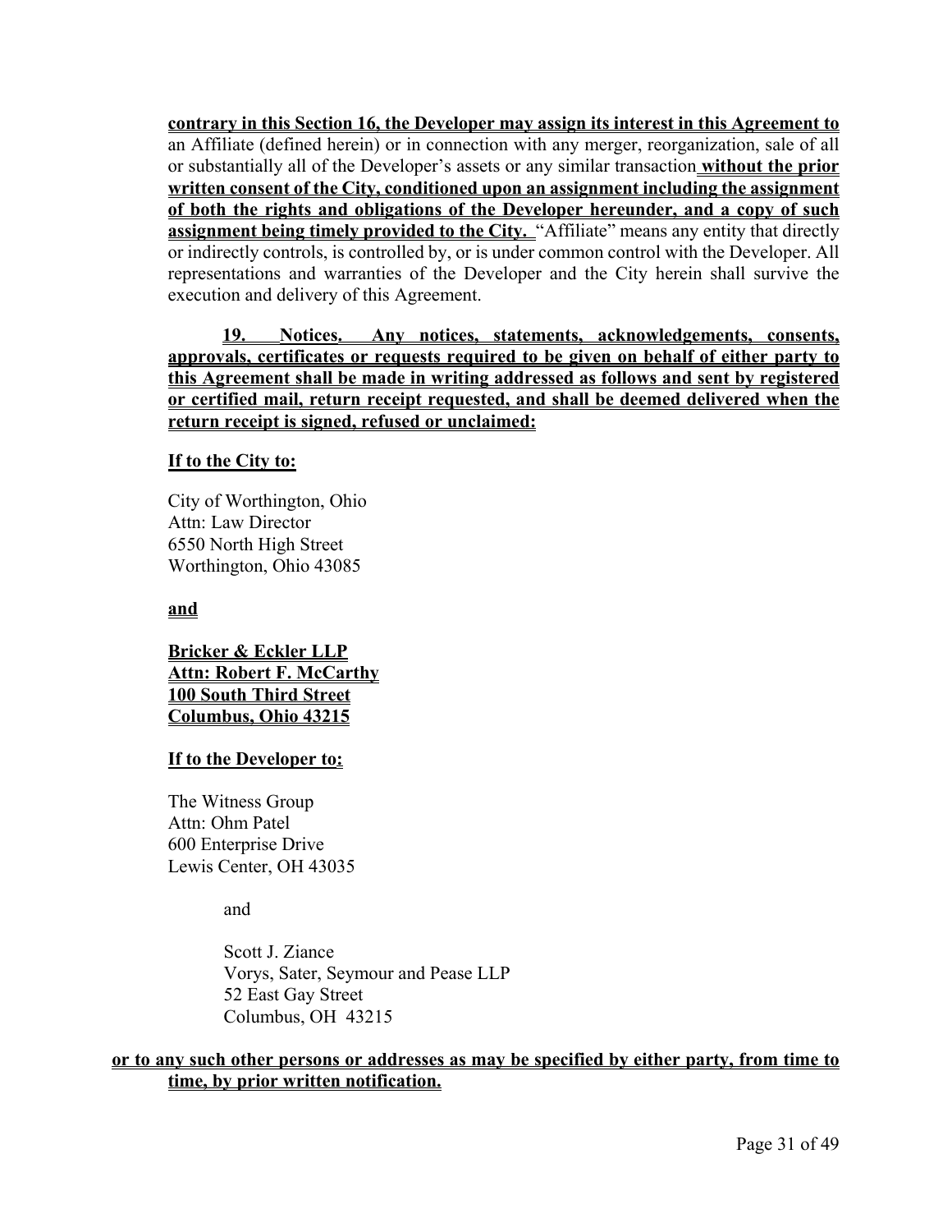**contrary in this Section 16, the Developer may assign its interest in this Agreement to** an Affiliate (defined herein) or in connection with any merger, reorganization, sale of all or substantially all of the Developer's assets or any similar transaction **without the prior written consent of the City, conditioned upon an assignment including the assignment of both the rights and obligations of the Developer hereunder, and a copy of such assignment being timely provided to the City.** "Affiliate" means any entity that directly or indirectly controls, is controlled by, or is under common control with the Developer. All representations and warranties of the Developer and the City herein shall survive the execution and delivery of this Agreement.

**19. Notices. Any notices, statements, acknowledgements, consents, approvals, certificates or requests required to be given on behalf of either party to this Agreement shall be made in writing addressed as follows and sent by registered or certified mail, return receipt requested, and shall be deemed delivered when the return receipt is signed, refused or unclaimed:**

**If to the City to:**

City of Worthington, Ohio
Attn: Law Director
6550 North High Street
Worthington, Ohio 43085

**and**

**Bricker & Eckler LLP**
**Attn: Robert F. McCarthy**
**100 South Third Street**
**Columbus, Ohio 43215**

**If to the Developer to:**

The Witness Group
Attn: Ohm Patel
600 Enterprise Drive
Lewis Center, OH 43035

and

Scott J. Ziance
Vorys, Sater, Seymour and Pease LLP
52 East Gay Street
Columbus, OH 43215

**or to any such other persons or addresses as may be specified by either party, from time to time, by prior written notification.**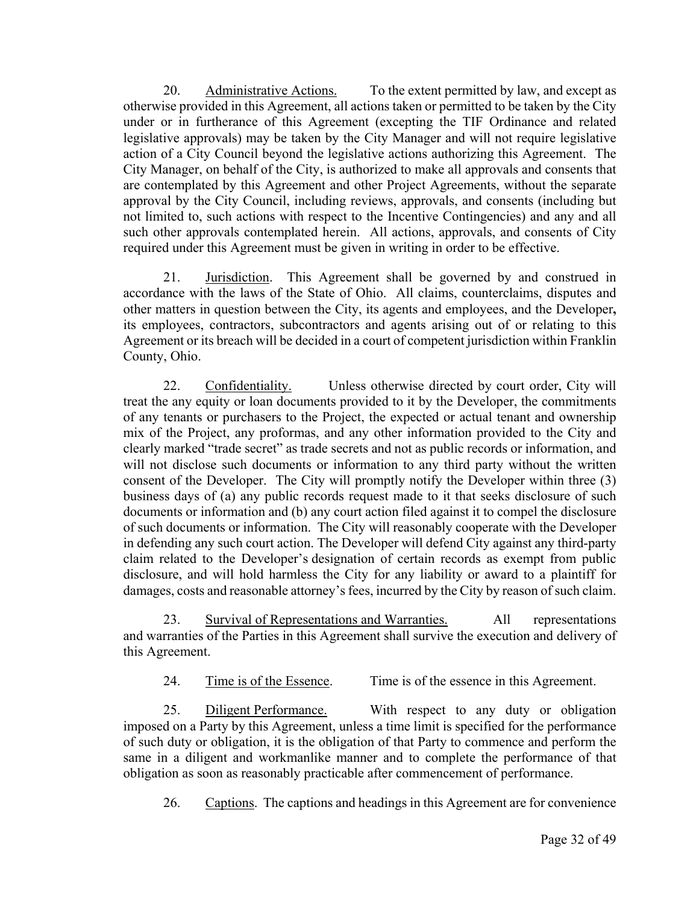20. Administrative Actions. To the extent permitted by law, and except as otherwise provided in this Agreement, all actions taken or permitted to be taken by the City under or in furtherance of this Agreement (excepting the TIF Ordinance and related legislative approvals) may be taken by the City Manager and will not require legislative action of a City Council beyond the legislative actions authorizing this Agreement. The City Manager, on behalf of the City, is authorized to make all approvals and consents that are contemplated by this Agreement and other Project Agreements, without the separate approval by the City Council, including reviews, approvals, and consents (including but not limited to, such actions with respect to the Incentive Contingencies) and any and all such other approvals contemplated herein. All actions, approvals, and consents of City required under this Agreement must be given in writing in order to be effective.

21. Jurisdiction. This Agreement shall be governed by and construed in accordance with the laws of the State of Ohio. All claims, counterclaims, disputes and other matters in question between the City, its agents and employees, and the Developer**,** its employees, contractors, subcontractors and agents arising out of or relating to this Agreement or its breach will be decided in a court of competent jurisdiction within Franklin County, Ohio.

22. Confidentiality. Unless otherwise directed by court order, City will treat the any equity or loan documents provided to it by the Developer, the commitments of any tenants or purchasers to the Project, the expected or actual tenant and ownership mix of the Project, any proformas, and any other information provided to the City and clearly marked "trade secret" as trade secrets and not as public records or information, and will not disclose such documents or information to any third party without the written consent of the Developer. The City will promptly notify the Developer within three (3) business days of (a) any public records request made to it that seeks disclosure of such documents or information and (b) any court action filed against it to compel the disclosure of such documents or information. The City will reasonably cooperate with the Developer in defending any such court action. The Developer will defend City against any third-party claim related to the Developer's designation of certain records as exempt from public disclosure, and will hold harmless the City for any liability or award to a plaintiff for damages, costs and reasonable attorney's fees, incurred by the City by reason of such claim.

23. Survival of Representations and Warranties. All representations and warranties of the Parties in this Agreement shall survive the execution and delivery of this Agreement.

24. Time is of the Essence. Time is of the essence in this Agreement.

25. Diligent Performance. With respect to any duty or obligation imposed on a Party by this Agreement, unless a time limit is specified for the performance of such duty or obligation, it is the obligation of that Party to commence and perform the same in a diligent and workmanlike manner and to complete the performance of that obligation as soon as reasonably practicable after commencement of performance.

26. Captions. The captions and headings in this Agreement are for convenience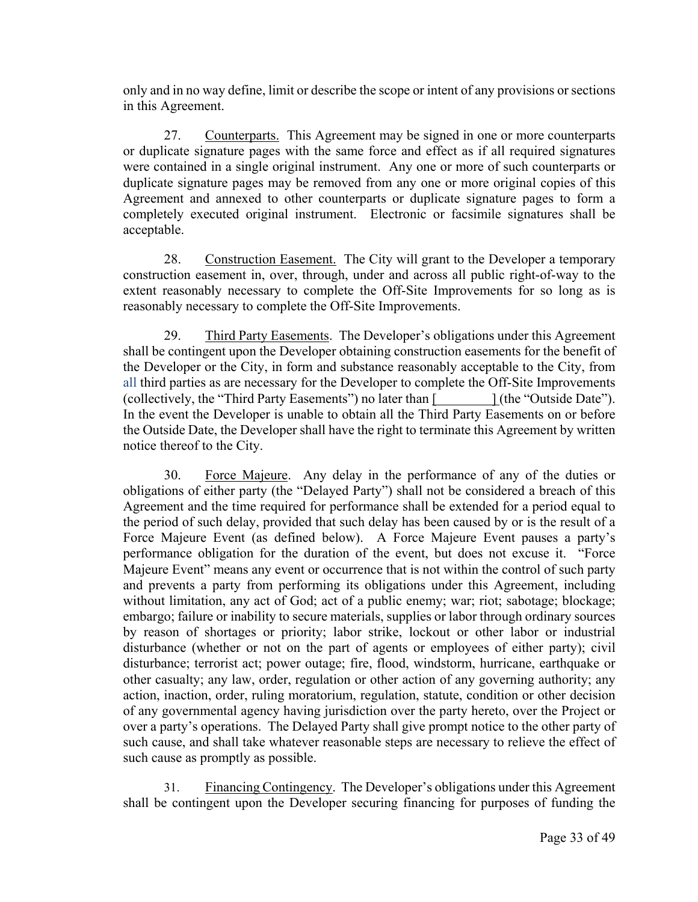only and in no way define, limit or describe the scope or intent of any provisions or sections in this Agreement.

27. Counterparts. This Agreement may be signed in one or more counterparts or duplicate signature pages with the same force and effect as if all required signatures were contained in a single original instrument. Any one or more of such counterparts or duplicate signature pages may be removed from any one or more original copies of this Agreement and annexed to other counterparts or duplicate signature pages to form a completely executed original instrument. Electronic or facsimile signatures shall be acceptable.

28. Construction Easement. The City will grant to the Developer a temporary construction easement in, over, through, under and across all public right-of-way to the extent reasonably necessary to complete the Off-Site Improvements for so long as is reasonably necessary to complete the Off-Site Improvements.

29. Third Party Easements. The Developer's obligations under this Agreement shall be contingent upon the Developer obtaining construction easements for the benefit of the Developer or the City, in form and substance reasonably acceptable to the City, from all third parties as are necessary for the Developer to complete the Off-Site Improvements (collectively, the "Third Party Easements") no later than [________] (the "Outside Date"). In the event the Developer is unable to obtain all the Third Party Easements on or before the Outside Date, the Developer shall have the right to terminate this Agreement by written notice thereof to the City.

30. Force Majeure. Any delay in the performance of any of the duties or obligations of either party (the "Delayed Party") shall not be considered a breach of this Agreement and the time required for performance shall be extended for a period equal to the period of such delay, provided that such delay has been caused by or is the result of a Force Majeure Event (as defined below). A Force Majeure Event pauses a party's performance obligation for the duration of the event, but does not excuse it. "Force Majeure Event" means any event or occurrence that is not within the control of such party and prevents a party from performing its obligations under this Agreement, including without limitation, any act of God; act of a public enemy; war; riot; sabotage; blockage; embargo; failure or inability to secure materials, supplies or labor through ordinary sources by reason of shortages or priority; labor strike, lockout or other labor or industrial disturbance (whether or not on the part of agents or employees of either party); civil disturbance; terrorist act; power outage; fire, flood, windstorm, hurricane, earthquake or other casualty; any law, order, regulation or other action of any governing authority; any action, inaction, order, ruling moratorium, regulation, statute, condition or other decision of any governmental agency having jurisdiction over the party hereto, over the Project or over a party's operations. The Delayed Party shall give prompt notice to the other party of such cause, and shall take whatever reasonable steps are necessary to relieve the effect of such cause as promptly as possible.

31. Financing Contingency. The Developer's obligations under this Agreement shall be contingent upon the Developer securing financing for purposes of funding the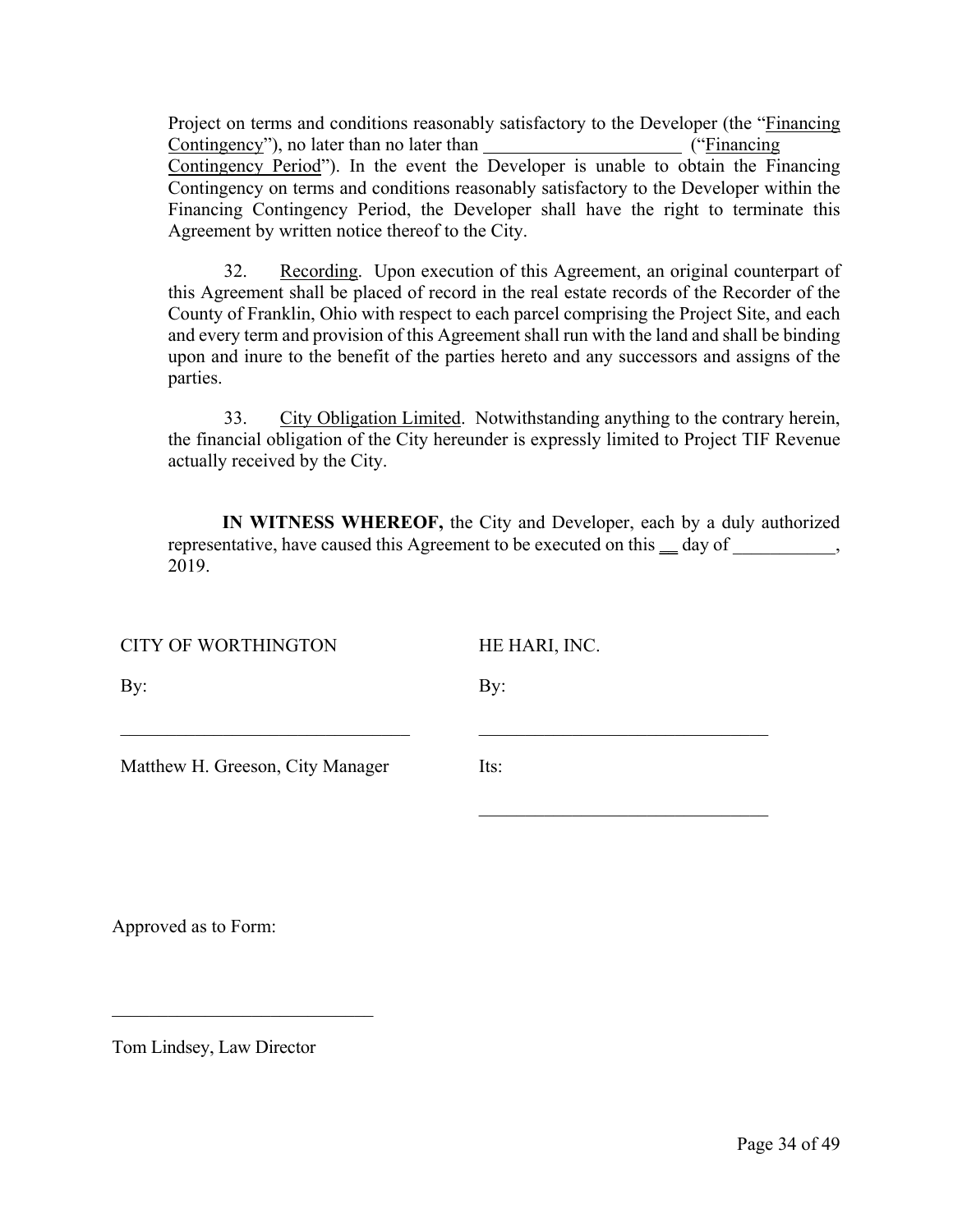Project on terms and conditions reasonably satisfactory to the Developer (the "Financing Contingency"), no later than no later than ______________________ ("Financing Contingency Period"). In the event the Developer is unable to obtain the Financing Contingency on terms and conditions reasonably satisfactory to the Developer within the Financing Contingency Period, the Developer shall have the right to terminate this Agreement by written notice thereof to the City.

32. Recording. Upon execution of this Agreement, an original counterpart of this Agreement shall be placed of record in the real estate records of the Recorder of the County of Franklin, Ohio with respect to each parcel comprising the Project Site, and each and every term and provision of this Agreement shall run with the land and shall be binding upon and inure to the benefit of the parties hereto and any successors and assigns of the parties.

33. City Obligation Limited. Notwithstanding anything to the contrary herein, the financial obligation of the City hereunder is expressly limited to Project TIF Revenue actually received by the City.

**IN WITNESS WHEREOF,** the City and Developer, each by a duly authorized representative, have caused this Agreement to be executed on this __ day of ___________, 2019.

CITY OF WORTHINGTON

By:

________________________________

Matthew H. Greeson, City Manager

HE HARI, INC.

By:

________________________________

Its:

________________________________

Approved as to Form:

_____________________________

Tom Lindsey, Law Director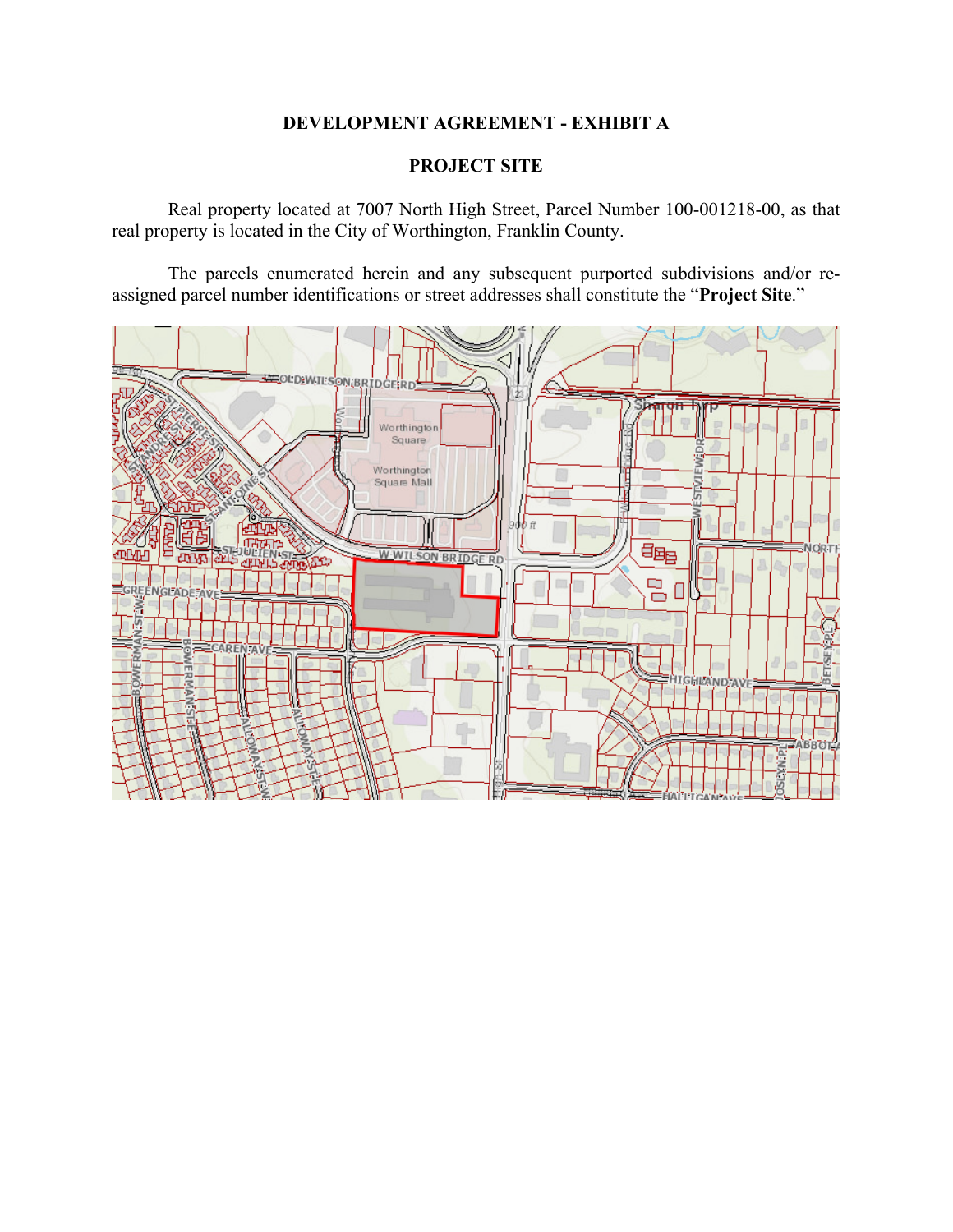**DEVELOPMENT AGREEMENT - EXHIBIT A**

**PROJECT SITE**

Real property located at 7007 North High Street, Parcel Number 100-001218-00, as that real property is located in the City of Worthington, Franklin County.

The parcels enumerated herein and any subsequent purported subdivisions and/or re-assigned parcel number identifications or street addresses shall constitute the "**Project Site**."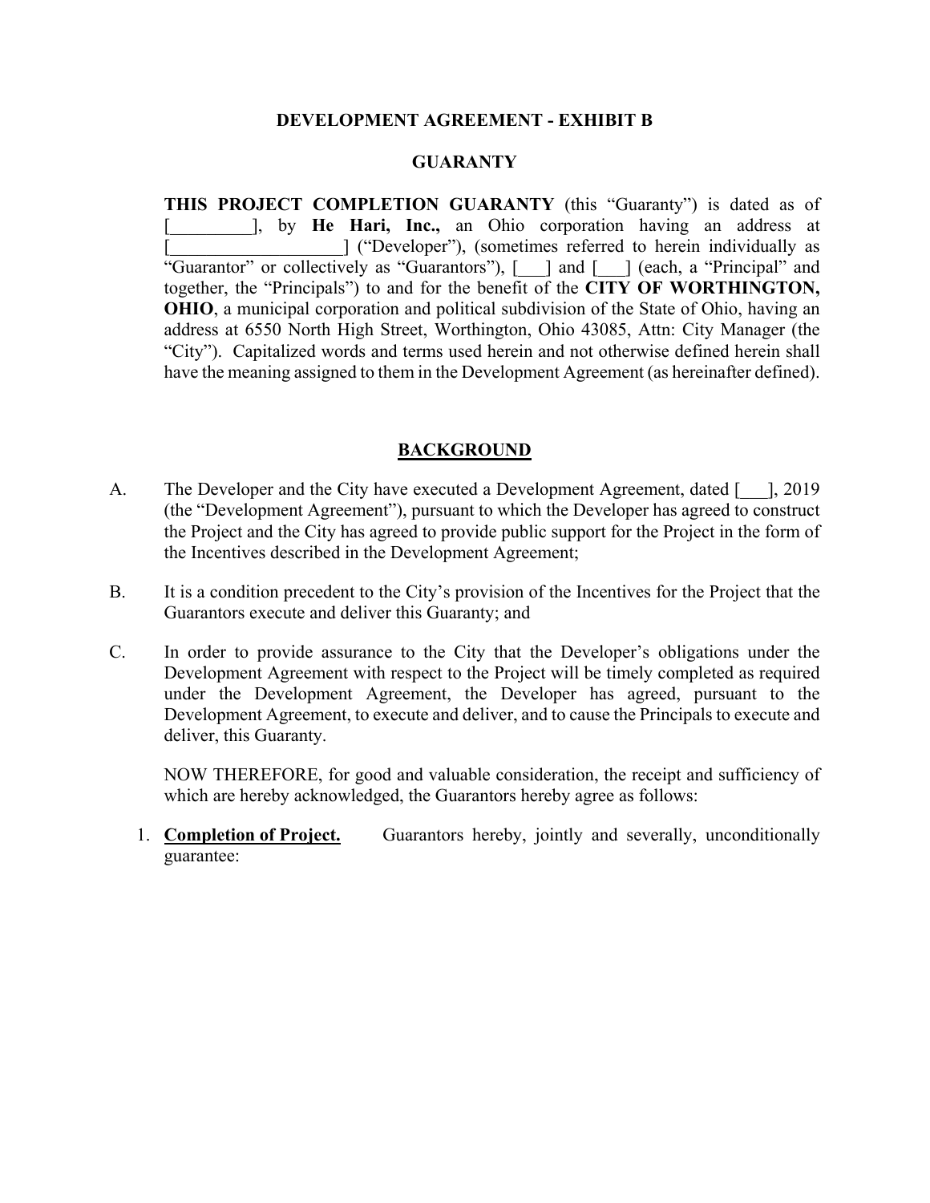**DEVELOPMENT AGREEMENT - EXHIBIT B**

**GUARANTY**

**THIS PROJECT COMPLETION GUARANTY** (this "Guaranty") is dated as of [_________], by **He Hari, Inc.,** an Ohio corporation having an address at [___________________] ("Developer"), (sometimes referred to herein individually as "Guarantor" or collectively as "Guarantors"), [___] and [___] (each, a "Principal" and together, the "Principals") to and for the benefit of the **CITY OF WORTHINGTON, OHIO**, a municipal corporation and political subdivision of the State of Ohio, having an address at 6550 North High Street, Worthington, Ohio 43085, Attn: City Manager (the "City"). Capitalized words and terms used herein and not otherwise defined herein shall have the meaning assigned to them in the Development Agreement (as hereinafter defined).

## <u>BACKGROUND</u>

A. The Developer and the City have executed a Development Agreement, dated [___], 2019 (the "Development Agreement"), pursuant to which the Developer has agreed to construct the Project and the City has agreed to provide public support for the Project in the form of the Incentives described in the Development Agreement;

B. It is a condition precedent to the City's provision of the Incentives for the Project that the Guarantors execute and deliver this Guaranty; and

C. In order to provide assurance to the City that the Developer's obligations under the Development Agreement with respect to the Project will be timely completed as required under the Development Agreement, the Developer has agreed, pursuant to the Development Agreement, to execute and deliver, and to cause the Principals to execute and deliver, this Guaranty.

NOW THEREFORE, for good and valuable consideration, the receipt and sufficiency of which are hereby acknowledged, the Guarantors hereby agree as follows:

1. **<u>Completion of Project.</u>** Guarantors hereby, jointly and severally, unconditionally guarantee: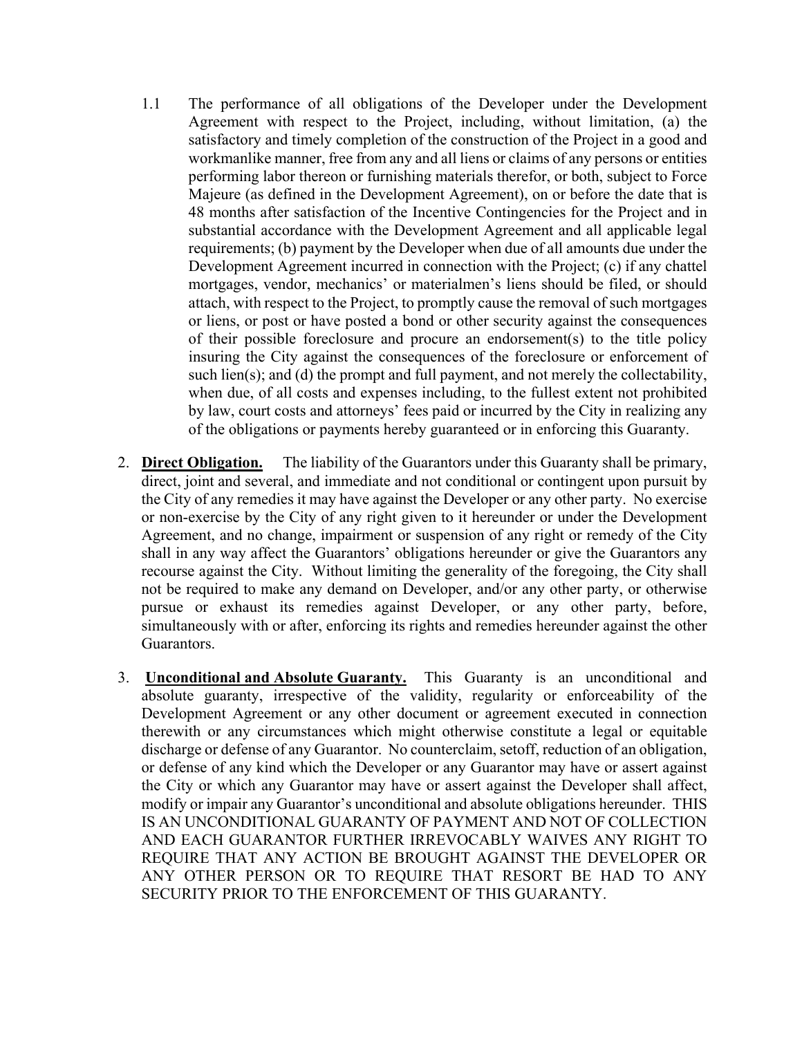1.1 The performance of all obligations of the Developer under the Development Agreement with respect to the Project, including, without limitation, (a) the satisfactory and timely completion of the construction of the Project in a good and workmanlike manner, free from any and all liens or claims of any persons or entities performing labor thereon or furnishing materials therefor, or both, subject to Force Majeure (as defined in the Development Agreement), on or before the date that is 48 months after satisfaction of the Incentive Contingencies for the Project and in substantial accordance with the Development Agreement and all applicable legal requirements; (b) payment by the Developer when due of all amounts due under the Development Agreement incurred in connection with the Project; (c) if any chattel mortgages, vendor, mechanics' or materialmen's liens should be filed, or should attach, with respect to the Project, to promptly cause the removal of such mortgages or liens, or post or have posted a bond or other security against the consequences of their possible foreclosure and procure an endorsement(s) to the title policy insuring the City against the consequences of the foreclosure or enforcement of such lien(s); and (d) the prompt and full payment, and not merely the collectability, when due, of all costs and expenses including, to the fullest extent not prohibited by law, court costs and attorneys' fees paid or incurred by the City in realizing any of the obligations or payments hereby guaranteed or in enforcing this Guaranty.

2. **Direct Obligation.** The liability of the Guarantors under this Guaranty shall be primary, direct, joint and several, and immediate and not conditional or contingent upon pursuit by the City of any remedies it may have against the Developer or any other party. No exercise or non-exercise by the City of any right given to it hereunder or under the Development Agreement, and no change, impairment or suspension of any right or remedy of the City shall in any way affect the Guarantors' obligations hereunder or give the Guarantors any recourse against the City. Without limiting the generality of the foregoing, the City shall not be required to make any demand on Developer, and/or any other party, or otherwise pursue or exhaust its remedies against Developer, or any other party, before, simultaneously with or after, enforcing its rights and remedies hereunder against the other Guarantors.

3. **Unconditional and Absolute Guaranty.** This Guaranty is an unconditional and absolute guaranty, irrespective of the validity, regularity or enforceability of the Development Agreement or any other document or agreement executed in connection therewith or any circumstances which might otherwise constitute a legal or equitable discharge or defense of any Guarantor. No counterclaim, setoff, reduction of an obligation, or defense of any kind which the Developer or any Guarantor may have or assert against the City or which any Guarantor may have or assert against the Developer shall affect, modify or impair any Guarantor's unconditional and absolute obligations hereunder. THIS IS AN UNCONDITIONAL GUARANTY OF PAYMENT AND NOT OF COLLECTION AND EACH GUARANTOR FURTHER IRREVOCABLY WAIVES ANY RIGHT TO REQUIRE THAT ANY ACTION BE BROUGHT AGAINST THE DEVELOPER OR ANY OTHER PERSON OR TO REQUIRE THAT RESORT BE HAD TO ANY SECURITY PRIOR TO THE ENFORCEMENT OF THIS GUARANTY.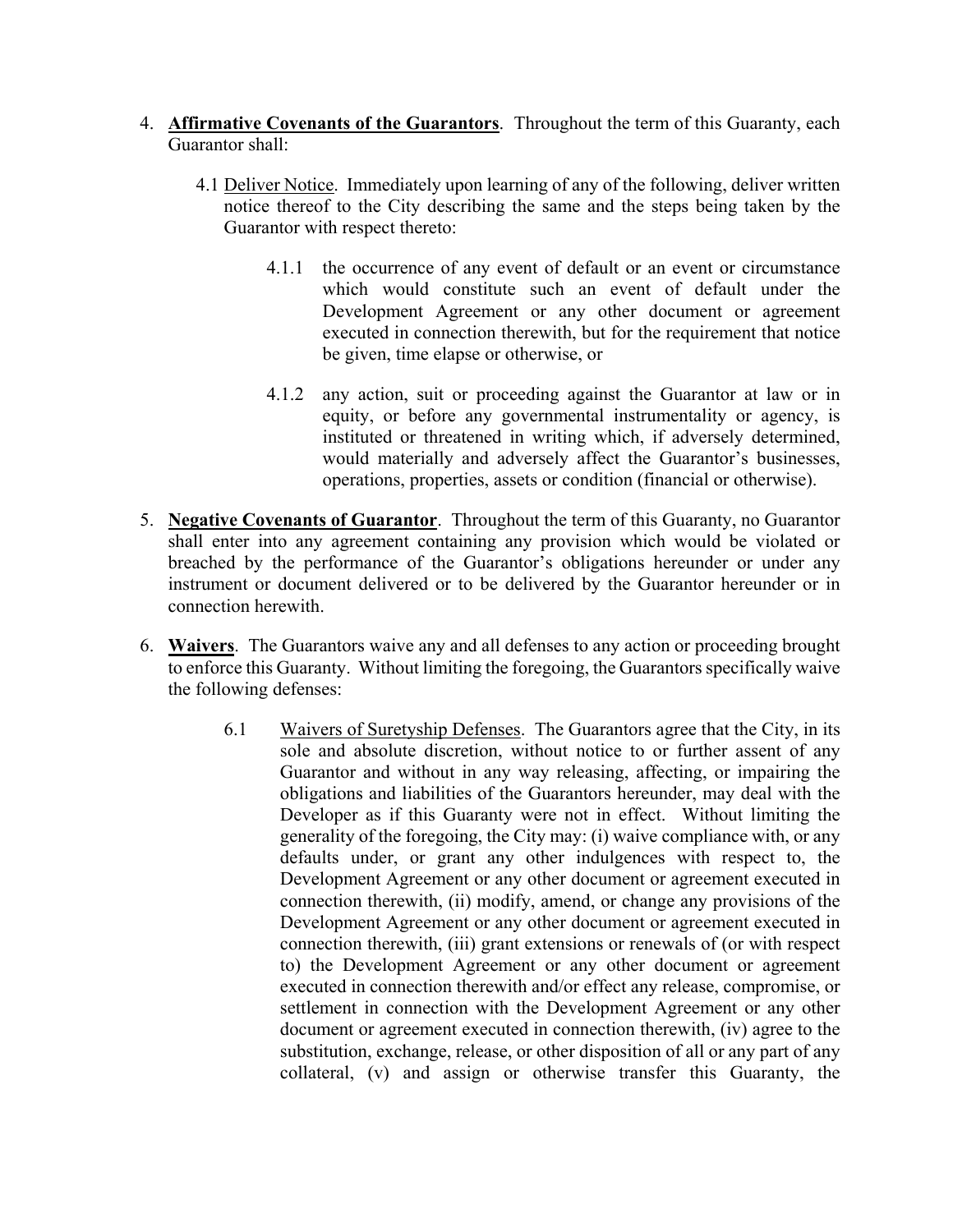4. **Affirmative Covenants of the Guarantors**. Throughout the term of this Guaranty, each Guarantor shall:

   4.1 Deliver Notice. Immediately upon learning of any of the following, deliver written notice thereof to the City describing the same and the steps being taken by the Guarantor with respect thereto:

      4.1.1 the occurrence of any event of default or an event or circumstance which would constitute such an event of default under the Development Agreement or any other document or agreement executed in connection therewith, but for the requirement that notice be given, time elapse or otherwise, or

      4.1.2 any action, suit or proceeding against the Guarantor at law or in equity, or before any governmental instrumentality or agency, is instituted or threatened in writing which, if adversely determined, would materially and adversely affect the Guarantor's businesses, operations, properties, assets or condition (financial or otherwise).

5. **Negative Covenants of Guarantor**. Throughout the term of this Guaranty, no Guarantor shall enter into any agreement containing any provision which would be violated or breached by the performance of the Guarantor's obligations hereunder or under any instrument or document delivered or to be delivered by the Guarantor hereunder or in connection herewith.

6. **Waivers**. The Guarantors waive any and all defenses to any action or proceeding brought to enforce this Guaranty. Without limiting the foregoing, the Guarantors specifically waive the following defenses:

   6.1 Waivers of Suretyship Defenses. The Guarantors agree that the City, in its sole and absolute discretion, without notice to or further assent of any Guarantor and without in any way releasing, affecting, or impairing the obligations and liabilities of the Guarantors hereunder, may deal with the Developer as if this Guaranty were not in effect. Without limiting the generality of the foregoing, the City may: (i) waive compliance with, or any defaults under, or grant any other indulgences with respect to, the Development Agreement or any other document or agreement executed in connection therewith, (ii) modify, amend, or change any provisions of the Development Agreement or any other document or agreement executed in connection therewith, (iii) grant extensions or renewals of (or with respect to) the Development Agreement or any other document or agreement executed in connection therewith and/or effect any release, compromise, or settlement in connection with the Development Agreement or any other document or agreement executed in connection therewith, (iv) agree to the substitution, exchange, release, or other disposition of all or any part of any collateral, (v) and assign or otherwise transfer this Guaranty, the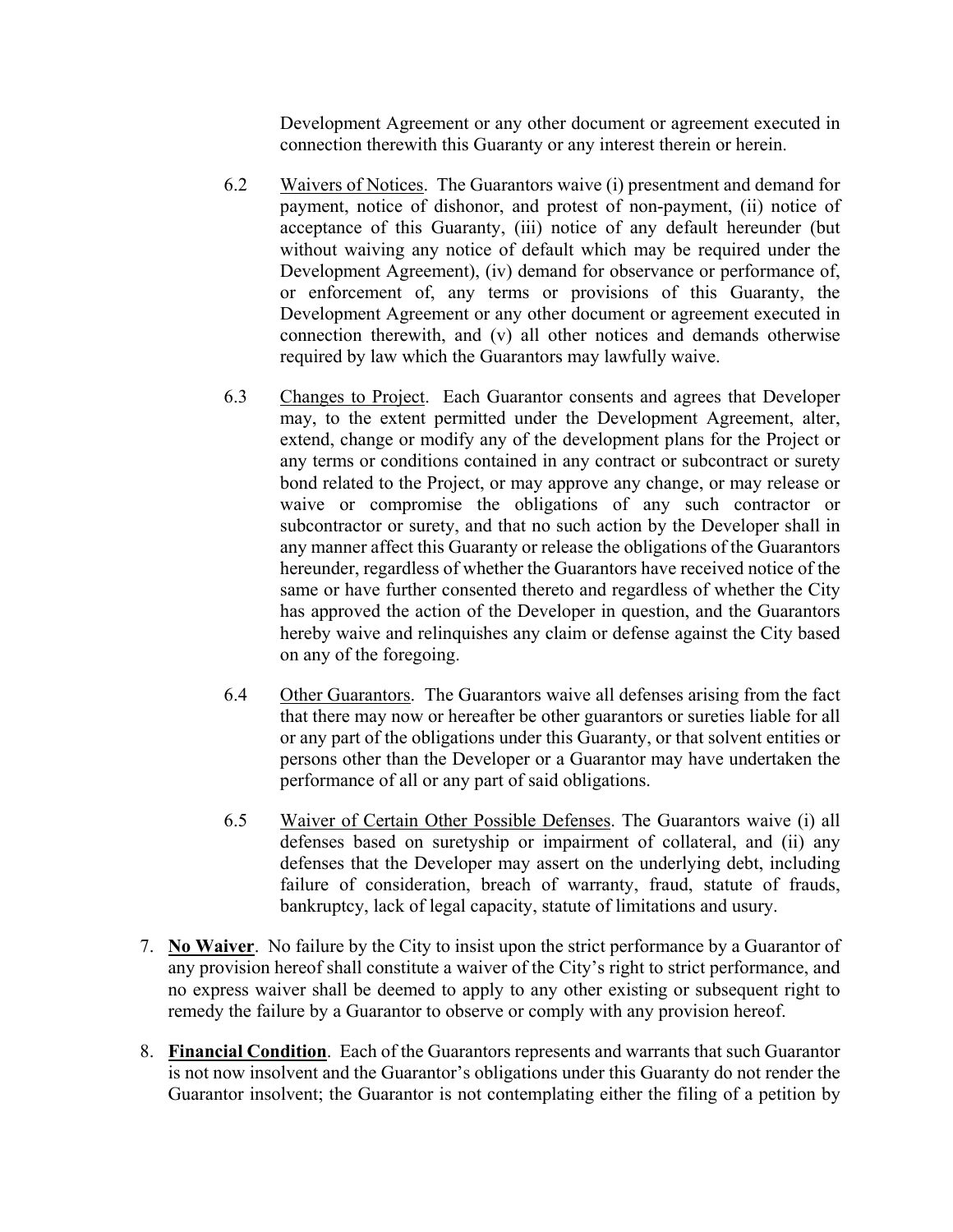Development Agreement or any other document or agreement executed in connection therewith this Guaranty or any interest therein or herein.

6.2 Waivers of Notices. The Guarantors waive (i) presentment and demand for payment, notice of dishonor, and protest of non-payment, (ii) notice of acceptance of this Guaranty, (iii) notice of any default hereunder (but without waiving any notice of default which may be required under the Development Agreement), (iv) demand for observance or performance of, or enforcement of, any terms or provisions of this Guaranty, the Development Agreement or any other document or agreement executed in connection therewith, and (v) all other notices and demands otherwise required by law which the Guarantors may lawfully waive.

6.3 Changes to Project. Each Guarantor consents and agrees that Developer may, to the extent permitted under the Development Agreement, alter, extend, change or modify any of the development plans for the Project or any terms or conditions contained in any contract or subcontract or surety bond related to the Project, or may approve any change, or may release or waive or compromise the obligations of any such contractor or subcontractor or surety, and that no such action by the Developer shall in any manner affect this Guaranty or release the obligations of the Guarantors hereunder, regardless of whether the Guarantors have received notice of the same or have further consented thereto and regardless of whether the City has approved the action of the Developer in question, and the Guarantors hereby waive and relinquishes any claim or defense against the City based on any of the foregoing.

6.4 Other Guarantors. The Guarantors waive all defenses arising from the fact that there may now or hereafter be other guarantors or sureties liable for all or any part of the obligations under this Guaranty, or that solvent entities or persons other than the Developer or a Guarantor may have undertaken the performance of all or any part of said obligations.

6.5 Waiver of Certain Other Possible Defenses. The Guarantors waive (i) all defenses based on suretyship or impairment of collateral, and (ii) any defenses that the Developer may assert on the underlying debt, including failure of consideration, breach of warranty, fraud, statute of frauds, bankruptcy, lack of legal capacity, statute of limitations and usury.

7. **No Waiver**. No failure by the City to insist upon the strict performance by a Guarantor of any provision hereof shall constitute a waiver of the City's right to strict performance, and no express waiver shall be deemed to apply to any other existing or subsequent right to remedy the failure by a Guarantor to observe or comply with any provision hereof.

8. **Financial Condition**. Each of the Guarantors represents and warrants that such Guarantor is not now insolvent and the Guarantor's obligations under this Guaranty do not render the Guarantor insolvent; the Guarantor is not contemplating either the filing of a petition by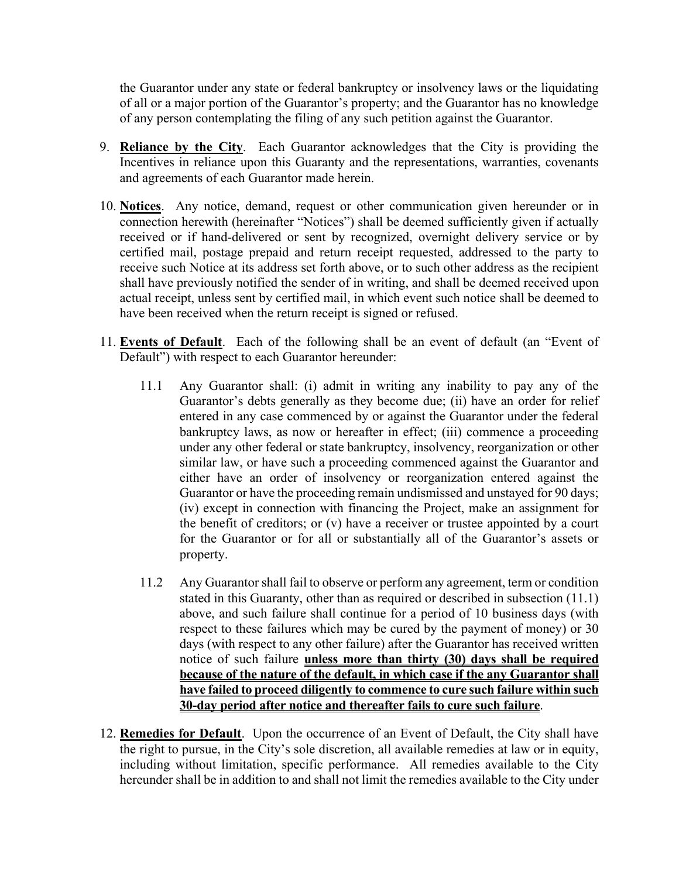the Guarantor under any state or federal bankruptcy or insolvency laws or the liquidating of all or a major portion of the Guarantor's property; and the Guarantor has no knowledge of any person contemplating the filing of any such petition against the Guarantor.

9. **Reliance by the City**. Each Guarantor acknowledges that the City is providing the Incentives in reliance upon this Guaranty and the representations, warranties, covenants and agreements of each Guarantor made herein.

10. **Notices**. Any notice, demand, request or other communication given hereunder or in connection herewith (hereinafter "Notices") shall be deemed sufficiently given if actually received or if hand-delivered or sent by recognized, overnight delivery service or by certified mail, postage prepaid and return receipt requested, addressed to the party to receive such Notice at its address set forth above, or to such other address as the recipient shall have previously notified the sender of in writing, and shall be deemed received upon actual receipt, unless sent by certified mail, in which event such notice shall be deemed to have been received when the return receipt is signed or refused.

11. **Events of Default**. Each of the following shall be an event of default (an "Event of Default") with respect to each Guarantor hereunder:

    11.1 Any Guarantor shall: (i) admit in writing any inability to pay any of the Guarantor's debts generally as they become due; (ii) have an order for relief entered in any case commenced by or against the Guarantor under the federal bankruptcy laws, as now or hereafter in effect; (iii) commence a proceeding under any other federal or state bankruptcy, insolvency, reorganization or other similar law, or have such a proceeding commenced against the Guarantor and either have an order of insolvency or reorganization entered against the Guarantor or have the proceeding remain undismissed and unstayed for 90 days; (iv) except in connection with financing the Project, make an assignment for the benefit of creditors; or (v) have a receiver or trustee appointed by a court for the Guarantor or for all or substantially all of the Guarantor's assets or property.

    11.2 Any Guarantor shall fail to observe or perform any agreement, term or condition stated in this Guaranty, other than as required or described in subsection (11.1) above, and such failure shall continue for a period of 10 business days (with respect to these failures which may be cured by the payment of money) or 30 days (with respect to any other failure) after the Guarantor has received written notice of such failure **unless more than thirty (30) days shall be required because of the nature of the default, in which case if the any Guarantor shall have failed to proceed diligently to commence to cure such failure within such 30-day period after notice and thereafter fails to cure such failure**.

12. **Remedies for Default**. Upon the occurrence of an Event of Default, the City shall have the right to pursue, in the City's sole discretion, all available remedies at law or in equity, including without limitation, specific performance. All remedies available to the City hereunder shall be in addition to and shall not limit the remedies available to the City under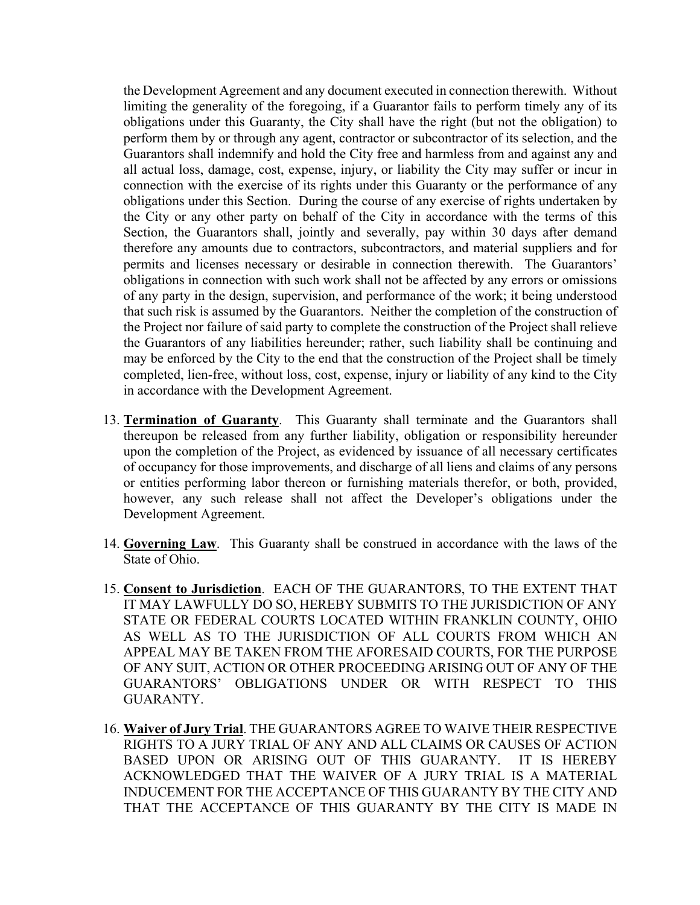the Development Agreement and any document executed in connection therewith. Without limiting the generality of the foregoing, if a Guarantor fails to perform timely any of its obligations under this Guaranty, the City shall have the right (but not the obligation) to perform them by or through any agent, contractor or subcontractor of its selection, and the Guarantors shall indemnify and hold the City free and harmless from and against any and all actual loss, damage, cost, expense, injury, or liability the City may suffer or incur in connection with the exercise of its rights under this Guaranty or the performance of any obligations under this Section. During the course of any exercise of rights undertaken by the City or any other party on behalf of the City in accordance with the terms of this Section, the Guarantors shall, jointly and severally, pay within 30 days after demand therefore any amounts due to contractors, subcontractors, and material suppliers and for permits and licenses necessary or desirable in connection therewith. The Guarantors' obligations in connection with such work shall not be affected by any errors or omissions of any party in the design, supervision, and performance of the work; it being understood that such risk is assumed by the Guarantors. Neither the completion of the construction of the Project nor failure of said party to complete the construction of the Project shall relieve the Guarantors of any liabilities hereunder; rather, such liability shall be continuing and may be enforced by the City to the end that the construction of the Project shall be timely completed, lien-free, without loss, cost, expense, injury or liability of any kind to the City in accordance with the Development Agreement.

13. **Termination of Guaranty**. This Guaranty shall terminate and the Guarantors shall thereupon be released from any further liability, obligation or responsibility hereunder upon the completion of the Project, as evidenced by issuance of all necessary certificates of occupancy for those improvements, and discharge of all liens and claims of any persons or entities performing labor thereon or furnishing materials therefor, or both, provided, however, any such release shall not affect the Developer's obligations under the Development Agreement.

14. **Governing Law**. This Guaranty shall be construed in accordance with the laws of the State of Ohio.

15. **Consent to Jurisdiction**. EACH OF THE GUARANTORS, TO THE EXTENT THAT IT MAY LAWFULLY DO SO, HEREBY SUBMITS TO THE JURISDICTION OF ANY STATE OR FEDERAL COURTS LOCATED WITHIN FRANKLIN COUNTY, OHIO AS WELL AS TO THE JURISDICTION OF ALL COURTS FROM WHICH AN APPEAL MAY BE TAKEN FROM THE AFORESAID COURTS, FOR THE PURPOSE OF ANY SUIT, ACTION OR OTHER PROCEEDING ARISING OUT OF ANY OF THE GUARANTORS' OBLIGATIONS UNDER OR WITH RESPECT TO THIS GUARANTY.

16. **Waiver of Jury Trial**. THE GUARANTORS AGREE TO WAIVE THEIR RESPECTIVE RIGHTS TO A JURY TRIAL OF ANY AND ALL CLAIMS OR CAUSES OF ACTION BASED UPON OR ARISING OUT OF THIS GUARANTY. IT IS HEREBY ACKNOWLEDGED THAT THE WAIVER OF A JURY TRIAL IS A MATERIAL INDUCEMENT FOR THE ACCEPTANCE OF THIS GUARANTY BY THE CITY AND THAT THE ACCEPTANCE OF THIS GUARANTY BY THE CITY IS MADE IN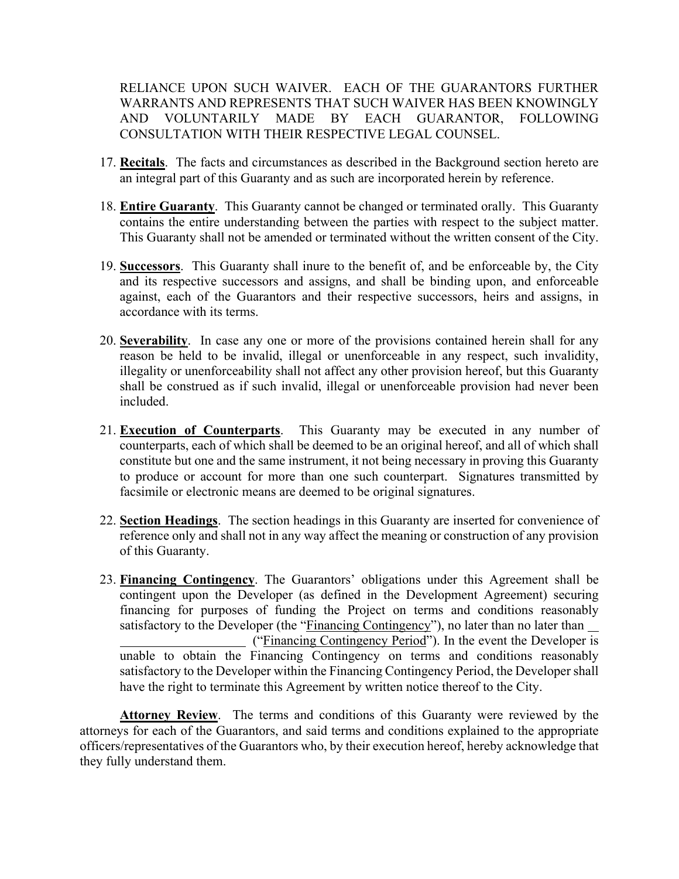RELIANCE UPON SUCH WAIVER. EACH OF THE GUARANTORS FURTHER WARRANTS AND REPRESENTS THAT SUCH WAIVER HAS BEEN KNOWINGLY AND VOLUNTARILY MADE BY EACH GUARANTOR, FOLLOWING CONSULTATION WITH THEIR RESPECTIVE LEGAL COUNSEL.

17. **Recitals**. The facts and circumstances as described in the Background section hereto are an integral part of this Guaranty and as such are incorporated herein by reference.

18. **Entire Guaranty**. This Guaranty cannot be changed or terminated orally. This Guaranty contains the entire understanding between the parties with respect to the subject matter. This Guaranty shall not be amended or terminated without the written consent of the City.

19. **Successors**. This Guaranty shall inure to the benefit of, and be enforceable by, the City and its respective successors and assigns, and shall be binding upon, and enforceable against, each of the Guarantors and their respective successors, heirs and assigns, in accordance with its terms.

20. **Severability**. In case any one or more of the provisions contained herein shall for any reason be held to be invalid, illegal or unenforceable in any respect, such invalidity, illegality or unenforceability shall not affect any other provision hereof, but this Guaranty shall be construed as if such invalid, illegal or unenforceable provision had never been included.

21. **Execution of Counterparts**. This Guaranty may be executed in any number of counterparts, each of which shall be deemed to be an original hereof, and all of which shall constitute but one and the same instrument, it not being necessary in proving this Guaranty to produce or account for more than one such counterpart. Signatures transmitted by facsimile or electronic means are deemed to be original signatures.

22. **Section Headings**. The section headings in this Guaranty are inserted for convenience of reference only and shall not in any way affect the meaning or construction of any provision of this Guaranty.

23. **Financing Contingency**. The Guarantors' obligations under this Agreement shall be contingent upon the Developer (as defined in the Development Agreement) securing financing for purposes of funding the Project on terms and conditions reasonably satisfactory to the Developer (the "Financing Contingency"), no later than no later than ____________________ ("Financing Contingency Period"). In the event the Developer is unable to obtain the Financing Contingency on terms and conditions reasonably satisfactory to the Developer within the Financing Contingency Period, the Developer shall have the right to terminate this Agreement by written notice thereof to the City.

**Attorney Review**. The terms and conditions of this Guaranty were reviewed by the attorneys for each of the Guarantors, and said terms and conditions explained to the appropriate officers/representatives of the Guarantors who, by their execution hereof, hereby acknowledge that they fully understand them.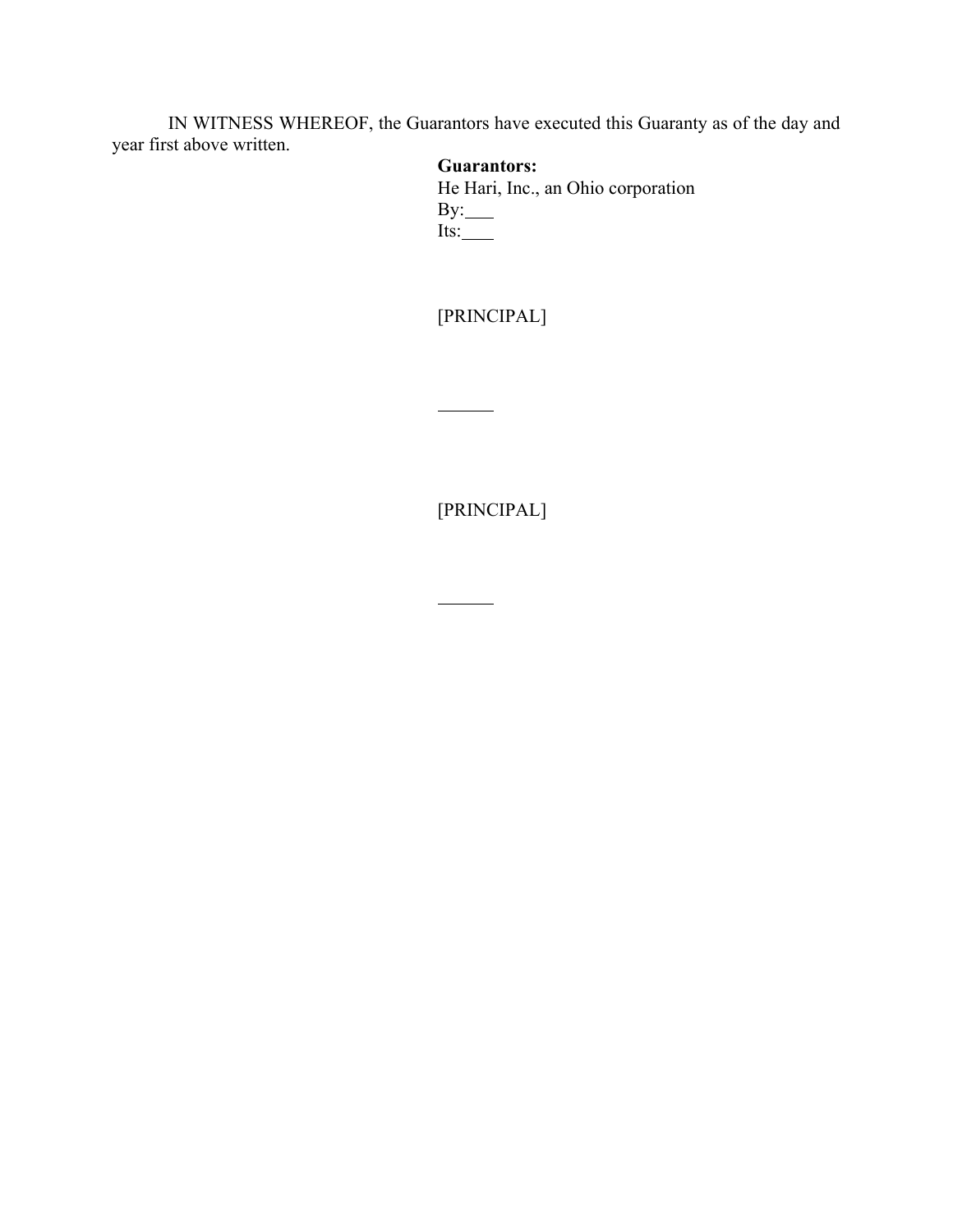IN WITNESS WHEREOF, the Guarantors have executed this Guaranty as of the day and year first above written.

**Guarantors:**
He Hari, Inc., an Ohio corporation
By:___
Its:___

[PRINCIPAL]

______

[PRINCIPAL]

______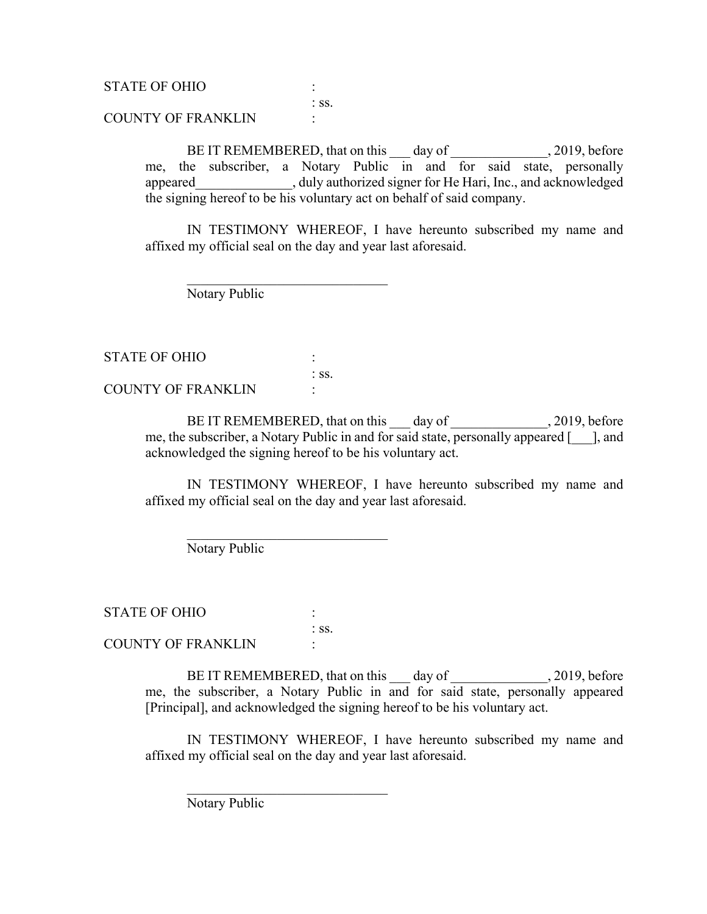STATE OF OHIO :
: ss.
COUNTY OF FRANKLIN :

BE IT REMEMBERED, that on this ___ day of ______________, 2019, before me, the subscriber, a Notary Public in and for said state, personally appeared______________, duly authorized signer for He Hari, Inc., and acknowledged the signing hereof to be his voluntary act on behalf of said company.

IN TESTIMONY WHEREOF, I have hereunto subscribed my name and affixed my official seal on the day and year last aforesaid.

______________________________
Notary Public

STATE OF OHIO :
: ss.
COUNTY OF FRANKLIN :

BE IT REMEMBERED, that on this ___ day of ______________, 2019, before me, the subscriber, a Notary Public in and for said state, personally appeared [___], and acknowledged the signing hereof to be his voluntary act.

IN TESTIMONY WHEREOF, I have hereunto subscribed my name and affixed my official seal on the day and year last aforesaid.

______________________________
Notary Public

STATE OF OHIO :
: ss.
COUNTY OF FRANKLIN :

BE IT REMEMBERED, that on this ___ day of ______________, 2019, before me, the subscriber, a Notary Public in and for said state, personally appeared [Principal], and acknowledged the signing hereof to be his voluntary act.

IN TESTIMONY WHEREOF, I have hereunto subscribed my name and affixed my official seal on the day and year last aforesaid.

______________________________
Notary Public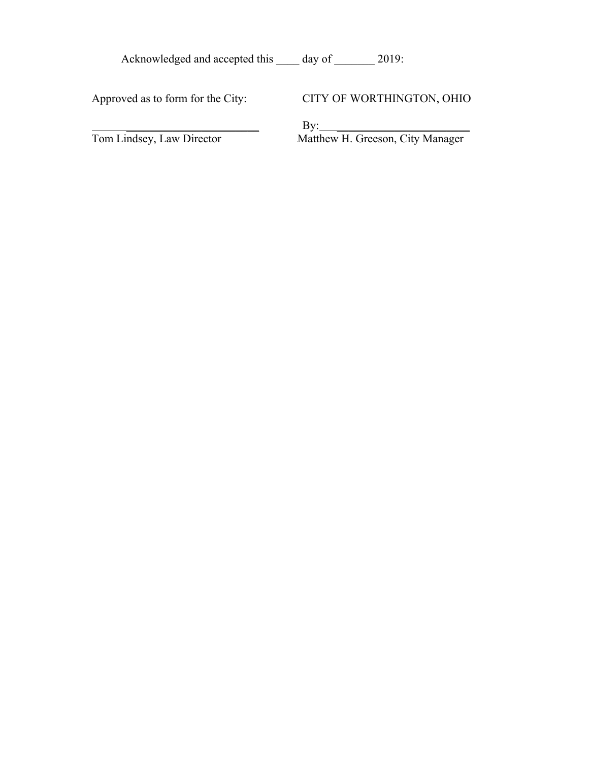Acknowledged and accepted this ____ day of _______ 2019:

Approved as to form for the City:

______________________________
Tom Lindsey, Law Director

CITY OF WORTHINGTON, OHIO

By:___________________________
Matthew H. Greeson, City Manager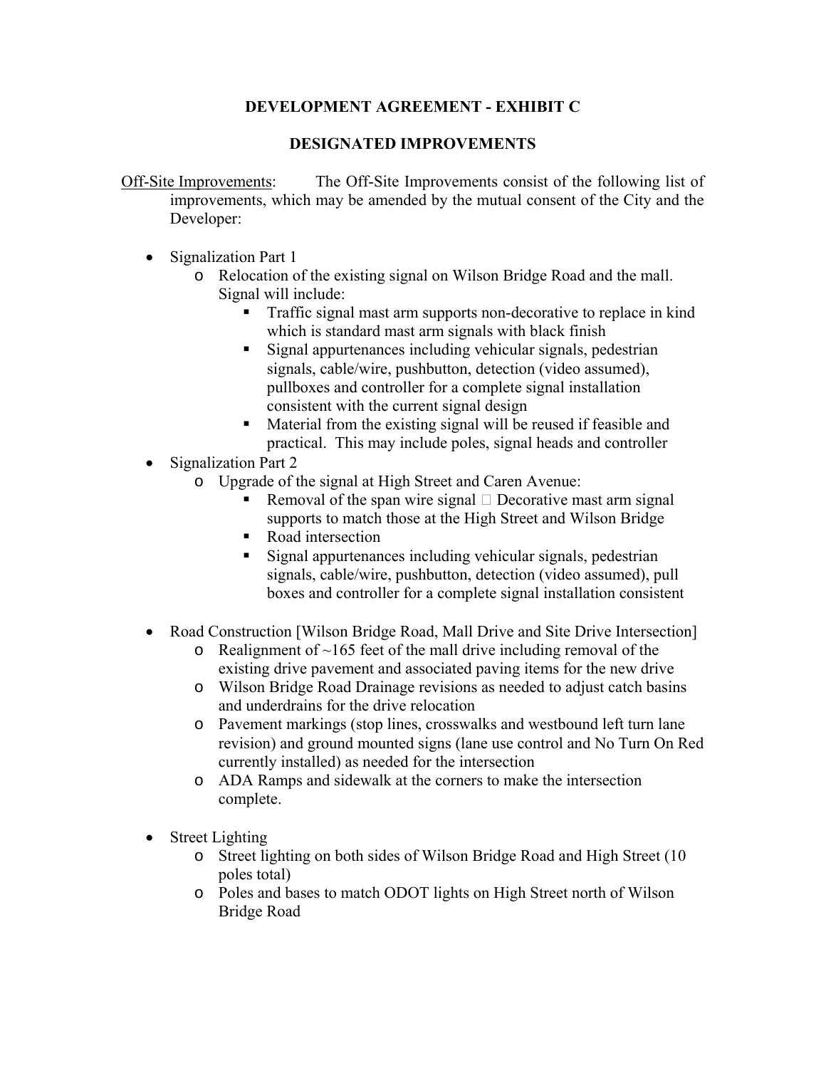**DEVELOPMENT AGREEMENT - EXHIBIT C**

**DESIGNATED IMPROVEMENTS**

Off-Site Improvements: The Off-Site Improvements consist of the following list of improvements, which may be amended by the mutual consent of the City and the Developer:

- Signalization Part 1
  - Relocation of the existing signal on Wilson Bridge Road and the mall. Signal will include:
    - Traffic signal mast arm supports non-decorative to replace in kind which is standard mast arm signals with black finish
    - Signal appurtenances including vehicular signals, pedestrian signals, cable/wire, pushbutton, detection (video assumed), pullboxes and controller for a complete signal installation consistent with the current signal design
    - Material from the existing signal will be reused if feasible and practical. This may include poles, signal heads and controller
- Signalization Part 2
  - Upgrade of the signal at High Street and Caren Avenue:
    - Removal of the span wire signal  Decorative mast arm signal supports to match those at the High Street and Wilson Bridge
    - Road intersection
    - Signal appurtenances including vehicular signals, pedestrian signals, cable/wire, pushbutton, detection (video assumed), pull boxes and controller for a complete signal installation consistent
- Road Construction [Wilson Bridge Road, Mall Drive and Site Drive Intersection]
  - Realignment of ~165 feet of the mall drive including removal of the existing drive pavement and associated paving items for the new drive
  - Wilson Bridge Road Drainage revisions as needed to adjust catch basins and underdrains for the drive relocation
  - Pavement markings (stop lines, crosswalks and westbound left turn lane revision) and ground mounted signs (lane use control and No Turn On Red currently installed) as needed for the intersection
  - ADA Ramps and sidewalk at the corners to make the intersection complete.
- Street Lighting
  - Street lighting on both sides of Wilson Bridge Road and High Street (10 poles total)
  - Poles and bases to match ODOT lights on High Street north of Wilson Bridge Road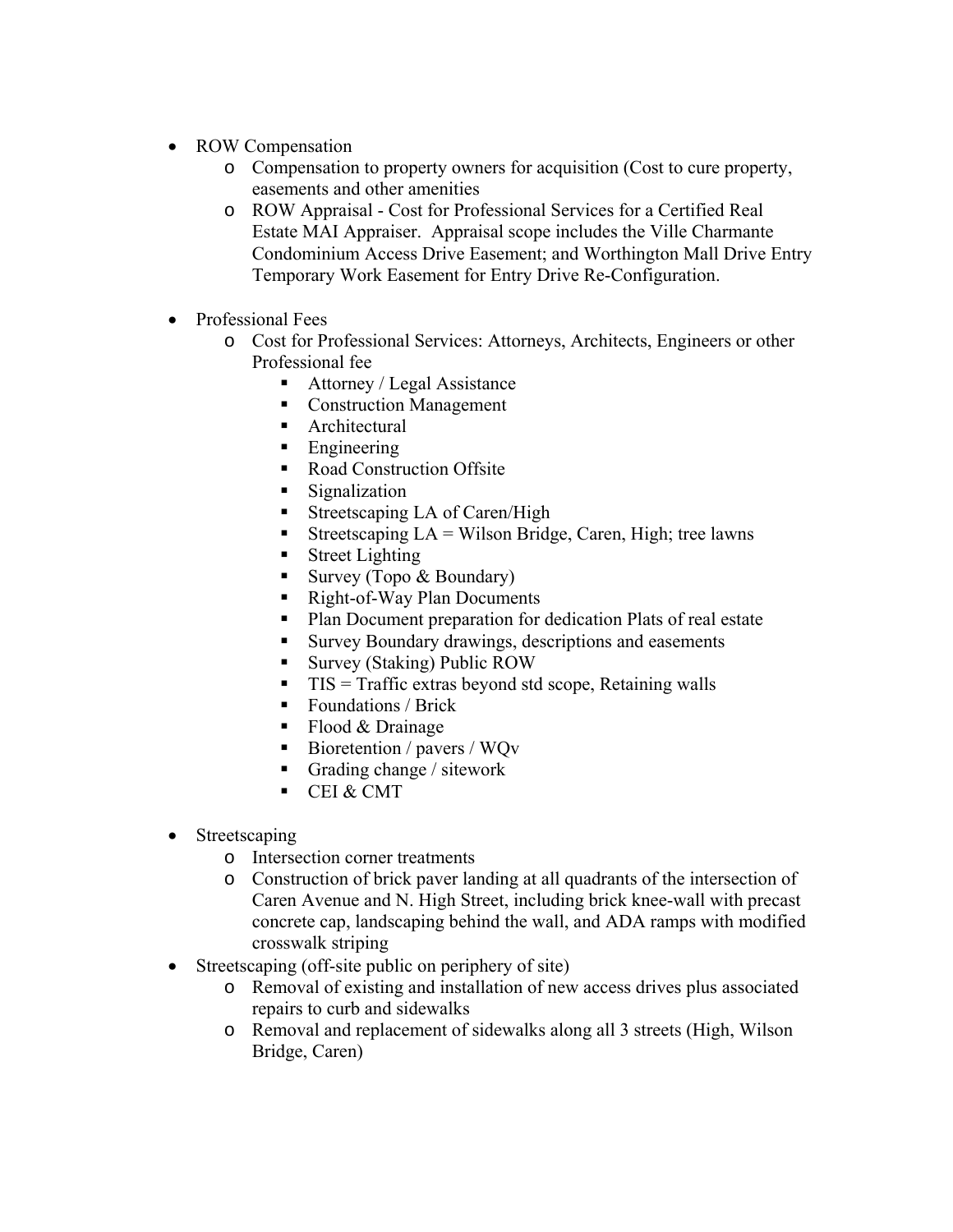- ROW Compensation
  - Compensation to property owners for acquisition (Cost to cure property, easements and other amenities
  - ROW Appraisal - Cost for Professional Services for a Certified Real Estate MAI Appraiser. Appraisal scope includes the Ville Charmante Condominium Access Drive Easement; and Worthington Mall Drive Entry Temporary Work Easement for Entry Drive Re-Configuration.

- Professional Fees
  - Cost for Professional Services: Attorneys, Architects, Engineers or other Professional fee
    - Attorney / Legal Assistance
    - Construction Management
    - Architectural
    - Engineering
    - Road Construction Offsite
    - Signalization
    - Streetscaping LA of Caren/High
    - Streetscaping LA = Wilson Bridge, Caren, High; tree lawns
    - Street Lighting
    - Survey (Topo & Boundary)
    - Right-of-Way Plan Documents
    - Plan Document preparation for dedication Plats of real estate
    - Survey Boundary drawings, descriptions and easements
    - Survey (Staking) Public ROW
    - TIS = Traffic extras beyond std scope, Retaining walls
    - Foundations / Brick
    - Flood & Drainage
    - Bioretention / pavers / WQv
    - Grading change / sitework
    - CEI & CMT

- Streetscaping
  - Intersection corner treatments
  - Construction of brick paver landing at all quadrants of the intersection of Caren Avenue and N. High Street, including brick knee-wall with precast concrete cap, landscaping behind the wall, and ADA ramps with modified crosswalk striping
- Streetscaping (off-site public on periphery of site)
  - Removal of existing and installation of new access drives plus associated repairs to curb and sidewalks
  - Removal and replacement of sidewalks along all 3 streets (High, Wilson Bridge, Caren)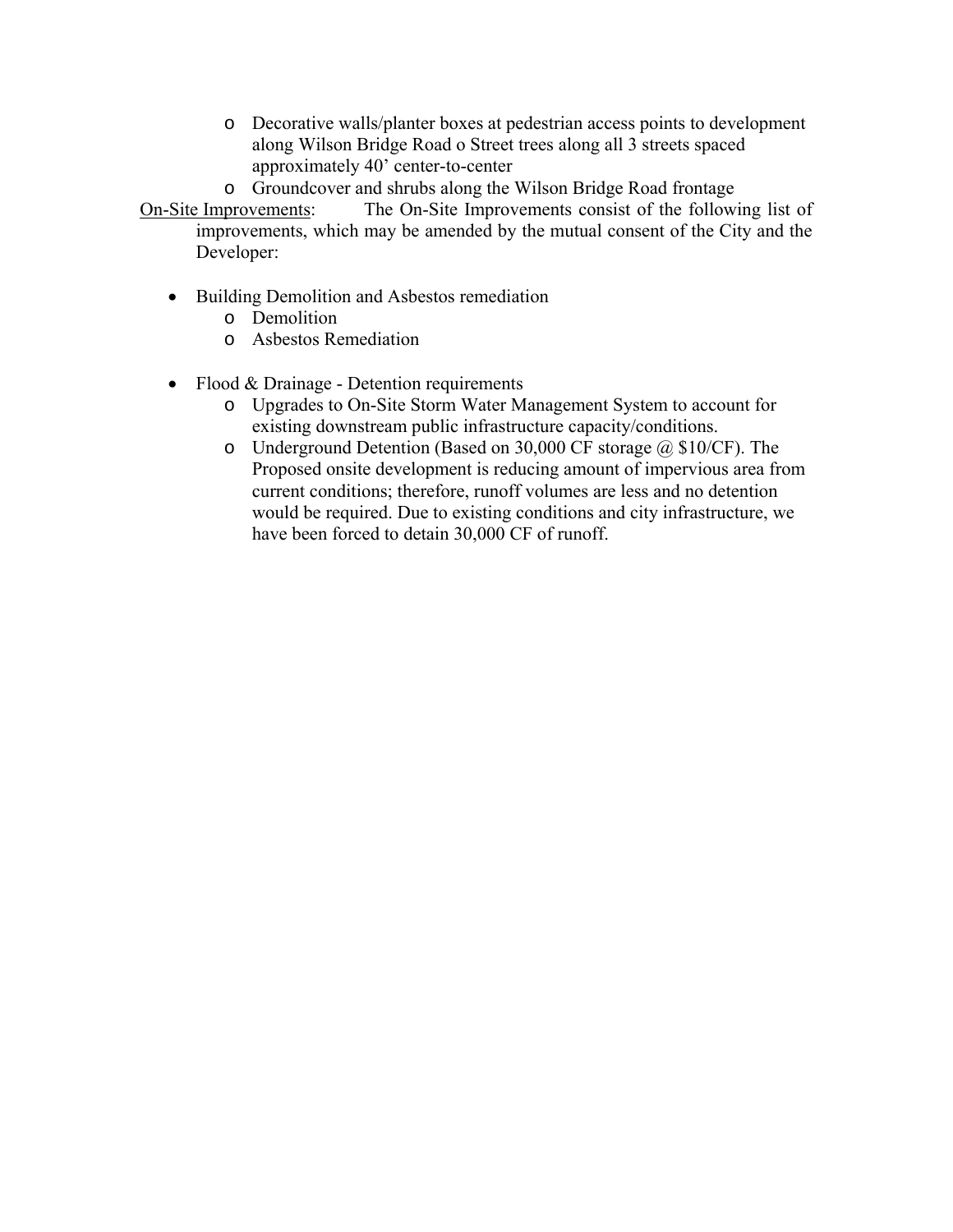- Decorative walls/planter boxes at pedestrian access points to development along Wilson Bridge Road o Street trees along all 3 streets spaced approximately 40' center-to-center
- Groundcover and shrubs along the Wilson Bridge Road frontage

On-Site Improvements: The On-Site Improvements consist of the following list of improvements, which may be amended by the mutual consent of the City and the Developer:

- Building Demolition and Asbestos remediation
  - Demolition
  - Asbestos Remediation

- Flood & Drainage - Detention requirements
  - Upgrades to On-Site Storm Water Management System to account for existing downstream public infrastructure capacity/conditions.
  - Underground Detention (Based on 30,000 CF storage @ $10/CF). The Proposed onsite development is reducing amount of impervious area from current conditions; therefore, runoff volumes are less and no detention would be required. Due to existing conditions and city infrastructure, we have been forced to detain 30,000 CF of runoff.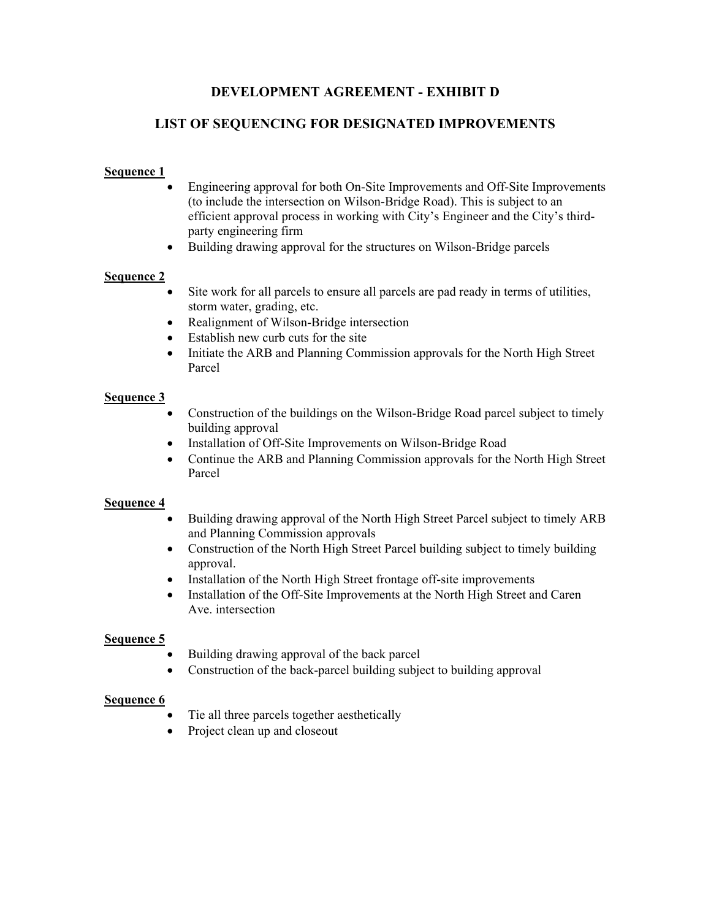# DEVELOPMENT AGREEMENT - EXHIBIT D

## LIST OF SEQUENCING FOR DESIGNATED IMPROVEMENTS

**Sequence 1**

- Engineering approval for both On-Site Improvements and Off-Site Improvements (to include the intersection on Wilson-Bridge Road). This is subject to an efficient approval process in working with City's Engineer and the City's third-party engineering firm
- Building drawing approval for the structures on Wilson-Bridge parcels

**Sequence 2**

- Site work for all parcels to ensure all parcels are pad ready in terms of utilities, storm water, grading, etc.
- Realignment of Wilson-Bridge intersection
- Establish new curb cuts for the site
- Initiate the ARB and Planning Commission approvals for the North High Street Parcel

**Sequence 3**

- Construction of the buildings on the Wilson-Bridge Road parcel subject to timely building approval
- Installation of Off-Site Improvements on Wilson-Bridge Road
- Continue the ARB and Planning Commission approvals for the North High Street Parcel

**Sequence 4**

- Building drawing approval of the North High Street Parcel subject to timely ARB and Planning Commission approvals
- Construction of the North High Street Parcel building subject to timely building approval.
- Installation of the North High Street frontage off-site improvements
- Installation of the Off-Site Improvements at the North High Street and Caren Ave. intersection

**Sequence 5**

- Building drawing approval of the back parcel
- Construction of the back-parcel building subject to building approval

**Sequence 6**

- Tie all three parcels together aesthetically
- Project clean up and closeout